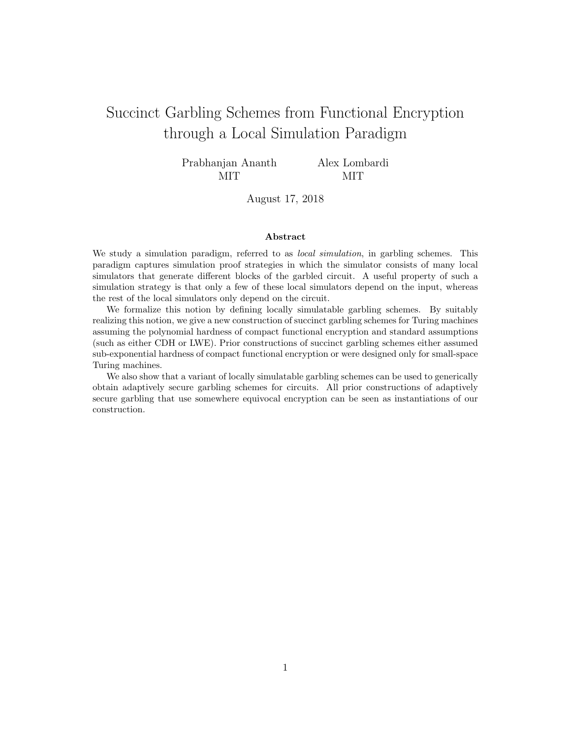# Succinct Garbling Schemes from Functional Encryption through a Local Simulation Paradigm

Prabhanjan Ananth — MIT

Alex Lombardi — MIT

August 17, 2018

### Abstract

We study a simulation paradigm, referred to as *local simulation*, in garbling schemes. This paradigm captures simulation proof strategies in which the simulator consists of many local simulators that generate different blocks of the garbled circuit. A useful property of such a simulation strategy is that only a few of these local simulators depend on the input, whereas the rest of the local simulators only depend on the circuit.

We formalize this notion by defining locally simulatable garbling schemes. By suitably realizing this notion, we give a new construction of succinct garbling schemes for Turing machines assuming the polynomial hardness of compact functional encryption and standard assumptions (such as either CDH or LWE). Prior constructions of succinct garbling schemes either assumed sub-exponential hardness of compact functional encryption or were designed only for small-space Turing machines.

We also show that a variant of locally simulatable garbling schemes can be used to generically obtain adaptively secure garbling schemes for circuits. All prior constructions of adaptively secure garbling that use somewhere equivocal encryption can be seen as instantiations of our construction.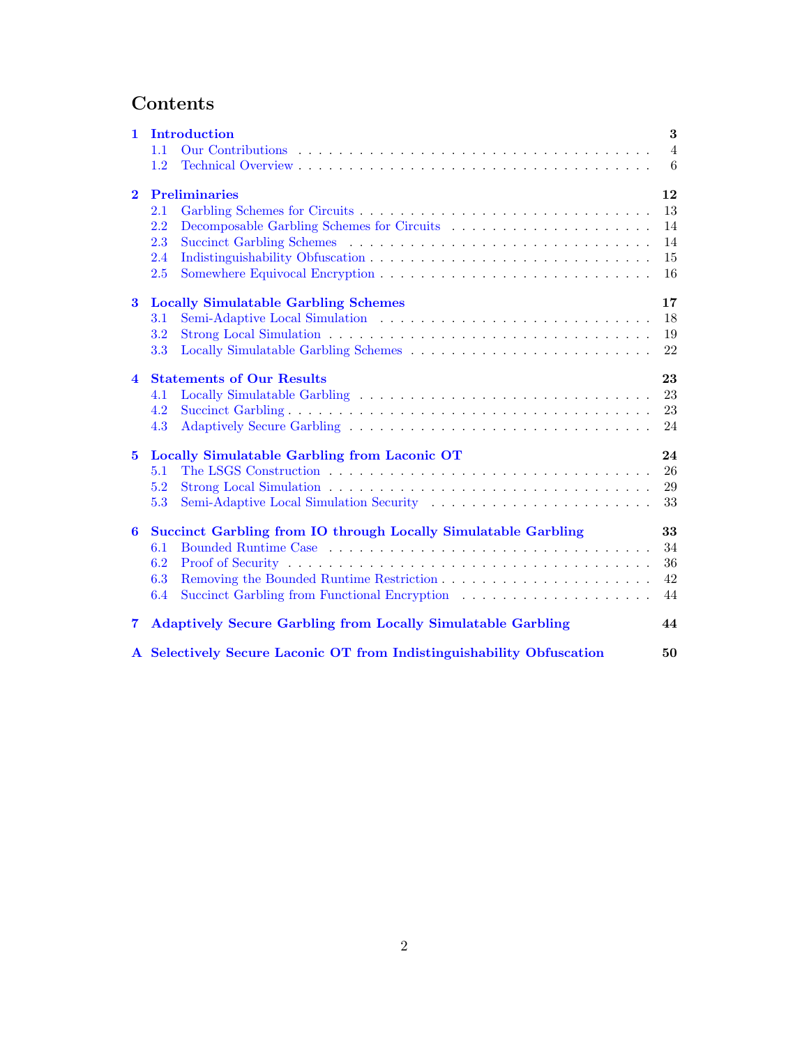# Contents

| | | |
|---|---|---|
| **1** | **Introduction** | **3** |
| 1.1 | Our Contributions | 4 |
| 1.2 | Technical Overview | 6 |
| **2** | **Preliminaries** | **12** |
| 2.1 | Garbling Schemes for Circuits | 13 |
| 2.2 | Decomposable Garbling Schemes for Circuits | 14 |
| 2.3 | Succinct Garbling Schemes | 14 |
| 2.4 | Indistinguishability Obfuscation | 15 |
| 2.5 | Somewhere Equivocal Encryption | 16 |
| **3** | **Locally Simulatable Garbling Schemes** | **17** |
| 3.1 | Semi-Adaptive Local Simulation | 18 |
| 3.2 | Strong Local Simulation | 19 |
| 3.3 | Locally Simulatable Garbling Schemes | 22 |
| **4** | **Statements of Our Results** | **23** |
| 4.1 | Locally Simulatable Garbling | 23 |
| 4.2 | Succinct Garbling | 23 |
| 4.3 | Adaptively Secure Garbling | 24 |
| **5** | **Locally Simulatable Garbling from Laconic OT** | **24** |
| 5.1 | The LSGS Construction | 26 |
| 5.2 | Strong Local Simulation | 29 |
| 5.3 | Semi-Adaptive Local Simulation Security | 33 |
| **6** | **Succinct Garbling from IO through Locally Simulatable Garbling** | **33** |
| 6.1 | Bounded Runtime Case | 34 |
| 6.2 | Proof of Security | 36 |
| 6.3 | Removing the Bounded Runtime Restriction | 42 |
| 6.4 | Succinct Garbling from Functional Encryption | 44 |
| **7** | **Adaptively Secure Garbling from Locally Simulatable Garbling** | **44** |
| **A** | **Selectively Secure Laconic OT from Indistinguishability Obfuscation** | **50** |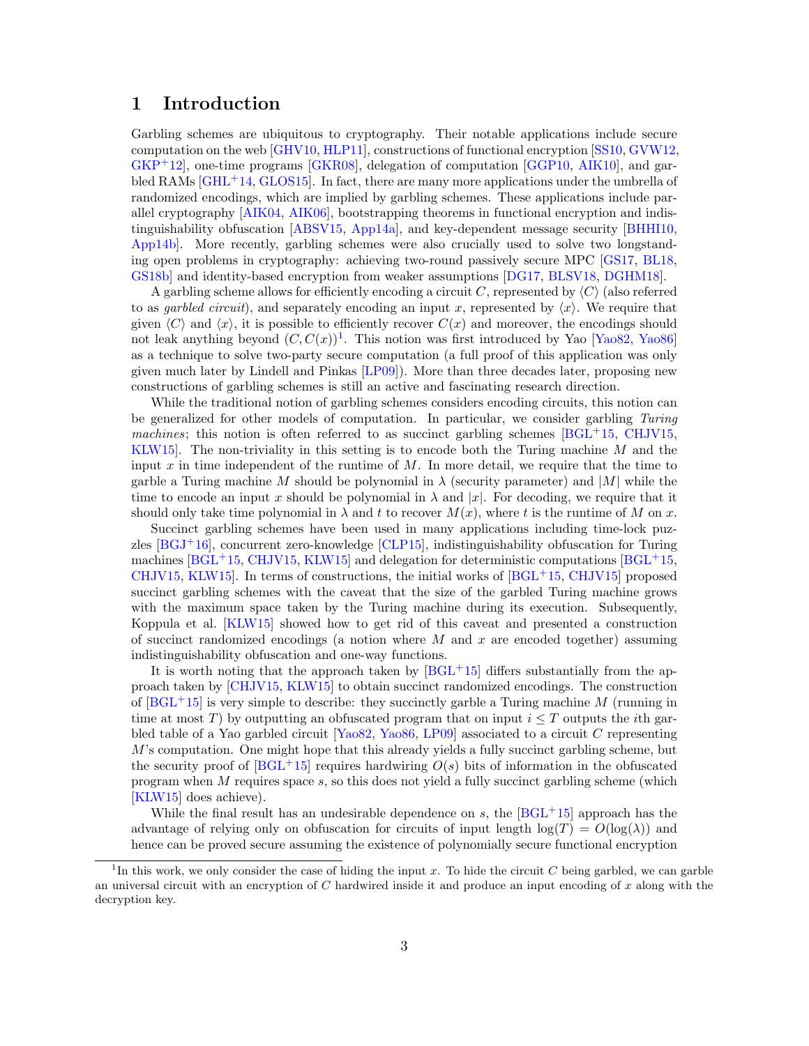# 1 Introduction

Garbling schemes are ubiquitous to cryptography. Their notable applications include secure computation on the web [GHV10, HLP11], constructions of functional encryption [SS10, GVW12, GKP+12], one-time programs [GKR08], delegation of computation [GGP10, AIK10], and garbled RAMs [GHL+14, GLOS15]. In fact, there are many more applications under the umbrella of randomized encodings, which are implied by garbling schemes. These applications include parallel cryptography [AIK04, AIK06], bootstrapping theorems in functional encryption and indistinguishability obfuscation [ABSV15, App14a], and key-dependent message security [BHHI10, App14b]. More recently, garbling schemes were also crucially used to solve two longstanding open problems in cryptography: achieving two-round passively secure MPC [GS17, BL18, GS18b] and identity-based encryption from weaker assumptions [DG17, BLSV18, DGHM18].

A garbling scheme allows for efficiently encoding a circuit $C$, represented by $\langle C \rangle$ (also referred to as *garbled circuit*), and separately encoding an input $x$, represented by $\langle x \rangle$. We require that given $\langle C \rangle$ and $\langle x \rangle$, it is possible to efficiently recover $C(x)$ and moreover, the encodings should not leak anything beyond $(C, C(x))$[1]. This notion was first introduced by Yao [Yao82, Yao86] as a technique to solve two-party secure computation (a full proof of this application was only given much later by Lindell and Pinkas [LP09]). More than three decades later, proposing new constructions of garbling schemes is still an active and fascinating research direction.

While the traditional notion of garbling schemes considers encoding circuits, this notion can be generalized for other models of computation. In particular, we consider garbling *Turing machines*; this notion is often referred to as succinct garbling schemes [BGL+15, CHJV15, KLW15]. The non-triviality in this setting is to encode both the Turing machine $M$ and the input $x$ in time independent of the runtime of $M$. In more detail, we require that the time to garble a Turing machine $M$ should be polynomial in $\lambda$ (security parameter) and $|M|$ while the time to encode an input $x$ should be polynomial in $\lambda$ and $|x|$. For decoding, we require that it should only take time polynomial in $\lambda$ and $t$ to recover $M(x)$, where $t$ is the runtime of $M$ on $x$.

Succinct garbling schemes have been used in many applications including time-lock puzzles [BGJ+16], concurrent zero-knowledge [CLP15], indistinguishability obfuscation for Turing machines [BGL+15, CHJV15, KLW15] and delegation for deterministic computations [BGL+15, CHJV15, KLW15]. In terms of constructions, the initial works of [BGL+15, CHJV15] proposed succinct garbling schemes with the caveat that the size of the garbled Turing machine grows with the maximum space taken by the Turing machine during its execution. Subsequently, Koppula et al. [KLW15] showed how to get rid of this caveat and presented a construction of succinct randomized encodings (a notion where $M$ and $x$ are encoded together) assuming indistinguishability obfuscation and one-way functions.

It is worth noting that the approach taken by [BGL+15] differs substantially from the approach taken by [CHJV15, KLW15] to obtain succinct randomized encodings. The construction of [BGL+15] is very simple to describe: they succinctly garble a Turing machine $M$ (running in time at most $T$) by outputting an obfuscated program that on input $i \leq T$ outputs the $i$th garbled table of a Yao garbled circuit [Yao82, Yao86, LP09] associated to a circuit $C$ representing $M$'s computation. One might hope that this already yields a fully succinct garbling scheme, but the security proof of [BGL+15] requires hardwiring $O(s)$ bits of information in the obfuscated program when $M$ requires space $s$, so this does not yield a fully succinct garbling scheme (which [KLW15] does achieve).

While the final result has an undesirable dependence on $s$, the [BGL+15] approach has the advantage of relying only on obfuscation for circuits of input length $\log(T) = O(\log(\lambda))$ and hence can be proved secure assuming the existence of polynomially secure functional encryption

[1] In this work, we only consider the case of hiding the input $x$. To hide the circuit $C$ being garbled, we can garble an universal circuit with an encryption of $C$ hardwired inside it and produce an input encoding of $x$ along with the decryption key.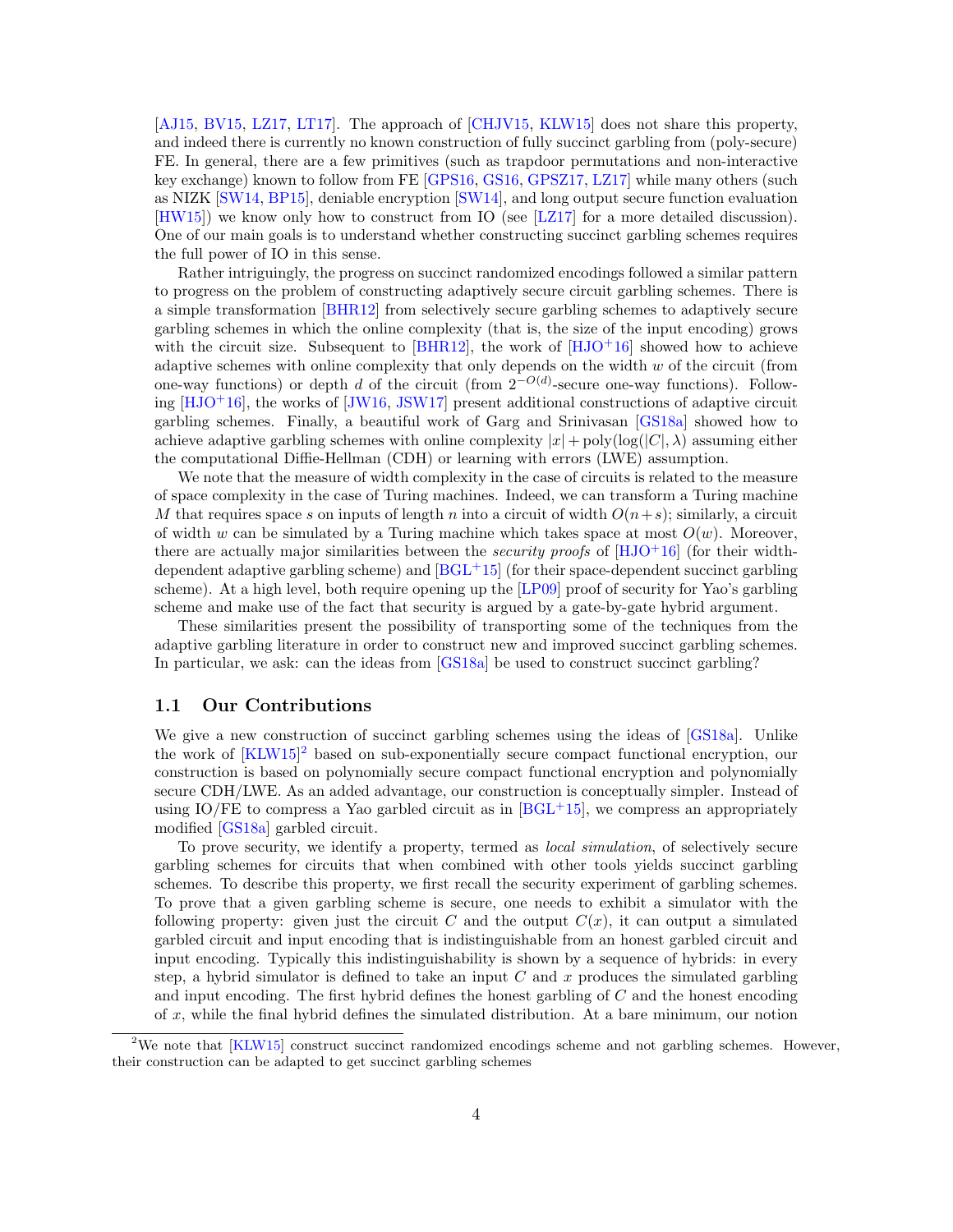[AJ15, BV15, LZ17, LT17]. The approach of [CHJV15, KLW15] does not share this property, and indeed there is currently no known construction of fully succinct garbling from (poly-secure) FE. In general, there are a few primitives (such as trapdoor permutations and non-interactive key exchange) known to follow from FE [GPS16, GS16, GPSZ17, LZ17] while many others (such as NIZK [SW14, BP15], deniable encryption [SW14], and long output secure function evaluation [HW15]) we know only how to construct from IO (see [LZ17] for a more detailed discussion). One of our main goals is to understand whether constructing succinct garbling schemes requires the full power of IO in this sense.

Rather intriguingly, the progress on succinct randomized encodings followed a similar pattern to progress on the problem of constructing adaptively secure circuit garbling schemes. There is a simple transformation [BHR12] from selectively secure garbling schemes to adaptively secure garbling schemes in which the online complexity (that is, the size of the input encoding) grows with the circuit size. Subsequent to [BHR12], the work of [HJO+16] showed how to achieve adaptive schemes with online complexity that only depends on the width $w$ of the circuit (from one-way functions) or depth $d$ of the circuit (from $2^{-O(d)}$-secure one-way functions). Following [HJO+16], the works of [JW16, JSW17] present additional constructions of adaptive circuit garbling schemes. Finally, a beautiful work of Garg and Srinivasan [GS18a] showed how to achieve adaptive garbling schemes with online complexity $|x| + \mathrm{poly}(\log(|C|, \lambda)$ assuming either the computational Diffie-Hellman (CDH) or learning with errors (LWE) assumption.

We note that the measure of width complexity in the case of circuits is related to the measure of space complexity in the case of Turing machines. Indeed, we can transform a Turing machine $M$ that requires space $s$ on inputs of length $n$ into a circuit of width $O(n+s)$; similarly, a circuit of width $w$ can be simulated by a Turing machine which takes space at most $O(w)$. Moreover, there are actually major similarities between the *security proofs* of [HJO+16] (for their width-dependent adaptive garbling scheme) and [BGL+15] (for their space-dependent succinct garbling scheme). At a high level, both require opening up the [LP09] proof of security for Yao's garbling scheme and make use of the fact that security is argued by a gate-by-gate hybrid argument.

These similarities present the possibility of transporting some of the techniques from the adaptive garbling literature in order to construct new and improved succinct garbling schemes. In particular, we ask: can the ideas from [GS18a] be used to construct succinct garbling?

## 1.1 Our Contributions

We give a new construction of succinct garbling schemes using the ideas of [GS18a]. Unlike the work of [KLW15][2] based on sub-exponentially secure compact functional encryption, our construction is based on polynomially secure compact functional encryption and polynomially secure CDH/LWE. As an added advantage, our construction is conceptually simpler. Instead of using IO/FE to compress a Yao garbled circuit as in [BGL+15], we compress an appropriately modified [GS18a] garbled circuit.

To prove security, we identify a property, termed as *local simulation*, of selectively secure garbling schemes for circuits that when combined with other tools yields succinct garbling schemes. To describe this property, we first recall the security experiment of garbling schemes. To prove that a given garbling scheme is secure, one needs to exhibit a simulator with the following property: given just the circuit $C$ and the output $C(x)$, it can output a simulated garbled circuit and input encoding that is indistinguishable from an honest garbled circuit and input encoding. Typically this indistinguishability is shown by a sequence of hybrids: in every step, a hybrid simulator is defined to take an input $C$ and $x$ produces the simulated garbling and input encoding. The first hybrid defines the honest garbling of $C$ and the honest encoding of $x$, while the final hybrid defines the simulated distribution. At a bare minimum, our notion

[2] We note that [KLW15] construct succinct randomized encodings scheme and not garbling schemes. However, their construction can be adapted to get succinct garbling schemes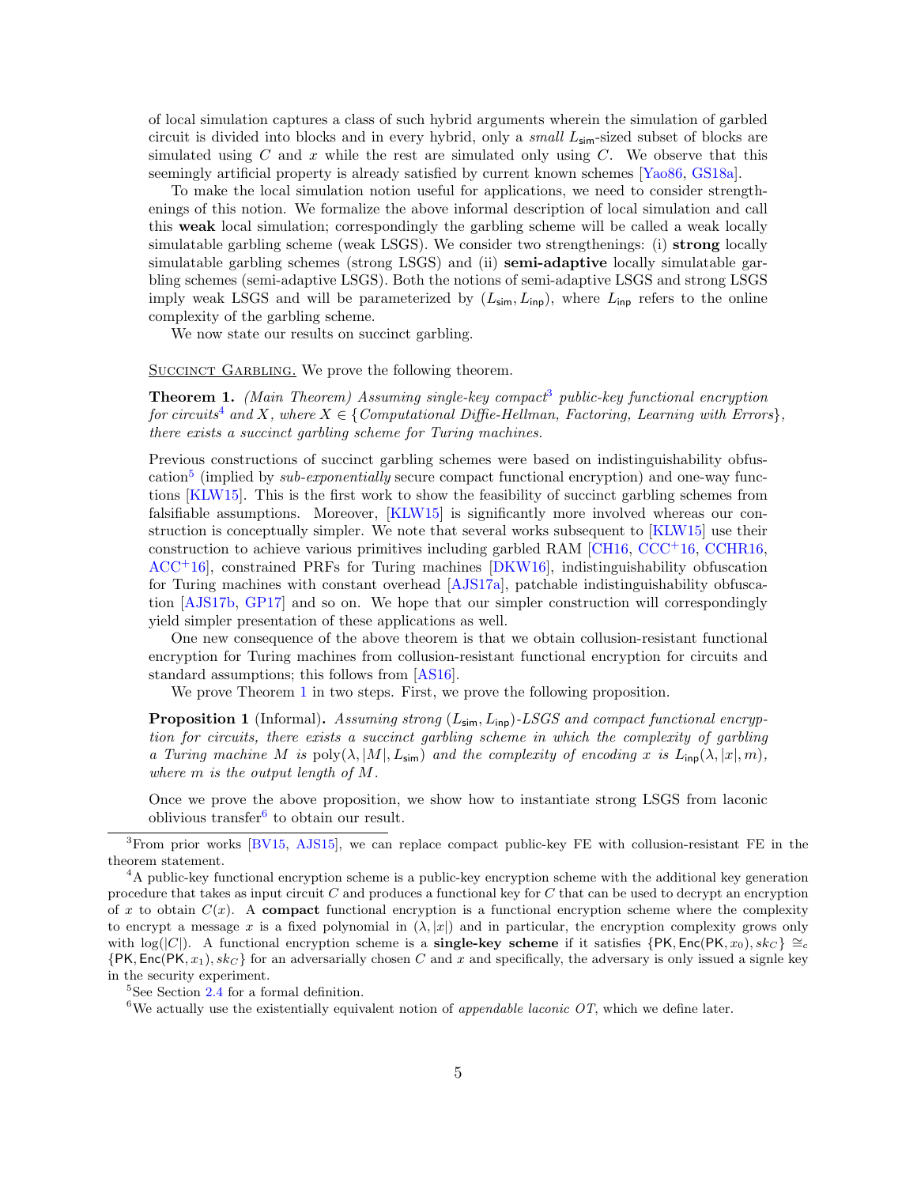of local simulation captures a class of such hybrid arguments wherein the simulation of garbled circuit is divided into blocks and in every hybrid, only a *small* $L_{\mathsf{sim}}$-sized subset of blocks are simulated using $C$ and $x$ while the rest are simulated only using $C$. We observe that this seemingly artificial property is already satisfied by current known schemes [Yao86, GS18a].

To make the local simulation notion useful for applications, we need to consider strengthenings of this notion. We formalize the above informal description of local simulation and call this **weak** local simulation; correspondingly the garbling scheme will be called a weak locally simulatable garbling scheme (weak LSGS). We consider two strengthenings: (i) **strong** locally simulatable garbling schemes (strong LSGS) and (ii) **semi-adaptive** locally simulatable garbling schemes (semi-adaptive LSGS). Both the notions of semi-adaptive LSGS and strong LSGS imply weak LSGS and will be parameterized by $(L_{\mathsf{sim}}, L_{\mathsf{inp}})$, where $L_{\mathsf{inp}}$ refers to the online complexity of the garbling scheme.

We now state our results on succinct garbling.

Succinct Garbling. We prove the following theorem.

**Theorem 1.** *(Main Theorem) Assuming single-key compact[3] public-key functional encryption for circuits[4] and $X$, where $X \in \{$Computational Diffie-Hellman, Factoring, Learning with Errors$\}$, there exists a succinct garbling scheme for Turing machines.*

Previous constructions of succinct garbling schemes were based on indistinguishability obfuscation[5] (implied by *sub-exponentially* secure compact functional encryption) and one-way functions [KLW15]. This is the first work to show the feasibility of succinct garbling schemes from falsifiable assumptions. Moreover, [KLW15] is significantly more involved whereas our construction is conceptually simpler. We note that several works subsequent to [KLW15] use their construction to achieve various primitives including garbled RAM [CH16, CCC+16, CCHR16, ACC+16], constrained PRFs for Turing machines [DKW16], indistinguishability obfuscation for Turing machines with constant overhead [AJS17a], patchable indistinguishability obfuscation [AJS17b, GP17] and so on. We hope that our simpler construction will correspondingly yield simpler presentation of these applications as well.

One new consequence of the above theorem is that we obtain collusion-resistant functional encryption for Turing machines from collusion-resistant functional encryption for circuits and standard assumptions; this follows from [AS16].

We prove Theorem 1 in two steps. First, we prove the following proposition.

**Proposition 1** (Informal)**.** *Assuming strong $(L_{\mathsf{sim}}, L_{\mathsf{inp}})$-LSGS and compact functional encryption for circuits, there exists a succinct garbling scheme in which the complexity of garbling a Turing machine $M$ is $\mathrm{poly}(\lambda, |M|, L_{\mathsf{sim}})$ and the complexity of encoding $x$ is $L_{\mathsf{inp}}(\lambda, |x|, m)$, where $m$ is the output length of $M$.*

Once we prove the above proposition, we show how to instantiate strong LSGS from laconic oblivious transfer[6] to obtain our result.

---

[3] From prior works [BV15, AJS15], we can replace compact public-key FE with collusion-resistant FE in the theorem statement.

[4] A public-key functional encryption scheme is a public-key encryption scheme with the additional key generation procedure that takes as input circuit $C$ and produces a functional key for $C$ that can be used to decrypt an encryption of $x$ to obtain $C(x)$. A **compact** functional encryption scheme is a functional encryption scheme where the complexity to encrypt a message $x$ is a fixed polynomial in $(\lambda, |x|)$ and in particular, the encryption complexity grows only with $\log(|C|)$. A functional encryption scheme is a **single-key scheme** if it satisfies $\{\mathsf{PK}, \mathsf{Enc}(\mathsf{PK}, x_0), sk_C\} \cong_c \{\mathsf{PK}, \mathsf{Enc}(\mathsf{PK}, x_1), sk_C\}$ for an adversarially chosen $C$ and $x$ and specifically, the adversary is only issued a signle key in the security experiment.

[5] See Section 2.4 for a formal definition.

[6] We actually use the existentially equivalent notion of *appendable laconic OT*, which we define later.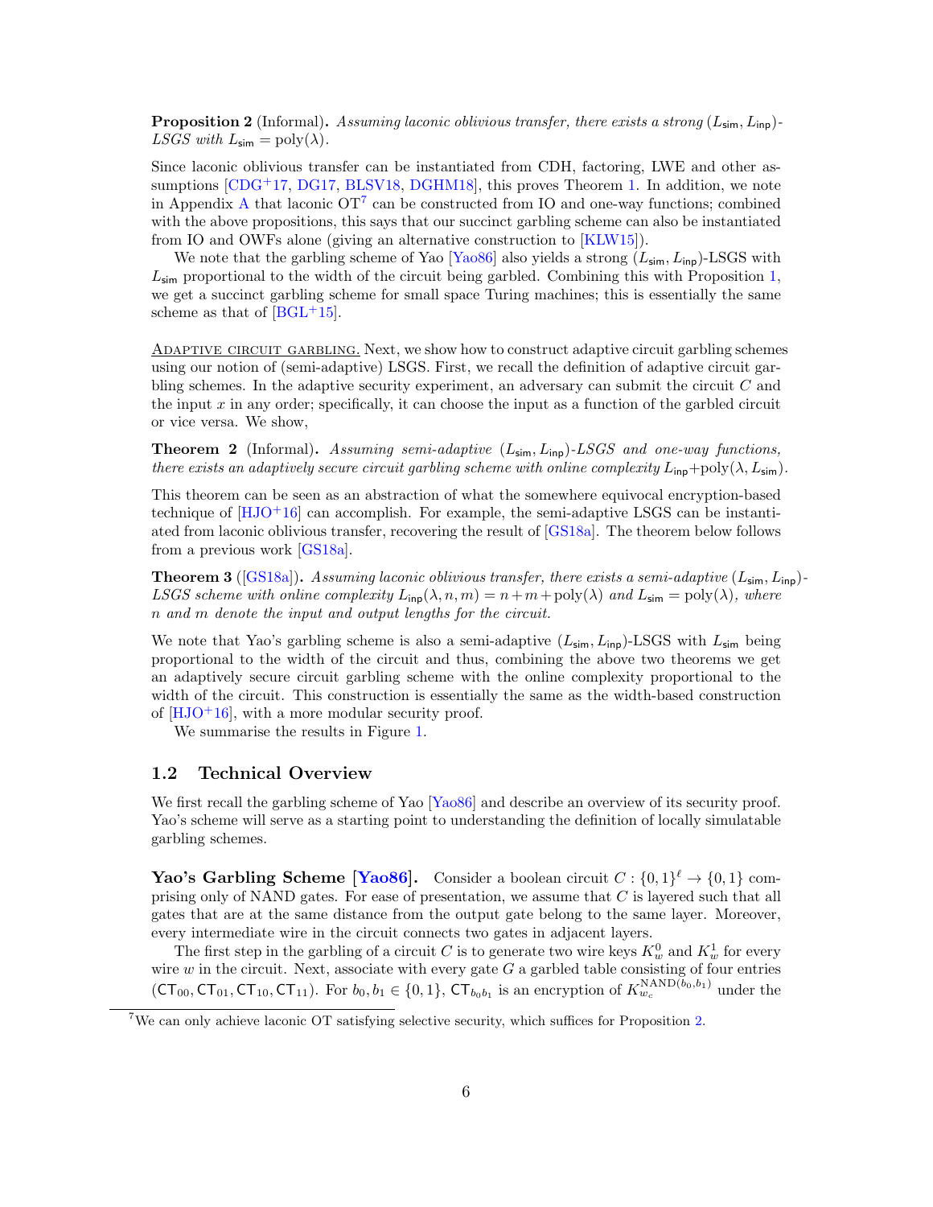**Proposition 2** (Informal)**.** *Assuming laconic oblivious transfer, there exists a strong* $(L_{\mathsf{sim}}, L_{\mathsf{inp}})$*-LSGS with* $L_{\mathsf{sim}} = \mathrm{poly}(\lambda)$*.*

Since laconic oblivious transfer can be instantiated from CDH, factoring, LWE and other assumptions [CDG+17, DG17, BLSV18, DGHM18], this proves Theorem 1. In addition, we note in Appendix A that laconic OT[7] can be constructed from IO and one-way functions; combined with the above propositions, this says that our succinct garbling scheme can also be instantiated from IO and OWFs alone (giving an alternative construction to [KLW15]).

We note that the garbling scheme of Yao [Yao86] also yields a strong $(L_{\mathsf{sim}}, L_{\mathsf{inp}})$-LSGS with $L_{\mathsf{sim}}$ proportional to the width of the circuit being garbled. Combining this with Proposition 1, we get a succinct garbling scheme for small space Turing machines; this is essentially the same scheme as that of [BGL+15].

Adaptive circuit garbling. Next, we show how to construct adaptive circuit garbling schemes using our notion of (semi-adaptive) LSGS. First, we recall the definition of adaptive circuit garbling schemes. In the adaptive security experiment, an adversary can submit the circuit $C$ and the input $x$ in any order; specifically, it can choose the input as a function of the garbled circuit or vice versa. We show,

**Theorem 2** (Informal)**.** *Assuming semi-adaptive* $(L_{\mathsf{sim}}, L_{\mathsf{inp}})$*-LSGS and one-way functions, there exists an adaptively secure circuit garbling scheme with online complexity* $L_{\mathsf{inp}} + \mathrm{poly}(\lambda, L_{\mathsf{sim}})$*.*

This theorem can be seen as an abstraction of what the somewhere equivocal encryption-based technique of [HJO+16] can accomplish. For example, the semi-adaptive LSGS can be instantiated from laconic oblivious transfer, recovering the result of [GS18a]. The theorem below follows from a previous work [GS18a].

**Theorem 3** ([GS18a])**.** *Assuming laconic oblivious transfer, there exists a semi-adaptive* $(L_{\mathsf{sim}}, L_{\mathsf{inp}})$*-LSGS scheme with online complexity* $L_{\mathsf{inp}}(\lambda, n, m) = n + m + \mathrm{poly}(\lambda)$ *and* $L_{\mathsf{sim}} = \mathrm{poly}(\lambda)$*, where* $n$ *and* $m$ *denote the input and output lengths for the circuit.*

We note that Yao's garbling scheme is also a semi-adaptive $(L_{\mathsf{sim}}, L_{\mathsf{inp}})$-LSGS with $L_{\mathsf{sim}}$ being proportional to the width of the circuit and thus, combining the above two theorems we get an adaptively secure circuit garbling scheme with the online complexity proportional to the width of the circuit. This construction is essentially the same as the width-based construction of [HJO+16], with a more modular security proof.

We summarise the results in Figure 1.

## 1.2 Technical Overview

We first recall the garbling scheme of Yao [Yao86] and describe an overview of its security proof. Yao's scheme will serve as a starting point to understanding the definition of locally simulatable garbling schemes.

**Yao's Garbling Scheme [Yao86].** Consider a boolean circuit $C : \{0,1\}^\ell \to \{0,1\}$ comprising only of NAND gates. For ease of presentation, we assume that $C$ is layered such that all gates that are at the same distance from the output gate belong to the same layer. Moreover, every intermediate wire in the circuit connects two gates in adjacent layers.

The first step in the garbling of a circuit $C$ is to generate two wire keys $K_w^0$ and $K_w^1$ for every wire $w$ in the circuit. Next, associate with every gate $G$ a garbled table consisting of four entries $(\mathsf{CT}_{00}, \mathsf{CT}_{01}, \mathsf{CT}_{10}, \mathsf{CT}_{11})$. For $b_0, b_1 \in \{0,1\}$, $\mathsf{CT}_{b_0 b_1}$ is an encryption of $K_{w_c}^{\mathrm{NAND}(b_0,b_1)}$ under the

[7] We can only achieve laconic OT satisfying selective security, which suffices for Proposition 2.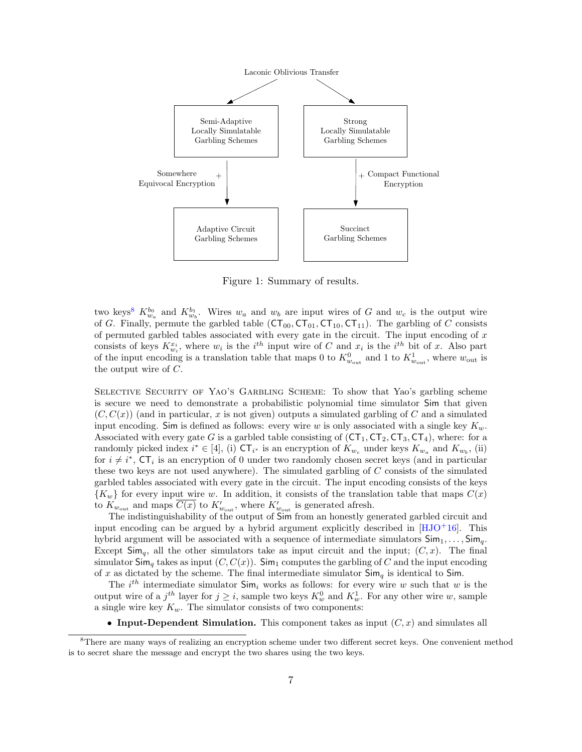Laconic Oblivious Transfer

| | |
|---|---|
| Semi-Adaptive Locally Simulatable Garbling Schemes | Strong Locally Simulatable Garbling Schemes |
| + Somewhere Equivocal Encryption | + Compact Functional Encryption |
| Adaptive Circuit Garbling Schemes | Succinct Garbling Schemes |

Figure 1: Summary of results.

two keys[8] $K_{w_a}^{b_0}$ and $K_{w_b}^{b_1}$. Wires $w_a$ and $w_b$ are input wires of $G$ and $w_c$ is the output wire of $G$. Finally, permute the garbled table $(\mathsf{CT}_{00}, \mathsf{CT}_{01}, \mathsf{CT}_{10}, \mathsf{CT}_{11})$. The garbling of $C$ consists of permuted garbled tables associated with every gate in the circuit. The input encoding of $x$ consists of keys $K_{w_i}^{x_i}$, where $w_i$ is the $i^{th}$ input wire of $C$ and $x_i$ is the $i^{th}$ bit of $x$. Also part of the input encoding is a translation table that maps 0 to $K_{w_{\text{out}}}^0$ and 1 to $K_{w_{\text{out}}}^1$, where $w_{\text{out}}$ is the output wire of $C$.

Selective Security of Yao's Garbling Scheme: To show that Yao's garbling scheme is secure we need to demonstrate a probabilistic polynomial time simulator $\mathsf{Sim}$ that given $(C, C(x))$ (and in particular, $x$ is not given) outputs a simulated garbling of $C$ and a simulated input encoding. $\mathsf{Sim}$ is defined as follows: every wire $w$ is only associated with a single key $K_w$. Associated with every gate $G$ is a garbled table consisting of $(\mathsf{CT}_1, \mathsf{CT}_2, \mathsf{CT}_3, \mathsf{CT}_4)$, where: for a randomly picked index $i^* \in [4]$, (i) $\mathsf{CT}_{i^*}$ is an encryption of $K_{w_c}$ under keys $K_{w_a}$ and $K_{w_b}$, (ii) for $i \neq i^*$, $\mathsf{CT}_i$ is an encryption of 0 under two randomly chosen secret keys (and in particular these two keys are not used anywhere). The simulated garbling of $C$ consists of the simulated garbled tables associated with every gate in the circuit. The input encoding consists of the keys $\{K_w\}$ for every input wire $w$. In addition, it consists of the translation table that maps $C(x)$ to $K_{w_{\text{out}}}$ and maps $\overline{C(x)}$ to $K'_{w_{\text{out}}}$, where $K'_{w_{\text{out}}}$ is generated afresh.

The indistinguishability of the output of $\mathsf{Sim}$ from an honestly generated garbled circuit and input encoding can be argued by a hybrid argument explicitly described in [HJO+16]. This hybrid argument will be associated with a sequence of intermediate simulators $\mathsf{Sim}_1, \ldots, \mathsf{Sim}_q$. Except $\mathsf{Sim}_q$, all the other simulators take as input circuit and the input; $(C, x)$. The final simulator $\mathsf{Sim}_q$ takes as input $(C, C(x))$. $\mathsf{Sim}_1$ computes the garbling of $C$ and the input encoding of $x$ as dictated by the scheme. The final intermediate simulator $\mathsf{Sim}_q$ is identical to $\mathsf{Sim}$.

The $i^{th}$ intermediate simulator $\mathsf{Sim}_i$ works as follows: for every wire $w$ such that $w$ is the output wire of a $j^{th}$ layer for $j \geq i$, sample two keys $K_w^0$ and $K_w^1$. For any other wire $w$, sample a single wire key $K_w$. The simulator consists of two components:

- **Input-Dependent Simulation.** This component takes as input $(C, x)$ and simulates all

[8] There are many ways of realizing an encryption scheme under two different secret keys. One convenient method is to secret share the message and encrypt the two shares using the two keys.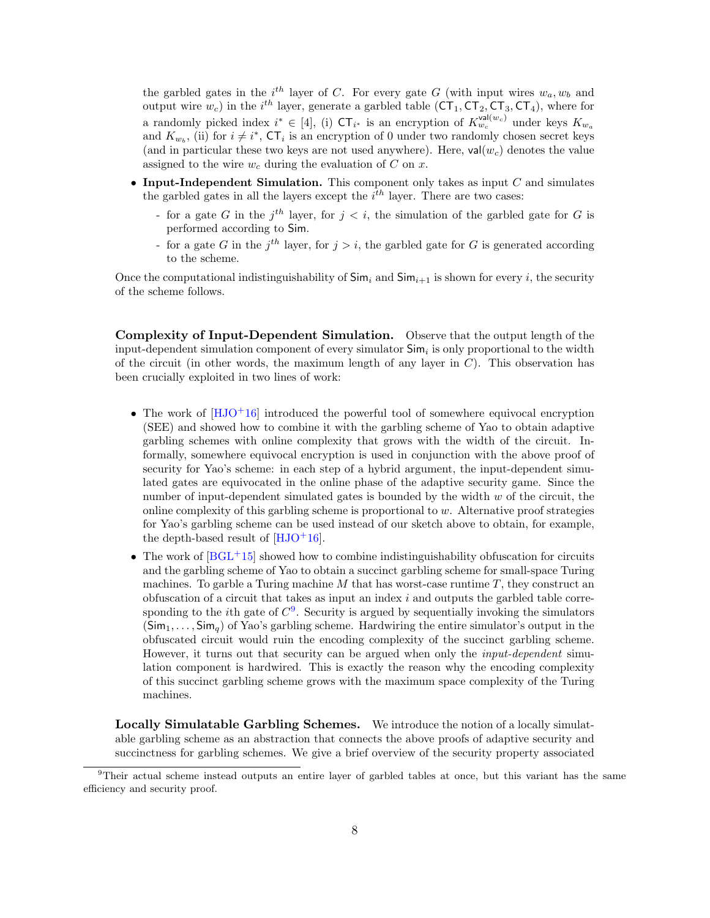the garbled gates in the $i^{th}$ layer of $C$. For every gate $G$ (with input wires $w_a, w_b$ and output wire $w_c$) in the $i^{th}$ layer, generate a garbled table $(\mathsf{CT}_1, \mathsf{CT}_2, \mathsf{CT}_3, \mathsf{CT}_4)$, where for a randomly picked index $i^* \in [4]$, (i) $\mathsf{CT}_{i^*}$ is an encryption of $K_{w_c}^{\mathsf{val}(w_c)}$ under keys $K_{w_a}$ and $K_{w_b}$, (ii) for $i \neq i^*$, $\mathsf{CT}_i$ is an encryption of 0 under two randomly chosen secret keys (and in particular these two keys are not used anywhere). Here, $\mathsf{val}(w_c)$ denotes the value assigned to the wire $w_c$ during the evaluation of $C$ on $x$.

- **Input-Independent Simulation.** This component only takes as input $C$ and simulates the garbled gates in all the layers except the $i^{th}$ layer. There are two cases:
  - for a gate $G$ in the $j^{th}$ layer, for $j < i$, the simulation of the garbled gate for $G$ is performed according to $\mathsf{Sim}$.
  - for a gate $G$ in the $j^{th}$ layer, for $j > i$, the garbled gate for $G$ is generated according to the scheme.

Once the computational indistinguishability of $\mathsf{Sim}_i$ and $\mathsf{Sim}_{i+1}$ is shown for every $i$, the security of the scheme follows.

**Complexity of Input-Dependent Simulation.** Observe that the output length of the input-dependent simulation component of every simulator $\mathsf{Sim}_i$ is only proportional to the width of the circuit (in other words, the maximum length of any layer in $C$). This observation has been crucially exploited in two lines of work:

- The work of [HJO+16] introduced the powerful tool of somewhere equivocal encryption (SEE) and showed how to combine it with the garbling scheme of Yao to obtain adaptive garbling schemes with online complexity that grows with the width of the circuit. Informally, somewhere equivocal encryption is used in conjunction with the above proof of security for Yao's scheme: in each step of a hybrid argument, the input-dependent simulated gates are equivocated in the online phase of the adaptive security game. Since the number of input-dependent simulated gates is bounded by the width $w$ of the circuit, the online complexity of this garbling scheme is proportional to $w$. Alternative proof strategies for Yao's garbling scheme can be used instead of our sketch above to obtain, for example, the depth-based result of [HJO+16].
- The work of [BGL+15] showed how to combine indistinguishability obfuscation for circuits and the garbling scheme of Yao to obtain a succinct garbling scheme for small-space Turing machines. To garble a Turing machine $M$ that has worst-case runtime $T$, they construct an obfuscation of a circuit that takes as input an index $i$ and outputs the garbled table corresponding to the $i$th gate of $C$[9]. Security is argued by sequentially invoking the simulators $(\mathsf{Sim}_1, \ldots, \mathsf{Sim}_q)$ of Yao's garbling scheme. Hardwiring the entire simulator's output in the obfuscated circuit would ruin the encoding complexity of the succinct garbling scheme. However, it turns out that security can be argued when only the *input-dependent* simulation component is hardwired. This is exactly the reason why the encoding complexity of this succinct garbling scheme grows with the maximum space complexity of the Turing machines.

**Locally Simulatable Garbling Schemes.** We introduce the notion of a locally simulatable garbling scheme as an abstraction that connects the above proofs of adaptive security and succinctness for garbling schemes. We give a brief overview of the security property associated

[9] Their actual scheme instead outputs an entire layer of garbled tables at once, but this variant has the same efficiency and security proof.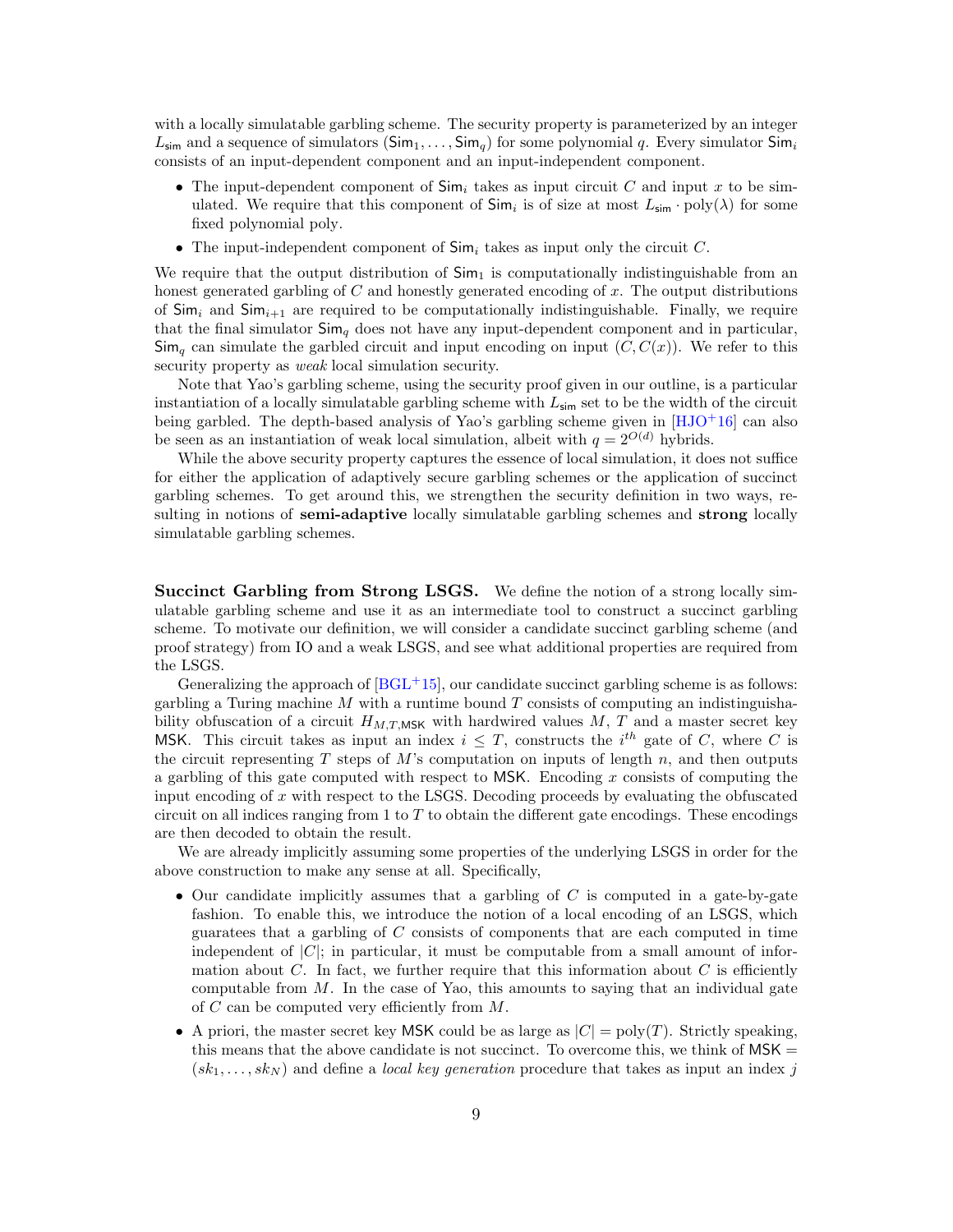with a locally simulatable garbling scheme. The security property is parameterized by an integer $L_{\mathsf{sim}}$ and a sequence of simulators $(\mathsf{Sim}_1, \ldots, \mathsf{Sim}_q)$ for some polynomial $q$. Every simulator $\mathsf{Sim}_i$ consists of an input-dependent component and an input-independent component.

- The input-dependent component of $\mathsf{Sim}_i$ takes as input circuit $C$ and input $x$ to be simulated. We require that this component of $\mathsf{Sim}_i$ is of size at most $L_{\mathsf{sim}} \cdot \mathrm{poly}(\lambda)$ for some fixed polynomial poly.
- The input-independent component of $\mathsf{Sim}_i$ takes as input only the circuit $C$.

We require that the output distribution of $\mathsf{Sim}_1$ is computationally indistinguishable from an honest generated garbling of $C$ and honestly generated encoding of $x$. The output distributions of $\mathsf{Sim}_i$ and $\mathsf{Sim}_{i+1}$ are required to be computationally indistinguishable. Finally, we require that the final simulator $\mathsf{Sim}_q$ does not have any input-dependent component and in particular, $\mathsf{Sim}_q$ can simulate the garbled circuit and input encoding on input $(C, C(x))$. We refer to this security property as *weak* local simulation security.

Note that Yao's garbling scheme, using the security proof given in our outline, is a particular instantiation of a locally simulatable garbling scheme with $L_{\mathsf{sim}}$ set to be the width of the circuit being garbled. The depth-based analysis of Yao's garbling scheme given in [HJO+16] can also be seen as an instantiation of weak local simulation, albeit with $q = 2^{O(d)}$ hybrids.

While the above security property captures the essence of local simulation, it does not suffice for either the application of adaptively secure garbling schemes or the application of succinct garbling schemes. To get around this, we strengthen the security definition in two ways, resulting in notions of **semi-adaptive** locally simulatable garbling schemes and **strong** locally simulatable garbling schemes.

**Succinct Garbling from Strong LSGS.** We define the notion of a strong locally simulatable garbling scheme and use it as an intermediate tool to construct a succinct garbling scheme. To motivate our definition, we will consider a candidate succinct garbling scheme (and proof strategy) from IO and a weak LSGS, and see what additional properties are required from the LSGS.

Generalizing the approach of [BGL+15], our candidate succinct garbling scheme is as follows: garbling a Turing machine $M$ with a runtime bound $T$ consists of computing an indistinguishability obfuscation of a circuit $H_{M,T,\mathsf{MSK}}$ with hardwired values $M$, $T$ and a master secret key $\mathsf{MSK}$. This circuit takes as input an index $i \leq T$, constructs the $i^{th}$ gate of $C$, where $C$ is the circuit representing $T$ steps of $M$'s computation on inputs of length $n$, and then outputs a garbling of this gate computed with respect to $\mathsf{MSK}$. Encoding $x$ consists of computing the input encoding of $x$ with respect to the LSGS. Decoding proceeds by evaluating the obfuscated circuit on all indices ranging from 1 to $T$ to obtain the different gate encodings. These encodings are then decoded to obtain the result.

We are already implicitly assuming some properties of the underlying LSGS in order for the above construction to make any sense at all. Specifically,

- Our candidate implicitly assumes that a garbling of $C$ is computed in a gate-by-gate fashion. To enable this, we introduce the notion of a local encoding of an LSGS, which guarantees that a garbling of $C$ consists of components that are each computed in time independent of $|C|$; in particular, it must be computable from a small amount of information about $C$. In fact, we further require that this information about $C$ is efficiently computable from $M$. In the case of Yao, this amounts to saying that an individual gate of $C$ can be computed very efficiently from $M$.
- A priori, the master secret key $\mathsf{MSK}$ could be as large as $|C| = \mathrm{poly}(T)$. Strictly speaking, this means that the above candidate is not succinct. To overcome this, we think of $\mathsf{MSK} = (sk_1, \ldots, sk_N)$ and define a *local key generation* procedure that takes as input an index $j$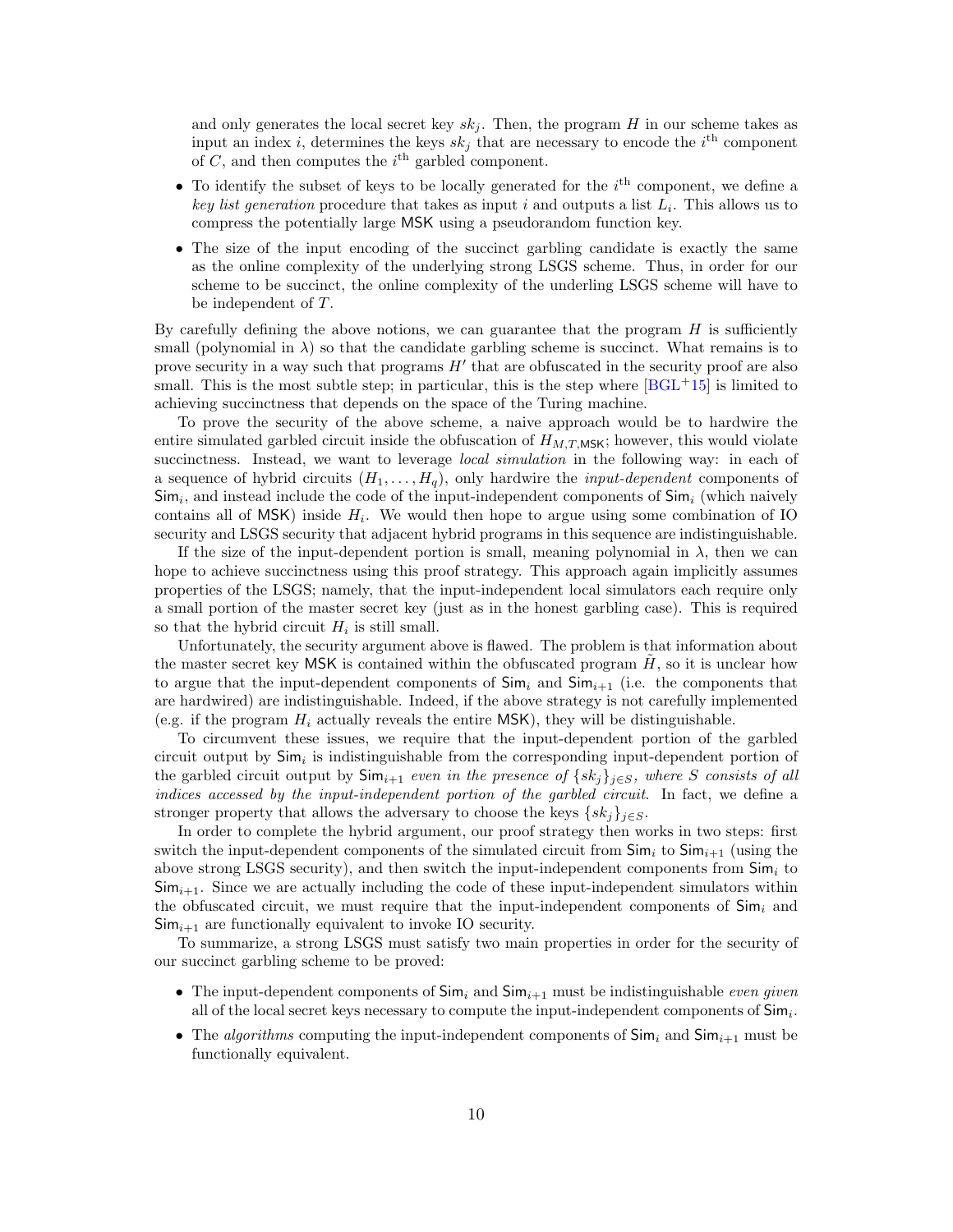and only generates the local secret key $sk_j$. Then, the program $H$ in our scheme takes as input an index $i$, determines the keys $sk_j$ that are necessary to encode the $i^{\text{th}}$ component of $C$, and then computes the $i^{\text{th}}$ garbled component.

- To identify the subset of keys to be locally generated for the $i^{\text{th}}$ component, we define a *key list generation* procedure that takes as input $i$ and outputs a list $L_i$. This allows us to compress the potentially large $\mathsf{MSK}$ using a pseudorandom function key.
- The size of the input encoding of the succinct garbling candidate is exactly the same as the online complexity of the underlying strong LSGS scheme. Thus, in order for our scheme to be succinct, the online complexity of the underling LSGS scheme will have to be independent of $T$.

By carefully defining the above notions, we can guarantee that the program $H$ is sufficiently small (polynomial in $\lambda$) so that the candidate garbling scheme is succinct. What remains is to prove security in a way such that programs $H'$ that are obfuscated in the security proof are also small. This is the most subtle step; in particular, this is the step where [BGL+15] is limited to achieving succinctness that depends on the space of the Turing machine.

To prove the security of the above scheme, a naive approach would be to hardwire the entire simulated garbled circuit inside the obfuscation of $H_{M,T,\mathsf{MSK}}$; however, this would violate succinctness. Instead, we want to leverage *local simulation* in the following way: in each of a sequence of hybrid circuits $(H_1, \ldots, H_q)$, only hardwire the *input-dependent* components of $\mathsf{Sim}_i$, and instead include the code of the input-independent components of $\mathsf{Sim}_i$ (which naively contains all of $\mathsf{MSK}$) inside $H_i$. We would then hope to argue using some combination of IO security and LSGS security that adjacent hybrid programs in this sequence are indistinguishable.

If the size of the input-dependent portion is small, meaning polynomial in $\lambda$, then we can hope to achieve succinctness using this proof strategy. This approach again implicitly assumes properties of the LSGS; namely, that the input-independent local simulators each require only a small portion of the master secret key (just as in the honest garbling case). This is required so that the hybrid circuit $H_i$ is still small.

Unfortunately, the security argument above is flawed. The problem is that information about the master secret key $\mathsf{MSK}$ is contained within the obfuscated program $\tilde{H}$, so it is unclear how to argue that the input-dependent components of $\mathsf{Sim}_i$ and $\mathsf{Sim}_{i+1}$ (i.e. the components that are hardwired) are indistinguishable. Indeed, if the above strategy is not carefully implemented (e.g. if the program $H_i$ actually reveals the entire $\mathsf{MSK}$), they will be distinguishable.

To circumvent these issues, we require that the input-dependent portion of the garbled circuit output by $\mathsf{Sim}_i$ is indistinguishable from the corresponding input-dependent portion of the garbled circuit output by $\mathsf{Sim}_{i+1}$ *even in the presence of* $\{sk_j\}_{j \in S}$*, where* $S$ *consists of all indices accessed by the input-independent portion of the garbled circuit*. In fact, we define a stronger property that allows the adversary to choose the keys $\{sk_j\}_{j \in S}$.

In order to complete the hybrid argument, our proof strategy then works in two steps: first switch the input-dependent components of the simulated circuit from $\mathsf{Sim}_i$ to $\mathsf{Sim}_{i+1}$ (using the above strong LSGS security), and then switch the input-independent components from $\mathsf{Sim}_i$ to $\mathsf{Sim}_{i+1}$. Since we are actually including the code of these input-independent simulators within the obfuscated circuit, we must require that the input-independent components of $\mathsf{Sim}_i$ and $\mathsf{Sim}_{i+1}$ are functionally equivalent to invoke IO security.

To summarize, a strong LSGS must satisfy two main properties in order for the security of our succinct garbling scheme to be proved:

- The input-dependent components of $\mathsf{Sim}_i$ and $\mathsf{Sim}_{i+1}$ must be indistinguishable *even given* all of the local secret keys necessary to compute the input-independent components of $\mathsf{Sim}_i$.
- The *algorithms* computing the input-independent components of $\mathsf{Sim}_i$ and $\mathsf{Sim}_{i+1}$ must be functionally equivalent.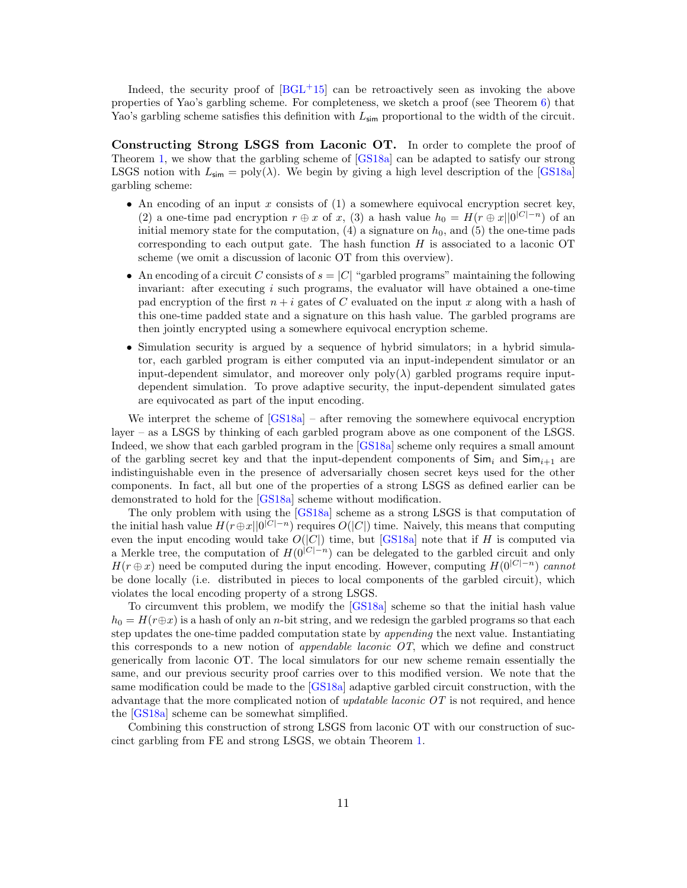Indeed, the security proof of [BGL+15] can be retroactively seen as invoking the above properties of Yao's garbling scheme. For completeness, we sketch a proof (see Theorem 6) that Yao's garbling scheme satisfies this definition with $L_{\mathsf{sim}}$ proportional to the width of the circuit.

**Constructing Strong LSGS from Laconic OT.** In order to complete the proof of Theorem 1, we show that the garbling scheme of [GS18a] can be adapted to satisfy our strong LSGS notion with $L_{\mathsf{sim}} = \mathrm{poly}(\lambda)$. We begin by giving a high level description of the [GS18a] garbling scheme:

- An encoding of an input $x$ consists of (1) a somewhere equivocal encryption secret key, (2) a one-time pad encryption $r \oplus x$ of $x$, (3) a hash value $h_0 = H(r \oplus x || 0^{|C|-n})$ of an initial memory state for the computation, (4) a signature on $h_0$, and (5) the one-time pads corresponding to each output gate. The hash function $H$ is associated to a laconic OT scheme (we omit a discussion of laconic OT from this overview).
- An encoding of a circuit $C$ consists of $s = |C|$ "garbled programs" maintaining the following invariant: after executing $i$ such programs, the evaluator will have obtained a one-time pad encryption of the first $n + i$ gates of $C$ evaluated on the input $x$ along with a hash of this one-time padded state and a signature on this hash value. The garbled programs are then jointly encrypted using a somewhere equivocal encryption scheme.
- Simulation security is argued by a sequence of hybrid simulators; in a hybrid simulator, each garbled program is either computed via an input-independent simulator or an input-dependent simulator, and moreover only $\mathrm{poly}(\lambda)$ garbled programs require input-dependent simulation. To prove adaptive security, the input-dependent simulated gates are equivocated as part of the input encoding.

We interpret the scheme of [GS18a] – after removing the somewhere equivocal encryption layer – as a LSGS by thinking of each garbled program above as one component of the LSGS. Indeed, we show that each garbled program in the [GS18a] scheme only requires a small amount of the garbling secret key and that the input-dependent components of $\mathsf{Sim}_i$ and $\mathsf{Sim}_{i+1}$ are indistinguishable even in the presence of adversarially chosen secret keys used for the other components. In fact, all but one of the properties of a strong LSGS as defined earlier can be demonstrated to hold for the [GS18a] scheme without modification.

The only problem with using the [GS18a] scheme as a strong LSGS is that computation of the initial hash value $H(r \oplus x || 0^{|C|-n})$ requires $O(|C|)$ time. Naively, this means that computing even the input encoding would take $O(|C|)$ time, but [GS18a] note that if $H$ is computed via a Merkle tree, the computation of $H(0^{|C|-n})$ can be delegated to the garbled circuit and only $H(r \oplus x)$ need be computed during the input encoding. However, computing $H(0^{|C|-n})$ *cannot* be done locally (i.e. distributed in pieces to local components of the garbled circuit), which violates the local encoding property of a strong LSGS.

To circumvent this problem, we modify the [GS18a] scheme so that the initial hash value $h_0 = H(r \oplus x)$ is a hash of only an $n$-bit string, and we redesign the garbled programs so that each step updates the one-time padded computation state by *appending* the next value. Instantiating this corresponds to a new notion of *appendable laconic OT*, which we define and construct generically from laconic OT. The local simulators for our new scheme remain essentially the same, and our previous security proof carries over to this modified version. We note that the same modification could be made to the [GS18a] adaptive garbled circuit construction, with the advantage that the more complicated notion of *updatable laconic OT* is not required, and hence the [GS18a] scheme can be somewhat simplified.

Combining this construction of strong LSGS from laconic OT with our construction of succinct garbling from FE and strong LSGS, we obtain Theorem 1.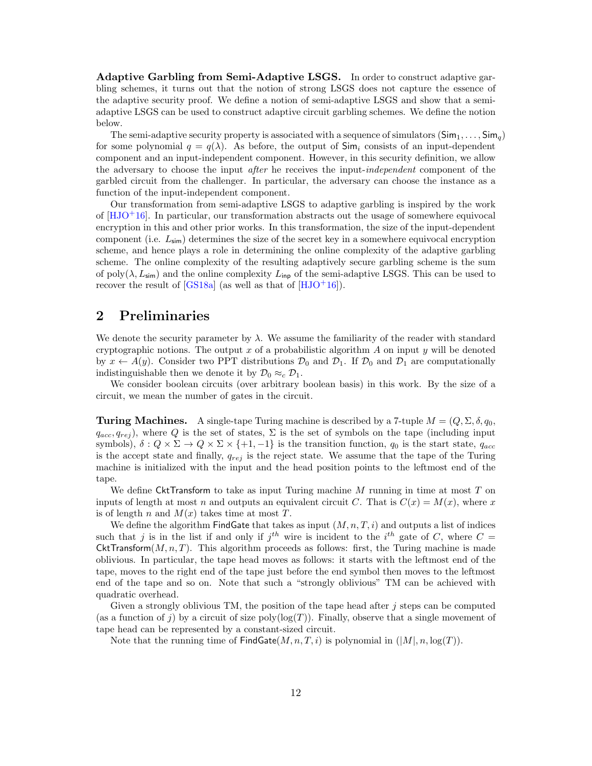**Adaptive Garbling from Semi-Adaptive LSGS.** In order to construct adaptive garbling schemes, it turns out that the notion of strong LSGS does not capture the essence of the adaptive security proof. We define a notion of semi-adaptive LSGS and show that a semi-adaptive LSGS can be used to construct adaptive circuit garbling schemes. We define the notion below.

The semi-adaptive security property is associated with a sequence of simulators $(\mathsf{Sim}_1, \ldots, \mathsf{Sim}_q)$ for some polynomial $q = q(\lambda)$. As before, the output of $\mathsf{Sim}_i$ consists of an input-dependent component and an input-independent component. However, in this security definition, we allow the adversary to choose the input *after* he receives the input-*independent* component of the garbled circuit from the challenger. In particular, the adversary can choose the instance as a function of the input-independent component.

Our transformation from semi-adaptive LSGS to adaptive garbling is inspired by the work of [HJO+16]. In particular, our transformation abstracts out the usage of somewhere equivocal encryption in this and other prior works. In this transformation, the size of the input-dependent component (i.e. $L_{\mathsf{sim}}$) determines the size of the secret key in a somewhere equivocal encryption scheme, and hence plays a role in determining the online complexity of the adaptive garbling scheme. The online complexity of the resulting adaptively secure garbling scheme is the sum of $\mathrm{poly}(\lambda, L_{\mathsf{sim}})$ and the online complexity $L_{\mathsf{inp}}$ of the semi-adaptive LSGS. This can be used to recover the result of [GS18a] (as well as that of [HJO+16]).

## 2 Preliminaries

We denote the security parameter by $\lambda$. We assume the familiarity of the reader with standard cryptographic notions. The output $x$ of a probabilistic algorithm $A$ on input $y$ will be denoted by $x \leftarrow A(y)$. Consider two PPT distributions $\mathcal{D}_0$ and $\mathcal{D}_1$. If $\mathcal{D}_0$ and $\mathcal{D}_1$ are computationally indistinguishable then we denote it by $\mathcal{D}_0 \approx_c \mathcal{D}_1$.

We consider boolean circuits (over arbitrary boolean basis) in this work. By the size of a circuit, we mean the number of gates in the circuit.

**Turing Machines.** A single-tape Turing machine is described by a 7-tuple $M = (Q, \Sigma, \delta, q_0, q_{acc}, q_{rej})$, where $Q$ is the set of states, $\Sigma$ is the set of symbols on the tape (including input symbols), $\delta : Q \times \Sigma \rightarrow Q \times \Sigma \times \{+1, -1\}$ is the transition function, $q_0$ is the start state, $q_{acc}$ is the accept state and finally, $q_{rej}$ is the reject state. We assume that the tape of the Turing machine is initialized with the input and the head position points to the leftmost end of the tape.

We define $\mathsf{CktTransform}$ to take as input Turing machine $M$ running in time at most $T$ on inputs of length at most $n$ and outputs an equivalent circuit $C$. That is $C(x) = M(x)$, where $x$ is of length $n$ and $M(x)$ takes time at most $T$.

We define the algorithm $\mathsf{FindGate}$ that takes as input $(M, n, T, i)$ and outputs a list of indices such that $j$ is in the list if and only if $j^{th}$ wire is incident to the $i^{th}$ gate of $C$, where $C = \mathsf{CktTransform}(M, n, T)$. This algorithm proceeds as follows: first, the Turing machine is made oblivious. In particular, the tape head moves as follows: it starts with the leftmost end of the tape, moves to the right end of the tape just before the end symbol then moves to the leftmost end of the tape and so on. Note that such a "strongly oblivious" TM can be achieved with quadratic overhead.

Given a strongly oblivious TM, the position of the tape head after $j$ steps can be computed (as a function of $j$) by a circuit of size $\mathrm{poly}(\log(T))$. Finally, observe that a single movement of tape head can be represented by a constant-sized circuit.

Note that the running time of $\mathsf{FindGate}(M, n, T, i)$ is polynomial in $(|M|, n, \log(T))$.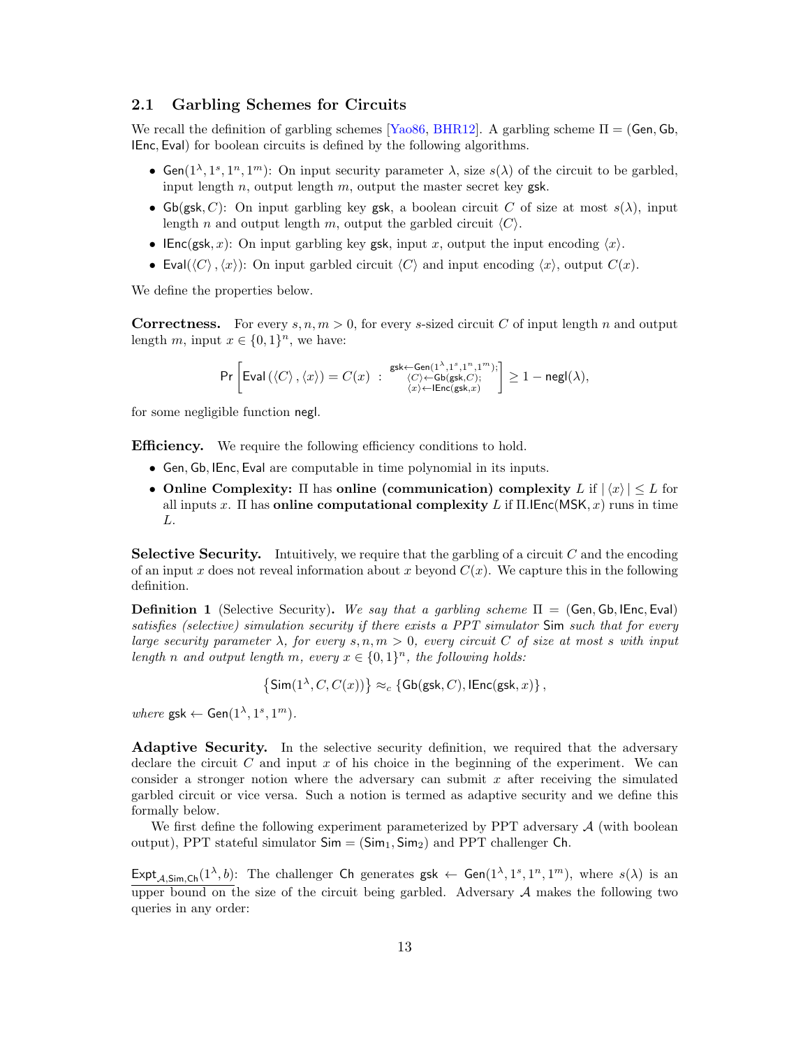## 2.1 Garbling Schemes for Circuits

We recall the definition of garbling schemes [Yao86, BHR12]. A garbling scheme $\Pi = (\mathsf{Gen}, \mathsf{Gb}, \mathsf{IEnc}, \mathsf{Eval})$ for boolean circuits is defined by the following algorithms.

- $\mathsf{Gen}(1^\lambda, 1^s, 1^n, 1^m)$: On input security parameter $\lambda$, size $s(\lambda)$ of the circuit to be garbled, input length $n$, output length $m$, output the master secret key $\mathsf{gsk}$.
- $\mathsf{Gb}(\mathsf{gsk}, C)$: On input garbling key $\mathsf{gsk}$, a boolean circuit $C$ of size at most $s(\lambda)$, input length $n$ and output length $m$, output the garbled circuit $\langle C \rangle$.
- $\mathsf{IEnc}(\mathsf{gsk}, x)$: On input garbling key $\mathsf{gsk}$, input $x$, output the input encoding $\langle x \rangle$.
- $\mathsf{Eval}(\langle C \rangle, \langle x \rangle)$: On input garbled circuit $\langle C \rangle$ and input encoding $\langle x \rangle$, output $C(x)$.

We define the properties below.

**Correctness.** For every $s, n, m > 0$, for every $s$-sized circuit $C$ of input length $n$ and output length $m$, input $x \in \{0,1\}^n$, we have:

$$\mathsf{Pr}\left[\mathsf{Eval}\left(\langle C \rangle, \langle x \rangle\right) = C(x) \ : \ \substack{\mathsf{gsk} \leftarrow \mathsf{Gen}(1^\lambda, 1^s, 1^n, 1^m); \\ \langle C \rangle \leftarrow \mathsf{Gb}(\mathsf{gsk}, C); \\ \langle x \rangle \leftarrow \mathsf{IEnc}(\mathsf{gsk}, x)}\right] \geq 1 - \mathsf{negl}(\lambda),$$

for some negligible function $\mathsf{negl}$.

**Efficiency.** We require the following efficiency conditions to hold.

- $\mathsf{Gen}, \mathsf{Gb}, \mathsf{IEnc}, \mathsf{Eval}$ are computable in time polynomial in its inputs.
- **Online Complexity:** $\Pi$ has **online (communication) complexity** $L$ if $|\langle x \rangle| \leq L$ for all inputs $x$. $\Pi$ has **online computational complexity** $L$ if $\Pi.\mathsf{IEnc}(\mathsf{MSK}, x)$ runs in time $L$.

**Selective Security.** Intuitively, we require that the garbling of a circuit $C$ and the encoding of an input $x$ does not reveal information about $x$ beyond $C(x)$. We capture this in the following definition.

**Definition 1** (Selective Security)**.** *We say that a garbling scheme $\Pi = (\mathsf{Gen}, \mathsf{Gb}, \mathsf{IEnc}, \mathsf{Eval})$ satisfies (selective) simulation security if there exists a PPT simulator $\mathsf{Sim}$ such that for every large security parameter $\lambda$, for every $s, n, m > 0$, every circuit $C$ of size at most $s$ with input length $n$ and output length $m$, every $x \in \{0,1\}^n$, the following holds:*

$$\left\{\mathsf{Sim}(1^\lambda, C, C(x))\right\} \approx_c \left\{\mathsf{Gb}(\mathsf{gsk}, C), \mathsf{IEnc}(\mathsf{gsk}, x)\right\},$$

*where* $\mathsf{gsk} \leftarrow \mathsf{Gen}(1^\lambda, 1^s, 1^m)$.

**Adaptive Security.** In the selective security definition, we required that the adversary declare the circuit $C$ and input $x$ of his choice in the beginning of the experiment. We can consider a stronger notion where the adversary can submit $x$ after receiving the simulated garbled circuit or vice versa. Such a notion is termed as adaptive security and we define this formally below.

We first define the following experiment parameterized by PPT adversary $\mathcal{A}$ (with boolean output), PPT stateful simulator $\mathsf{Sim} = (\mathsf{Sim}_1, \mathsf{Sim}_2)$ and PPT challenger $\mathsf{Ch}$.

$\underline{\mathsf{Expt}_{\mathcal{A},\mathsf{Sim},\mathsf{Ch}}(1^\lambda, b)}$: The challenger $\mathsf{Ch}$ generates $\mathsf{gsk} \leftarrow \mathsf{Gen}(1^\lambda, 1^s, 1^n, 1^m)$, where $s(\lambda)$ is an upper bound on the size of the circuit being garbled. Adversary $\mathcal{A}$ makes the following two queries in any order: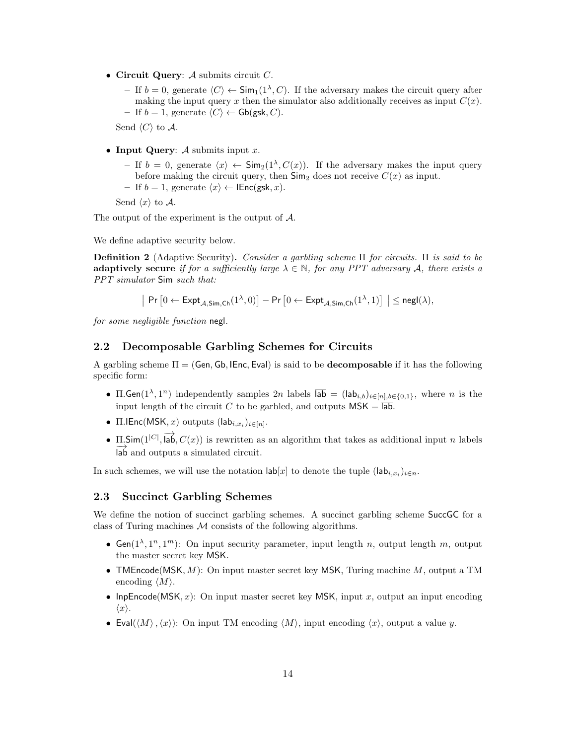- **Circuit Query**: $\mathcal{A}$ submits circuit $C$.
  - If $b = 0$, generate $\langle C \rangle \leftarrow \mathsf{Sim}_1(1^\lambda, C)$. If the adversary makes the circuit query after making the input query $x$ then the simulator also additionally receives as input $C(x)$.
  - If $b = 1$, generate $\langle C \rangle \leftarrow \mathsf{Gb}(\mathsf{gsk}, C)$.

  Send $\langle C \rangle$ to $\mathcal{A}$.

- **Input Query**: $\mathcal{A}$ submits input $x$.
  - If $b = 0$, generate $\langle x \rangle \leftarrow \mathsf{Sim}_2(1^\lambda, C(x))$. If the adversary makes the input query before making the circuit query, then $\mathsf{Sim}_2$ does not receive $C(x)$ as input.
  - If $b = 1$, generate $\langle x \rangle \leftarrow \mathsf{IEnc}(\mathsf{gsk}, x)$.

  Send $\langle x \rangle$ to $\mathcal{A}$.

The output of the experiment is the output of $\mathcal{A}$.

We define adaptive security below.

**Definition 2** (Adaptive Security)**.** *Consider a garbling scheme $\Pi$ for circuits. $\Pi$ is said to be* **adaptively secure** *if for a sufficiently large $\lambda \in \mathbb{N}$, for any PPT adversary $\mathcal{A}$, there exists a PPT simulator* $\mathsf{Sim}$ *such that:*

$$\left| \Pr\left[0 \leftarrow \mathsf{Expt}_{\mathcal{A},\mathsf{Sim},\mathsf{Ch}}(1^\lambda, 0)\right] - \Pr\left[0 \leftarrow \mathsf{Expt}_{\mathcal{A},\mathsf{Sim},\mathsf{Ch}}(1^\lambda, 1)\right] \right| \leq \mathsf{negl}(\lambda),$$

*for some negligible function* $\mathsf{negl}$.

## 2.2 Decomposable Garbling Schemes for Circuits

A garbling scheme $\Pi = (\mathsf{Gen}, \mathsf{Gb}, \mathsf{IEnc}, \mathsf{Eval})$ is said to be **decomposable** if it has the following specific form:

- $\Pi.\mathsf{Gen}(1^\lambda, 1^n)$ independently samples $2n$ labels $\overline{\mathsf{lab}} = (\mathsf{lab}_{i,b})_{i\in[n],b\in\{0,1\}}$, where $n$ is the input length of the circuit $C$ to be garbled, and outputs $\mathsf{MSK} = \overline{\mathsf{lab}}$.
- $\Pi.\mathsf{IEnc}(\mathsf{MSK}, x)$ outputs $(\mathsf{lab}_{i,x_i})_{i\in[n]}$.
- $\Pi.\mathsf{Sim}(1^{|C|}, \overrightarrow{\mathsf{lab}}, C(x))$ is rewritten as an algorithm that takes as additional input $n$ labels $\overrightarrow{\mathsf{lab}}$ and outputs a simulated circuit.

In such schemes, we will use the notation $\mathsf{lab}[x]$ to denote the tuple $(\mathsf{lab}_{i,x_i})_{i\in n}$.

## 2.3 Succinct Garbling Schemes

We define the notion of succinct garbling schemes. A succinct garbling scheme $\mathsf{SuccGC}$ for a class of Turing machines $\mathcal{M}$ consists of the following algorithms.

- $\mathsf{Gen}(1^\lambda, 1^n, 1^m)$: On input security parameter, input length $n$, output length $m$, output the master secret key $\mathsf{MSK}$.
- $\mathsf{TMEncode}(\mathsf{MSK}, M)$: On input master secret key $\mathsf{MSK}$, Turing machine $M$, output a TM encoding $\langle M \rangle$.
- $\mathsf{InpEncode}(\mathsf{MSK}, x)$: On input master secret key $\mathsf{MSK}$, input $x$, output an input encoding $\langle x \rangle$.
- $\mathsf{Eval}(\langle M \rangle, \langle x \rangle)$: On input TM encoding $\langle M \rangle$, input encoding $\langle x \rangle$, output a value $y$.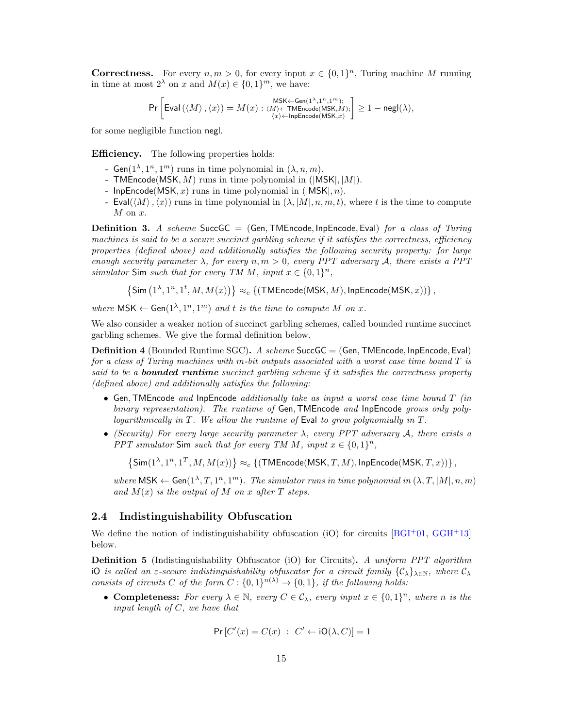**Correctness.** For every $n, m > 0$, for every input $x \in \{0,1\}^n$, Turing machine $M$ running in time at most $2^\lambda$ on $x$ and $M(x) \in \{0,1\}^m$, we have:

$$\Pr\left[\mathsf{Eval}\left(\langle M \rangle, \langle x \rangle\right) = M(x) : \substack{\mathsf{MSK} \leftarrow \mathsf{Gen}(1^\lambda, 1^n, 1^m); \\ \langle M \rangle \leftarrow \mathsf{TMEncode}(\mathsf{MSK}, M); \\ \langle x \rangle \leftarrow \mathsf{InpEncode}(\mathsf{MSK}, x)}\right] \geq 1 - \mathsf{negl}(\lambda),$$

for some negligible function $\mathsf{negl}$.

**Efficiency.** The following properties holds:

- $\mathsf{Gen}(1^\lambda, 1^n, 1^m)$ runs in time polynomial in $(\lambda, n, m)$.
- $\mathsf{TMEncode}(\mathsf{MSK}, M)$ runs in time polynomial in $(|\mathsf{MSK}|, |M|)$.
- $\mathsf{InpEncode}(\mathsf{MSK}, x)$ runs in time polynomial in $(|\mathsf{MSK}|, n)$.
- $\mathsf{Eval}(\langle M \rangle, \langle x \rangle)$ runs in time polynomial in $(\lambda, |M|, n, m, t)$, where $t$ is the time to compute $M$ on $x$.

**Definition 3.** *A scheme* $\mathsf{SuccGC} = (\mathsf{Gen}, \mathsf{TMEncode}, \mathsf{InpEncode}, \mathsf{Eval})$ *for a class of Turing machines is said to be a secure succinct garbling scheme if it satisfies the correctness, efficiency properties (defined above) and additionally satisfies the following security property: for large enough security parameter* $\lambda$*, for every* $n, m > 0$*, every PPT adversary* $\mathcal{A}$*, there exists a PPT simulator* $\mathsf{Sim}$ *such that for every TM* $M$*, input* $x \in \{0,1\}^n$*,*

$$\left\{\mathsf{Sim}\left(1^\lambda, 1^n, 1^t, M, M(x)\right)\right\} \approx_c \left\{\left(\mathsf{TMEncode}(\mathsf{MSK}, M), \mathsf{InpEncode}(\mathsf{MSK}, x)\right)\right\},$$

*where* $\mathsf{MSK} \leftarrow \mathsf{Gen}(1^\lambda, 1^n, 1^m)$ *and* $t$ *is the time to compute* $M$ *on* $x$*.*

We also consider a weaker notion of succinct garbling schemes, called bounded runtime succinct garbling schemes. We give the formal definition below.

**Definition 4** (Bounded Runtime SGC)**.** *A scheme* $\mathsf{SuccGC} = (\mathsf{Gen}, \mathsf{TMEncode}, \mathsf{InpEncode}, \mathsf{Eval})$ *for a class of Turing machines with* $m$*-bit outputs associated with a worst case time bound* $T$ *is said to be a* ***bounded runtime*** *succinct garbling scheme if it satisfies the correctness property (defined above) and additionally satisfies the following:*

- $\mathsf{Gen}, \mathsf{TMEncode}$ *and* $\mathsf{InpEncode}$ *additionally take as input a worst case time bound* $T$ *(in binary representation). The runtime of* $\mathsf{Gen}, \mathsf{TMEncode}$ *and* $\mathsf{InpEncode}$ *grows only poly-logarithmically in* $T$*. We allow the runtime of* $\mathsf{Eval}$ *to grow polynomially in* $T$*.*
- *(Security) For every large security parameter* $\lambda$*, every PPT adversary* $\mathcal{A}$*, there exists a PPT simulator* $\mathsf{Sim}$ *such that for every TM* $M$*, input* $x \in \{0,1\}^n$*,*

  $$\left\{\mathsf{Sim}(1^\lambda, 1^n, 1^T, M, M(x))\right\} \approx_c \left\{\left(\mathsf{TMEncode}(\mathsf{MSK}, T, M), \mathsf{InpEncode}(\mathsf{MSK}, T, x)\right)\right\},$$

  *where* $\mathsf{MSK} \leftarrow \mathsf{Gen}(1^\lambda, T, 1^n, 1^m)$*. The simulator runs in time polynomial in* $(\lambda, T, |M|, n, m)$ *and* $M(x)$ *is the output of* $M$ *on* $x$ *after* $T$ *steps.*

## 2.4 Indistinguishability Obfuscation

We define the notion of indistinguishability obfuscation (iO) for circuits [BGI+01, GGH+13] below.

**Definition 5** (Indistinguishability Obfuscator (iO) for Circuits)**.** *A uniform PPT algorithm* $\mathsf{iO}$ *is called an* $\varepsilon$*-secure indistinguishability obfuscator for a circuit family* $\{\mathcal{C}_\lambda\}_{\lambda \in \mathbb{N}}$*, where* $\mathcal{C}_\lambda$ *consists of circuits* $C$ *of the form* $C : \{0,1\}^{n(\lambda)} \to \{0,1\}$*, if the following holds:*

- **Completeness:** *For every* $\lambda \in \mathbb{N}$*, every* $C \in \mathcal{C}_\lambda$*, every input* $x \in \{0,1\}^n$*, where* $n$ *is the input length of* $C$*, we have that*

  $$\Pr\left[C'(x) = C(x) \;:\; C' \leftarrow \mathsf{iO}(\lambda, C)\right] = 1$$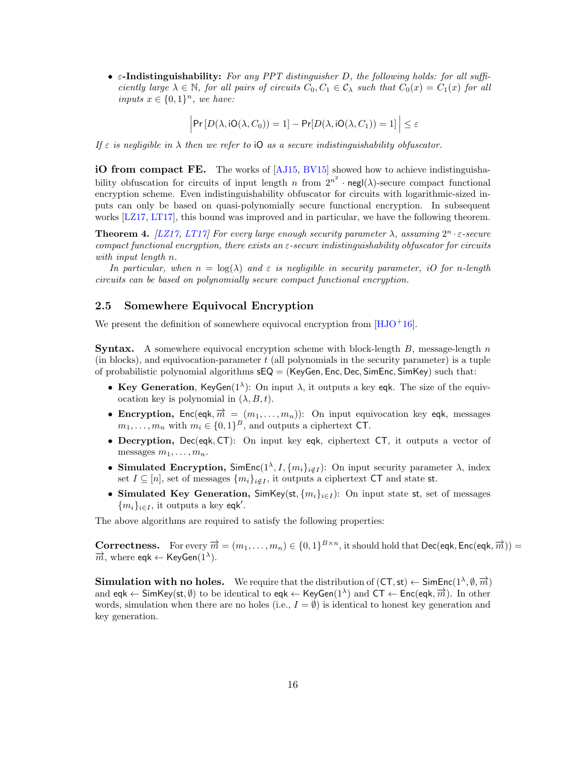- **$\varepsilon$-Indistinguishability:** *For any PPT distinguisher $D$, the following holds: for all sufficiently large $\lambda \in \mathbb{N}$, for all pairs of circuits $C_0, C_1 \in \mathcal{C}_\lambda$ such that $C_0(x) = C_1(x)$ for all inputs $x \in \{0,1\}^n$, we have:*

$$\left| \Pr\left[D(\lambda, \mathsf{iO}(\lambda, C_0)) = 1\right] - \Pr[D(\lambda, \mathsf{iO}(\lambda, C_1)) = 1] \right| \leq \varepsilon$$

*If $\varepsilon$ is negligible in $\lambda$ then we refer to $\mathsf{iO}$ as a secure indistinguishability obfuscator.*

**iO from compact FE.** The works of [AJ15, BV15] showed how to achieve indistinguishability obfuscation for circuits of input length $n$ from $2^{n^2} \cdot \mathsf{negl}(\lambda)$-secure compact functional encryption scheme. Even indistinguishability obfuscator for circuits with logarithmic-sized inputs can only be based on quasi-polynomially secure functional encryption. In subsequent works [LZ17, LT17], this bound was improved and in particular, we have the following theorem.

**Theorem 4.** *[LZ17, LT17] For every large enough security parameter $\lambda$, assuming $2^n \cdot \varepsilon$-secure compact functional encryption, there exists an $\varepsilon$-secure indistinguishability obfuscator for circuits with input length $n$.*

*In particular, when $n = \log(\lambda)$ and $\varepsilon$ is negligible in security parameter, iO for $n$-length circuits can be based on polynomially secure compact functional encryption.*

## 2.5 Somewhere Equivocal Encryption

We present the definition of somewhere equivocal encryption from [HJO+16].

**Syntax.** A somewhere equivocal encryption scheme with block-length $B$, message-length $n$ (in blocks), and equivocation-parameter $t$ (all polynomials in the security parameter) is a tuple of probabilistic polynomial algorithms $\mathsf{sEQ} = (\mathsf{KeyGen}, \mathsf{Enc}, \mathsf{Dec}, \mathsf{SimEnc}, \mathsf{SimKey})$ such that:

- **Key Generation**, $\mathsf{KeyGen}(1^\lambda)$: On input $\lambda$, it outputs a key $\mathsf{eqk}$. The size of the equivocation key is polynomial in $(\lambda, B, t)$.
- **Encryption,** $\mathsf{Enc}(\mathsf{eqk}, \overrightarrow{m} = (m_1, \ldots, m_n))$: On input equivocation key $\mathsf{eqk}$, messages $m_1, \ldots, m_n$ with $m_i \in \{0,1\}^B$, and outputs a ciphertext $\mathsf{CT}$.
- **Decryption,** $\mathsf{Dec}(\mathsf{eqk}, \mathsf{CT})$: On input key $\mathsf{eqk}$, ciphertext $\mathsf{CT}$, it outputs a vector of messages $m_1, \ldots, m_n$.
- **Simulated Encryption,** $\mathsf{SimEnc}(1^\lambda, I, \{m_i\}_{i \notin I})$: On input security parameter $\lambda$, index set $I \subseteq [n]$, set of messages $\{m_i\}_{i \notin I}$, it outputs a ciphertext $\mathsf{CT}$ and state $\mathsf{st}$.
- **Simulated Key Generation,** $\mathsf{SimKey}(\mathsf{st}, \{m_i\}_{i \in I})$: On input state $\mathsf{st}$, set of messages $\{m_i\}_{i \in I}$, it outputs a key $\mathsf{eqk}'$.

The above algorithms are required to satisfy the following properties:

**Correctness.** For every $\overrightarrow{m} = (m_1, \ldots, m_n) \in \{0,1\}^{B \times n}$, it should hold that $\mathsf{Dec}(\mathsf{eqk}, \mathsf{Enc}(\mathsf{eqk}, \overrightarrow{m})) = \overrightarrow{m}$, where $\mathsf{eqk} \leftarrow \mathsf{KeyGen}(1^\lambda)$.

**Simulation with no holes.** We require that the distribution of $(\mathsf{CT}, \mathsf{st}) \leftarrow \mathsf{SimEnc}(1^\lambda, \emptyset, \overrightarrow{m})$ and $\mathsf{eqk} \leftarrow \mathsf{SimKey}(\mathsf{st}, \emptyset)$ to be identical to $\mathsf{eqk} \leftarrow \mathsf{KeyGen}(1^\lambda)$ and $\mathsf{CT} \leftarrow \mathsf{Enc}(\mathsf{eqk}, \overrightarrow{m})$. In other words, simulation when there are no holes (i.e., $I = \emptyset$) is identical to honest key generation and key generation.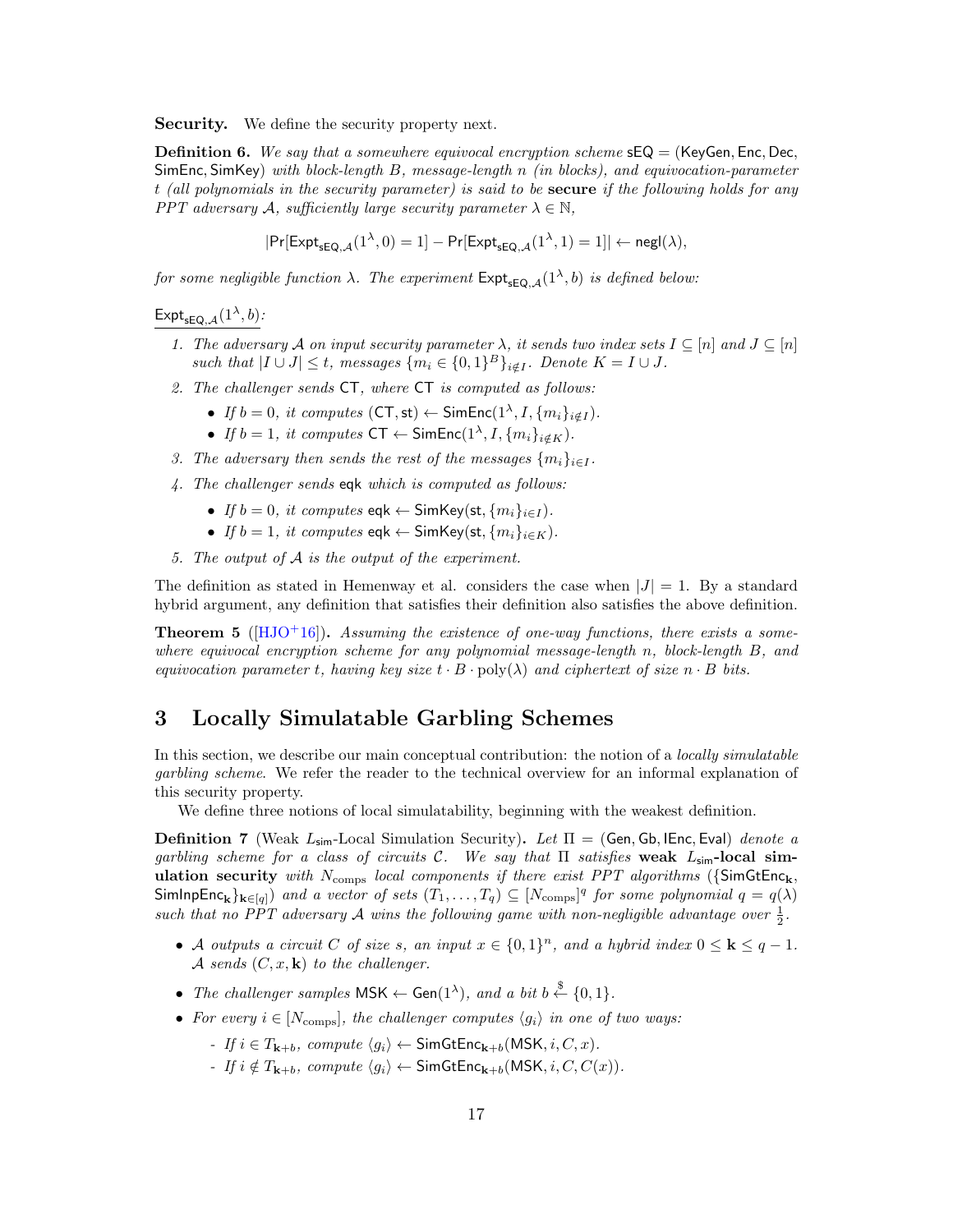**Security.** We define the security property next.

**Definition 6.** *We say that a somewhere equivocal encryption scheme* $\mathsf{sEQ} = (\mathsf{KeyGen}, \mathsf{Enc}, \mathsf{Dec}, \mathsf{SimEnc}, \mathsf{SimKey})$ *with block-length* $B$*, message-length* $n$ *(in blocks), and equivocation-parameter* $t$ *(all polynomials in the security parameter) is said to be* **secure** *if the following holds for any PPT adversary* $\mathcal{A}$*, sufficiently large security parameter* $\lambda \in \mathbb{N}$*,*

$$|\Pr[\mathsf{Expt}_{\mathsf{sEQ},\mathcal{A}}(1^\lambda, 0) = 1] - \Pr[\mathsf{Expt}_{\mathsf{sEQ},\mathcal{A}}(1^\lambda, 1) = 1]| \leftarrow \mathsf{negl}(\lambda),$$

*for some negligible function* $\lambda$*. The experiment* $\mathsf{Expt}_{\mathsf{sEQ},\mathcal{A}}(1^\lambda, b)$ *is defined below:*

$\underline{\mathsf{Expt}_{\mathsf{sEQ},\mathcal{A}}(1^\lambda, b)}$*:*

1. *The adversary* $\mathcal{A}$ *on input security parameter* $\lambda$*, it sends two index sets* $I \subseteq [n]$ *and* $J \subseteq [n]$ *such that* $|I \cup J| \leq t$*, messages* $\{m_i \in \{0,1\}^B\}_{i \notin I}$*. Denote* $K = I \cup J$*.*
2. *The challenger sends* $\mathsf{CT}$*, where* $\mathsf{CT}$ *is computed as follows:*
   - *If* $b = 0$*, it computes* $(\mathsf{CT}, \mathsf{st}) \leftarrow \mathsf{SimEnc}(1^\lambda, I, \{m_i\}_{i \notin I})$*.*
   - *If* $b = 1$*, it computes* $\mathsf{CT} \leftarrow \mathsf{SimEnc}(1^\lambda, I, \{m_i\}_{i \notin K})$*.*
3. *The adversary then sends the rest of the messages* $\{m_i\}_{i \in I}$*.*
4. *The challenger sends* $\mathsf{eqk}$ *which is computed as follows:*
   - *If* $b = 0$*, it computes* $\mathsf{eqk} \leftarrow \mathsf{SimKey}(\mathsf{st}, \{m_i\}_{i \in I})$*.*
   - *If* $b = 1$*, it computes* $\mathsf{eqk} \leftarrow \mathsf{SimKey}(\mathsf{st}, \{m_i\}_{i \in K})$*.*
5. *The output of* $\mathcal{A}$ *is the output of the experiment.*

The definition as stated in Hemenway et al. considers the case when $|J| = 1$. By a standard hybrid argument, any definition that satisfies their definition also satisfies the above definition.

**Theorem 5** ([HJO+16])**.** *Assuming the existence of one-way functions, there exists a somewhere equivocal encryption scheme for any polynomial message-length* $n$*, block-length* $B$*, and equivocation parameter* $t$*, having key size* $t \cdot B \cdot \mathrm{poly}(\lambda)$ *and ciphertext of size* $n \cdot B$ *bits.*

# 3 Locally Simulatable Garbling Schemes

In this section, we describe our main conceptual contribution: the notion of a *locally simulatable garbling scheme*. We refer the reader to the technical overview for an informal explanation of this security property.

We define three notions of local simulatability, beginning with the weakest definition.

**Definition 7** (Weak $L_{\mathsf{sim}}$-Local Simulation Security)**.** *Let* $\Pi = (\mathsf{Gen}, \mathsf{Gb}, \mathsf{IEnc}, \mathsf{Eval})$ *denote a garbling scheme for a class of circuits* $\mathcal{C}$*. We say that* $\Pi$ *satisfies* **weak** $L_{\mathsf{sim}}$**-local simulation security** *with* $N_{\text{comps}}$ *local components if there exist PPT algorithms* $(\{\mathsf{SimGtEnc}_{\mathbf{k}}, \mathsf{SimInpEnc}_{\mathbf{k}}\}_{\mathbf{k} \in [q]})$ *and a vector of sets* $(T_1, \ldots, T_q) \subseteq [N_{\text{comps}}]^q$ *for some polynomial* $q = q(\lambda)$ *such that no PPT adversary* $\mathcal{A}$ *wins the following game with non-negligible advantage over* $\frac{1}{2}$*.*

- $\mathcal{A}$ *outputs a circuit* $C$ *of size* $s$*, an input* $x \in \{0,1\}^n$*, and a hybrid index* $0 \leq \mathbf{k} \leq q - 1$*.* $\mathcal{A}$ *sends* $(C, x, \mathbf{k})$ *to the challenger.*
- *The challenger samples* $\mathsf{MSK} \leftarrow \mathsf{Gen}(1^\lambda)$*, and a bit* $b \xleftarrow{\$} \{0,1\}$*.*
- *For every* $i \in [N_{\text{comps}}]$*, the challenger computes* $\langle g_i \rangle$ *in one of two ways:*
  - *If* $i \in T_{\mathbf{k}+b}$*, compute* $\langle g_i \rangle \leftarrow \mathsf{SimGtEnc}_{\mathbf{k}+b}(\mathsf{MSK}, i, C, x)$*.*
  - *If* $i \notin T_{\mathbf{k}+b}$*, compute* $\langle g_i \rangle \leftarrow \mathsf{SimGtEnc}_{\mathbf{k}+b}(\mathsf{MSK}, i, C, C(x))$*.*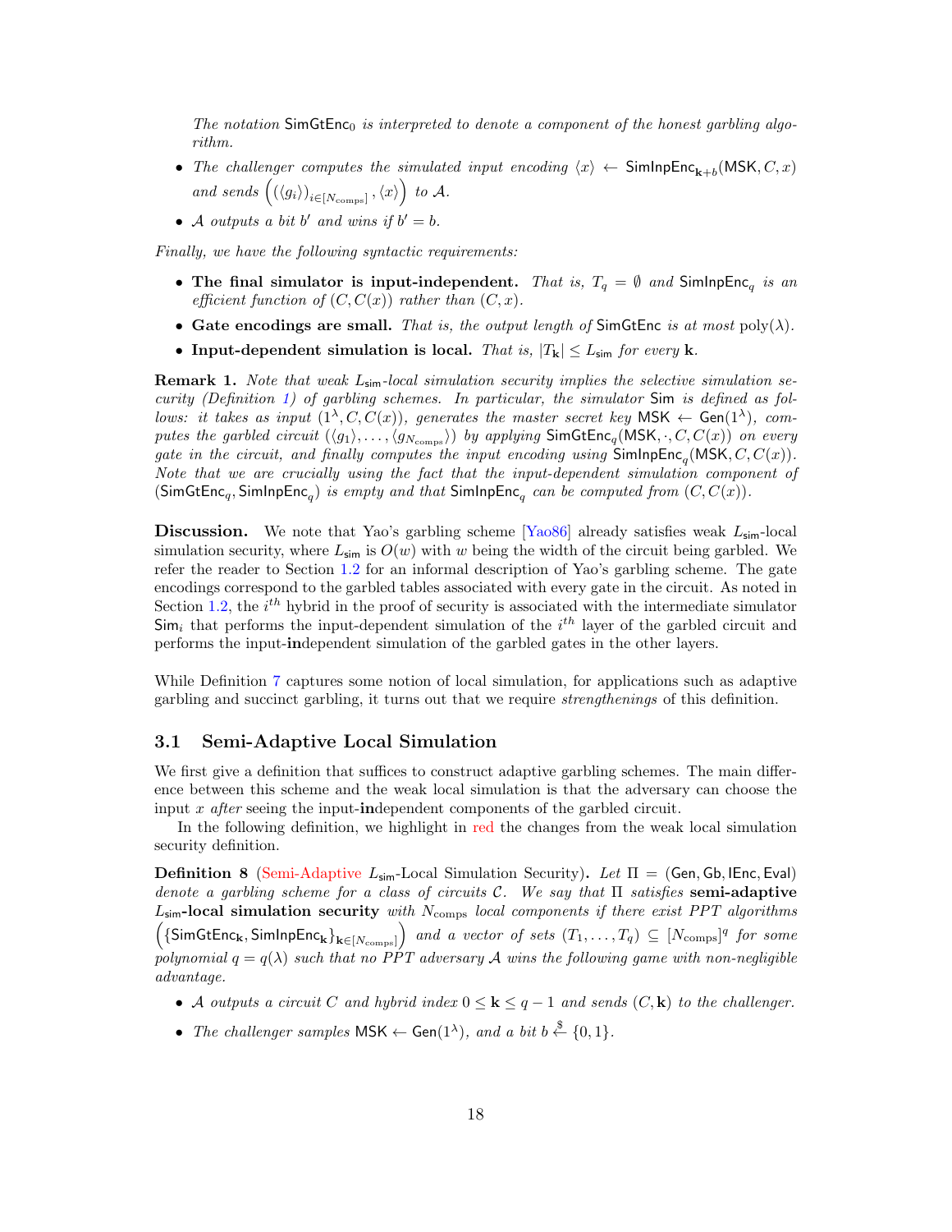*The notation* $\mathsf{SimGtEnc}_0$ *is interpreted to denote a component of the honest garbling algorithm.*

- *The challenger computes the simulated input encoding* $\langle x \rangle \leftarrow \mathsf{SimInpEnc}_{\mathbf{k}+b}(\mathsf{MSK}, C, x)$ *and sends* $\left( (\langle g_i \rangle)_{i \in [N_{\text{comps}}]}, \langle x \rangle \right)$ *to* $\mathcal{A}$*.*
- $\mathcal{A}$ *outputs a bit* $b'$ *and wins if* $b' = b$*.*

*Finally, we have the following syntactic requirements:*

- **The final simulator is input-independent.** *That is,* $T_q = \emptyset$ *and* $\mathsf{SimInpEnc}_q$ *is an efficient function of* $(C, C(x))$ *rather than* $(C, x)$*.*
- **Gate encodings are small.** *That is, the output length of* $\mathsf{SimGtEnc}$ *is at most* $\mathrm{poly}(\lambda)$*.*
- **Input-dependent simulation is local.** *That is,* $|T_{\mathbf{k}}| \leq L_{\mathsf{sim}}$ *for every* $\mathbf{k}$*.*

**Remark 1.** *Note that weak* $L_{\mathsf{sim}}$*-local simulation security implies the selective simulation security (Definition 1) of garbling schemes. In particular, the simulator* $\mathsf{Sim}$ *is defined as follows: it takes as input* $(1^\lambda, C, C(x))$*, generates the master secret key* $\mathsf{MSK} \leftarrow \mathsf{Gen}(1^\lambda)$*, computes the garbled circuit* $(\langle g_1 \rangle, \ldots, \langle g_{N_{\text{comps}}} \rangle)$ *by applying* $\mathsf{SimGtEnc}_q(\mathsf{MSK}, \cdot, C, C(x))$ *on every gate in the circuit, and finally computes the input encoding using* $\mathsf{SimInpEnc}_q(\mathsf{MSK}, C, C(x))$*. Note that we are crucially using the fact that the input-dependent simulation component of* $(\mathsf{SimGtEnc}_q, \mathsf{SimInpEnc}_q)$ *is empty and that* $\mathsf{SimInpEnc}_q$ *can be computed from* $(C, C(x))$*.*

**Discussion.** We note that Yao's garbling scheme [Yao86] already satisfies weak $L_{\mathsf{sim}}$-local simulation security, where $L_{\mathsf{sim}}$ is $O(w)$ with $w$ being the width of the circuit being garbled. We refer the reader to Section 1.2 for an informal description of Yao's garbling scheme. The gate encodings correspond to the garbled tables associated with every gate in the circuit. As noted in Section 1.2, the $i^{th}$ hybrid in the proof of security is associated with the intermediate simulator $\mathsf{Sim}_i$ that performs the input-dependent simulation of the $i^{th}$ layer of the garbled circuit and performs the input-**in**dependent simulation of the garbled gates in the other layers.

While Definition 7 captures some notion of local simulation, for applications such as adaptive garbling and succinct garbling, it turns out that we require *strengthenings* of this definition.

## 3.1 Semi-Adaptive Local Simulation

We first give a definition that suffices to construct adaptive garbling schemes. The main difference between this scheme and the weak local simulation is that the adversary can choose the input $x$ *after* seeing the input-**in**dependent components of the garbled circuit.

In the following definition, we highlight in red the changes from the weak local simulation security definition.

**Definition 8** (Semi-Adaptive $L_{\mathsf{sim}}$-Local Simulation Security)**.** *Let* $\Pi = (\mathsf{Gen}, \mathsf{Gb}, \mathsf{IEnc}, \mathsf{Eval})$ *denote a garbling scheme for a class of circuits* $\mathcal{C}$*. We say that* $\Pi$ *satisfies* **semi-adaptive** $L_{\mathsf{sim}}$**-local simulation security** *with* $N_{\text{comps}}$ *local components if there exist PPT algorithms* $\left( \{\mathsf{SimGtEnc}_{\mathbf{k}}, \mathsf{SimInpEnc}_{\mathbf{k}}\}_{\mathbf{k} \in [N_{\text{comps}}]} \right)$ *and a vector of sets* $(T_1, \ldots, T_q) \subseteq [N_{\text{comps}}]^q$ *for some polynomial* $q = q(\lambda)$ *such that no PPT adversary* $\mathcal{A}$ *wins the following game with non-negligible advantage.*

- $\mathcal{A}$ *outputs a circuit* $C$ *and hybrid index* $0 \leq \mathbf{k} \leq q - 1$ *and sends* $(C, \mathbf{k})$ *to the challenger.*
- *The challenger samples* $\mathsf{MSK} \leftarrow \mathsf{Gen}(1^\lambda)$*, and a bit* $b \xleftarrow{\$} \{0, 1\}$*.*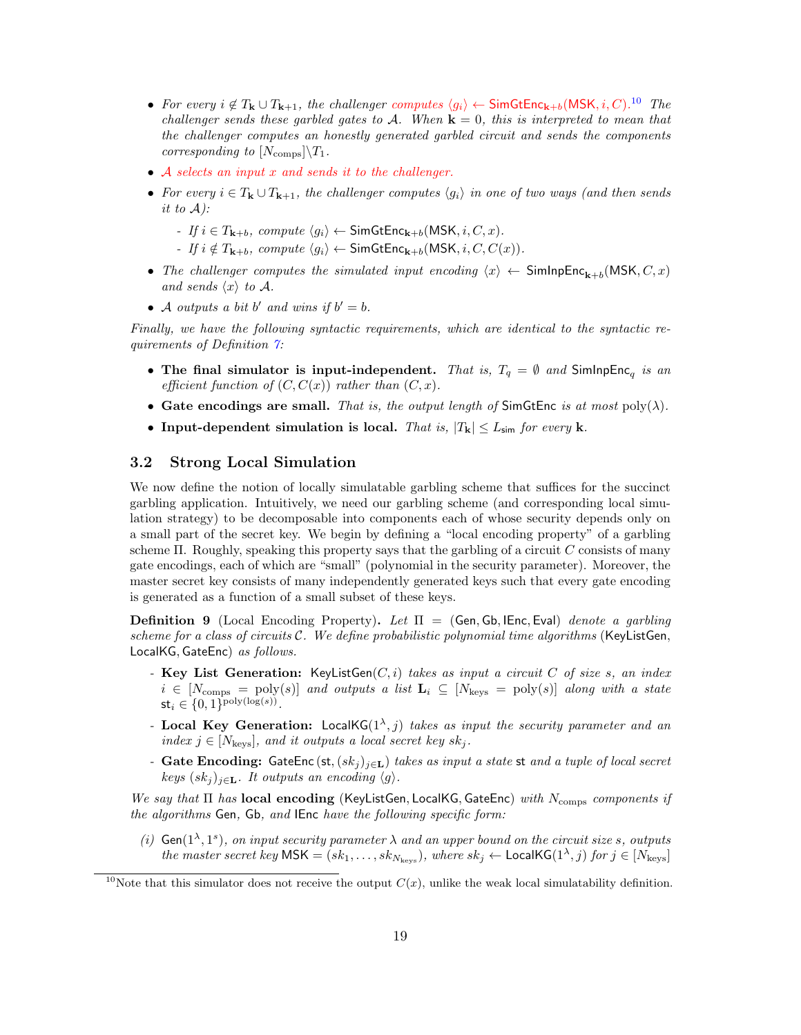- *For every $i \notin T_{\mathbf{k}} \cup T_{\mathbf{k}+1}$, the challenger computes $\langle g_i \rangle \leftarrow \mathsf{SimGtEnc}_{\mathbf{k}+b}(\mathsf{MSK}, i, C)$.*[10] *The challenger sends these garbled gates to $\mathcal{A}$. When $\mathbf{k} = 0$, this is interpreted to mean that the challenger computes an honestly generated garbled circuit and sends the components corresponding to $[N_{\text{comps}}] \backslash T_1$.*
- *$\mathcal{A}$ selects an input $x$ and sends it to the challenger.*
- *For every $i \in T_{\mathbf{k}} \cup T_{\mathbf{k}+1}$, the challenger computes $\langle g_i \rangle$ in one of two ways (and then sends it to $\mathcal{A}$):*
  - *If $i \in T_{\mathbf{k}+b}$, compute $\langle g_i \rangle \leftarrow \mathsf{SimGtEnc}_{\mathbf{k}+b}(\mathsf{MSK}, i, C, x)$.*
  - *If $i \notin T_{\mathbf{k}+b}$, compute $\langle g_i \rangle \leftarrow \mathsf{SimGtEnc}_{\mathbf{k}+b}(\mathsf{MSK}, i, C, C(x))$.*
- *The challenger computes the simulated input encoding $\langle x \rangle \leftarrow \mathsf{SimInpEnc}_{\mathbf{k}+b}(\mathsf{MSK}, C, x)$ and sends $\langle x \rangle$ to $\mathcal{A}$.*
- *$\mathcal{A}$ outputs a bit $b'$ and wins if $b' = b$.*

*Finally, we have the following syntactic requirements, which are identical to the syntactic requirements of Definition 7:*

- **The final simulator is input-independent.** *That is, $T_q = \emptyset$ and $\mathsf{SimInpEnc}_q$ is an efficient function of $(C, C(x))$ rather than $(C, x)$.*
- **Gate encodings are small.** *That is, the output length of $\mathsf{SimGtEnc}$ is at most $\text{poly}(\lambda)$.*
- **Input-dependent simulation is local.** *That is, $|T_{\mathbf{k}}| \leq L_{\mathsf{sim}}$ for every $\mathbf{k}$.*

### 3.2 Strong Local Simulation

We now define the notion of locally simulatable garbling scheme that suffices for the succinct garbling application. Intuitively, we need our garbling scheme (and corresponding local simulation strategy) to be decomposable into components each of whose security depends only on a small part of the secret key. We begin by defining a "local encoding property" of a garbling scheme $\Pi$. Roughly, speaking this property says that the garbling of a circuit $C$ consists of many gate encodings, each of which are "small" (polynomial in the security parameter). Moreover, the master secret key consists of many independently generated keys such that every gate encoding is generated as a function of a small subset of these keys.

**Definition 9** (Local Encoding Property)**.** *Let $\Pi = (\mathsf{Gen}, \mathsf{Gb}, \mathsf{IEnc}, \mathsf{Eval})$ denote a garbling scheme for a class of circuits $\mathcal{C}$. We define probabilistic polynomial time algorithms* $(\mathsf{KeyListGen}, \mathsf{LocalKG}, \mathsf{GateEnc})$ *as follows.*

- **Key List Generation:** *$\mathsf{KeyListGen}(C, i)$ takes as input a circuit $C$ of size $s$, an index $i \in [N_{\text{comps}} = \text{poly}(s)]$ and outputs a list $\mathbf{L}_i \subseteq [N_{\text{keys}} = \text{poly}(s)]$ along with a state $\mathsf{st}_i \in \{0,1\}^{\text{poly}(\log(s))}$.*
- **Local Key Generation:** *$\mathsf{LocalKG}(1^\lambda, j)$ takes as input the security parameter and an index $j \in [N_{\text{keys}}]$, and it outputs a local secret key $sk_j$.*
- **Gate Encoding:** *$\mathsf{GateEnc}(\mathsf{st}, (sk_j)_{j \in \mathbf{L}})$ takes as input a state $\mathsf{st}$ and a tuple of local secret keys $(sk_j)_{j \in \mathbf{L}}$. It outputs an encoding $\langle g \rangle$.*

*We say that $\Pi$ has* **local encoding** $(\mathsf{KeyListGen}, \mathsf{LocalKG}, \mathsf{GateEnc})$ *with $N_{\text{comps}}$ components if the algorithms $\mathsf{Gen}$, $\mathsf{Gb}$, and $\mathsf{IEnc}$ have the following specific form:*

*(i) $\mathsf{Gen}(1^\lambda, 1^s)$, on input security parameter $\lambda$ and an upper bound on the circuit size $s$, outputs the master secret key $\mathsf{MSK} = (sk_1, \ldots, sk_{N_{\text{keys}}})$, where $sk_j \leftarrow \mathsf{LocalKG}(1^\lambda, j)$ for $j \in [N_{\text{keys}}]$*

[10] Note that this simulator does not receive the output $C(x)$, unlike the weak local simulatability definition.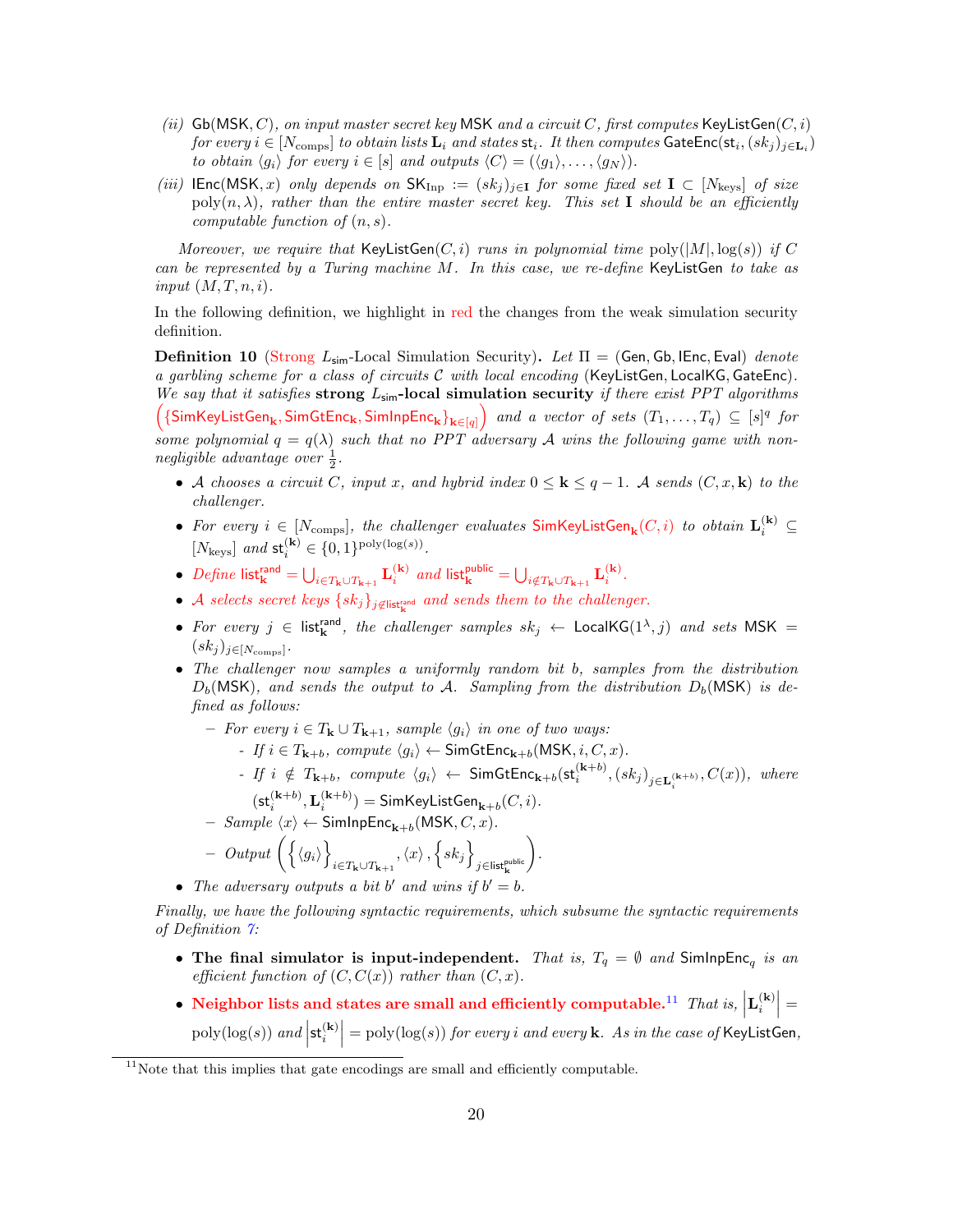*(ii)* $\mathsf{Gb}(\mathsf{MSK}, C)$*, on input master secret key* $\mathsf{MSK}$ *and a circuit* $C$*, first computes* $\mathsf{KeyListGen}(C, i)$ *for every* $i \in [N_{\text{comps}}]$ *to obtain lists* $\mathbf{L}_i$ *and states* $\mathsf{st}_i$*. It then computes* $\mathsf{GateEnc}(\mathsf{st}_i, (sk_j)_{j \in \mathbf{L}_i})$ *to obtain* $\langle g_i \rangle$ *for every* $i \in [s]$ *and outputs* $\langle C \rangle = (\langle g_1 \rangle, \ldots, \langle g_N \rangle)$*.*

*(iii)* $\mathsf{IEnc}(\mathsf{MSK}, x)$ *only depends on* $\mathsf{SK}_{\text{Inp}} := (sk_j)_{j \in \mathbf{I}}$ *for some fixed set* $\mathbf{I} \subset [N_{\text{keys}}]$ *of size* $\text{poly}(n, \lambda)$*, rather than the entire master secret key. This set* $\mathbf{I}$ *should be an efficiently computable function of* $(n, s)$*.*

*Moreover, we require that* $\mathsf{KeyListGen}(C, i)$ *runs in polynomial time* $\text{poly}(|M|, \log(s))$ *if* $C$ *can be represented by a Turing machine* $M$*. In this case, we re-define* $\mathsf{KeyListGen}$ *to take as input* $(M, T, n, i)$*.*

In the following definition, we highlight in red the changes from the weak simulation security definition.

**Definition 10** (Strong $L_{\mathsf{sim}}$-Local Simulation Security)**.** *Let* $\Pi = (\mathsf{Gen}, \mathsf{Gb}, \mathsf{IEnc}, \mathsf{Eval})$ *denote a garbling scheme for a class of circuits* $\mathcal{C}$ *with local encoding* $(\mathsf{KeyListGen}, \mathsf{LocalKG}, \mathsf{GateEnc})$*. We say that it satisfies* **strong** $L_{\mathsf{sim}}$**-local simulation security** *if there exist PPT algorithms* $\left(\{\mathsf{SimKeyListGen}_{\mathbf{k}}, \mathsf{SimGtEnc}_{\mathbf{k}}, \mathsf{SimInpEnc}_{\mathbf{k}}\}_{\mathbf{k} \in [q]}\right)$ *and a vector of sets* $(T_1, \ldots, T_q) \subseteq [s]^q$ *for some polynomial* $q = q(\lambda)$ *such that no PPT adversary* $\mathcal{A}$ *wins the following game with non-negligible advantage over* $\frac{1}{2}$*.*

- $\mathcal{A}$ *chooses a circuit* $C$*, input* $x$*, and hybrid index* $0 \leq \mathbf{k} \leq q - 1$*.* $\mathcal{A}$ *sends* $(C, x, \mathbf{k})$ *to the challenger.*
- *For every* $i \in [N_{\text{comps}}]$*, the challenger evaluates* $\mathsf{SimKeyListGen}_{\mathbf{k}}(C, i)$ *to obtain* $\mathbf{L}_i^{(\mathbf{k})} \subseteq [N_{\text{keys}}]$ *and* $\mathsf{st}_i^{(\mathbf{k})} \in \{0,1\}^{\text{poly}(\log(s))}$*.*
- *Define* $\mathsf{list}_{\mathbf{k}}^{\mathsf{rand}} = \bigcup_{i \in T_{\mathbf{k}} \cup T_{\mathbf{k}+1}} \mathbf{L}_i^{(\mathbf{k})}$ *and* $\mathsf{list}_{\mathbf{k}}^{\mathsf{public}} = \bigcup_{i \notin T_{\mathbf{k}} \cup T_{\mathbf{k}+1}} \mathbf{L}_i^{(\mathbf{k})}$*.*
- $\mathcal{A}$ *selects secret keys* $\{sk_j\}_{j \notin \mathsf{list}_{\mathbf{k}}^{\mathsf{rand}}}$ *and sends them to the challenger.*
- *For every* $j \in \mathsf{list}_{\mathbf{k}}^{\mathsf{rand}}$*, the challenger samples* $sk_j \leftarrow \mathsf{LocalKG}(1^\lambda, j)$ *and sets* $\mathsf{MSK} = (sk_j)_{j \in [N_{\text{comps}}]}$*.*
- *The challenger now samples a uniformly random bit* $b$*, samples from the distribution* $D_b(\mathsf{MSK})$*, and sends the output to* $\mathcal{A}$*. Sampling from the distribution* $D_b(\mathsf{MSK})$ *is defined as follows:*
  - *For every* $i \in T_{\mathbf{k}} \cup T_{\mathbf{k}+1}$*, sample* $\langle g_i \rangle$ *in one of two ways:*
    - *If* $i \in T_{\mathbf{k}+b}$*, compute* $\langle g_i \rangle \leftarrow \mathsf{SimGtEnc}_{\mathbf{k}+b}(\mathsf{MSK}, i, C, x)$*.*
    - *If* $i \notin T_{\mathbf{k}+b}$*, compute* $\langle g_i \rangle \leftarrow \mathsf{SimGtEnc}_{\mathbf{k}+b}(\mathsf{st}_i^{(\mathbf{k}+b)}, (sk_j)_{j \in \mathbf{L}_i^{(\mathbf{k}+b)}}, C(x))$*, where* $(\mathsf{st}_i^{(\mathbf{k}+b)}, \mathbf{L}_i^{(\mathbf{k}+b)}) = \mathsf{SimKeyListGen}_{\mathbf{k}+b}(C, i)$*.*
  - *Sample* $\langle x \rangle \leftarrow \mathsf{SimInpEnc}_{\mathbf{k}+b}(\mathsf{MSK}, C, x)$*.*
  - *Output* $\left(\left\{\langle g_i \rangle\right\}_{i \in T_{\mathbf{k}} \cup T_{\mathbf{k}+1}}, \langle x \rangle, \left\{sk_j\right\}_{j \in \mathsf{list}_{\mathbf{k}}^{\mathsf{public}}}\right)$*.*
- *The adversary outputs a bit* $b'$ *and wins if* $b' = b$*.*

*Finally, we have the following syntactic requirements, which subsume the syntactic requirements of Definition 7:*

- **The final simulator is input-independent.** *That is,* $T_q = \emptyset$ *and* $\mathsf{SimInpEnc}_q$ *is an efficient function of* $(C, C(x))$ *rather than* $(C, x)$*.*
- **Neighbor lists and states are small and efficiently computable.**[11] *That is,* $\left|\mathbf{L}_i^{(\mathbf{k})}\right| = \text{poly}(\log(s))$ *and* $\left|\mathsf{st}_i^{(\mathbf{k})}\right| = \text{poly}(\log(s))$ *for every* $i$ *and every* $\mathbf{k}$*. As in the case of* $\mathsf{KeyListGen}$*,*

[11] Note that this implies that gate encodings are small and efficiently computable.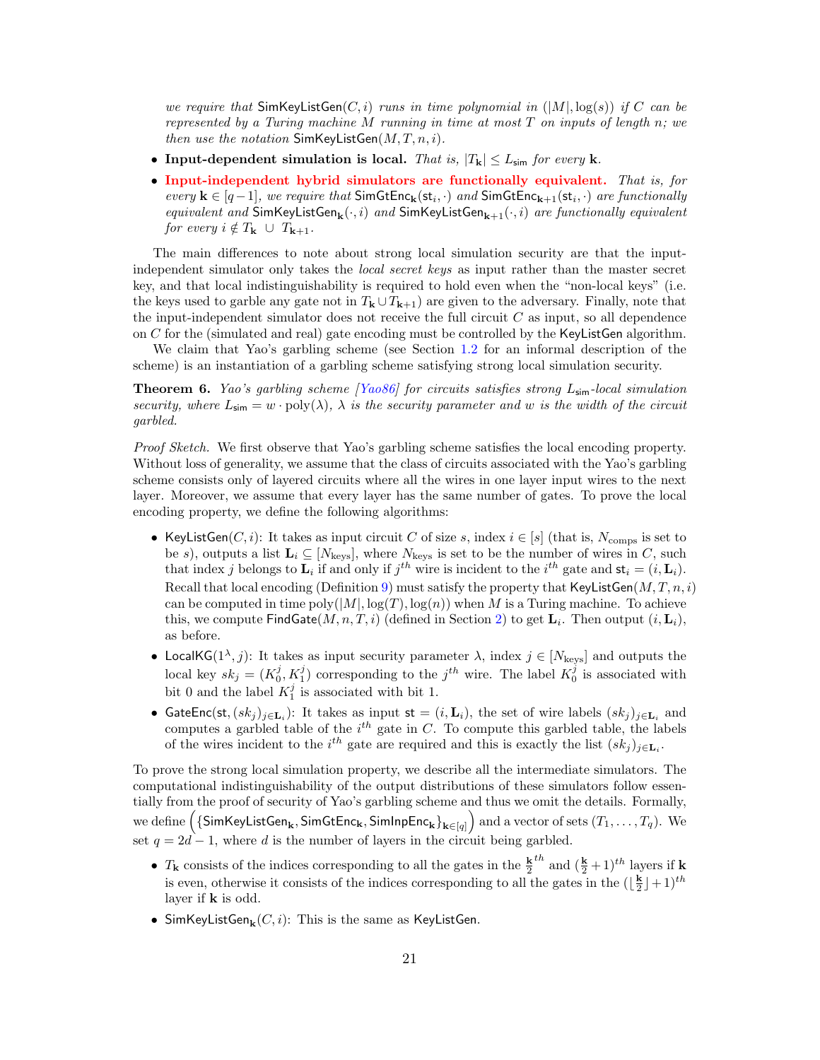*we require that* $\mathsf{SimKeyListGen}(C, i)$ *runs in time polynomial in* $(|M|, \log(s))$ *if* $C$ *can be represented by a Turing machine* $M$ *running in time at most* $T$ *on inputs of length* $n$*; we then use the notation* $\mathsf{SimKeyListGen}(M, T, n, i)$.

- **Input-dependent simulation is local.** *That is,* $|T_{\mathbf{k}}| \leq L_{\mathsf{sim}}$ *for every* $\mathbf{k}$.
- **Input-independent hybrid simulators are functionally equivalent.** *That is, for every* $\mathbf{k} \in [q-1]$*, we require that* $\mathsf{SimGtEnc}_{\mathbf{k}}(\mathsf{st}_i, \cdot)$ *and* $\mathsf{SimGtEnc}_{\mathbf{k}+1}(\mathsf{st}_i, \cdot)$ *are functionally equivalent and* $\mathsf{SimKeyListGen}_{\mathbf{k}}(\cdot, i)$ *and* $\mathsf{SimKeyListGen}_{\mathbf{k}+1}(\cdot, i)$ *are functionally equivalent for every* $i \notin T_{\mathbf{k}} \cup T_{\mathbf{k}+1}$.

The main differences to note about strong local simulation security are that the input-independent simulator only takes the *local secret keys* as input rather than the master secret key, and that local indistinguishability is required to hold even when the "non-local keys" (i.e. the keys used to garble any gate not in $T_{\mathbf{k}} \cup T_{\mathbf{k}+1}$) are given to the adversary. Finally, note that the input-independent simulator does not receive the full circuit $C$ as input, so all dependence on $C$ for the (simulated and real) gate encoding must be controlled by the $\mathsf{KeyListGen}$ algorithm.

We claim that Yao's garbling scheme (see Section 1.2 for an informal description of the scheme) is an instantiation of a garbling scheme satisfying strong local simulation security.

**Theorem 6.** *Yao's garbling scheme [Yao86] for circuits satisfies strong* $L_{\mathsf{sim}}$*-local simulation security, where* $L_{\mathsf{sim}} = w \cdot \mathrm{poly}(\lambda)$*,* $\lambda$ *is the security parameter and* $w$ *is the width of the circuit garbled.*

*Proof Sketch.* We first observe that Yao's garbling scheme satisfies the local encoding property. Without loss of generality, we assume that the class of circuits associated with the Yao's garbling scheme consists only of layered circuits where all the wires in one layer input wires to the next layer. Moreover, we assume that every layer has the same number of gates. To prove the local encoding property, we define the following algorithms:

- $\mathsf{KeyListGen}(C, i)$: It takes as input circuit $C$ of size $s$, index $i \in [s]$ (that is, $N_{\text{comps}}$ is set to be $s$), outputs a list $\mathbf{L}_i \subseteq [N_{\text{keys}}]$, where $N_{\text{keys}}$ is set to be the number of wires in $C$, such that index $j$ belongs to $\mathbf{L}_i$ if and only if $j^{th}$ wire is incident to the $i^{th}$ gate and $\mathsf{st}_i = (i, \mathbf{L}_i)$. Recall that local encoding (Definition 9) must satisfy the property that $\mathsf{KeyListGen}(M, T, n, i)$ can be computed in time $\mathrm{poly}(|M|, \log(T), \log(n))$ when $M$ is a Turing machine. To achieve this, we compute $\mathsf{FindGate}(M, n, T, i)$ (defined in Section 2) to get $\mathbf{L}_i$. Then output $(i, \mathbf{L}_i)$, as before.
- $\mathsf{LocalKG}(1^\lambda, j)$: It takes as input security parameter $\lambda$, index $j \in [N_{\text{keys}}]$ and outputs the local key $sk_j = (K_0^j, K_1^j)$ corresponding to the $j^{th}$ wire. The label $K_0^j$ is associated with bit 0 and the label $K_1^j$ is associated with bit 1.
- $\mathsf{GateEnc}(\mathsf{st}, (sk_j)_{j \in \mathbf{L}_i})$: It takes as input $\mathsf{st} = (i, \mathbf{L}_i)$, the set of wire labels $(sk_j)_{j \in \mathbf{L}_i}$ and computes a garbled table of the $i^{th}$ gate in $C$. To compute this garbled table, the labels of the wires incident to the $i^{th}$ gate are required and this is exactly the list $(sk_j)_{j \in \mathbf{L}_i}$.

To prove the strong local simulation property, we describe all the intermediate simulators. The computational indistinguishability of the output distributions of these simulators follow essentially from the proof of security of Yao's garbling scheme and thus we omit the details. Formally, we define $\left(\{\mathsf{SimKeyListGen}_{\mathbf{k}}, \mathsf{SimGtEnc}_{\mathbf{k}}, \mathsf{SimInpEnc}_{\mathbf{k}}\}_{\mathbf{k} \in [q]}\right)$ and a vector of sets $(T_1, \ldots, T_q)$. We set $q = 2d - 1$, where $d$ is the number of layers in the circuit being garbled.

- $T_{\mathbf{k}}$ consists of the indices corresponding to all the gates in the $\frac{\mathbf{k}}{2}^{th}$ and $(\frac{\mathbf{k}}{2}+1)^{th}$ layers if $\mathbf{k}$ is even, otherwise it consists of the indices corresponding to all the gates in the $(\lfloor \frac{\mathbf{k}}{2} \rfloor + 1)^{th}$ layer if $\mathbf{k}$ is odd.
- $\mathsf{SimKeyListGen}_{\mathbf{k}}(C, i)$: This is the same as $\mathsf{KeyListGen}$.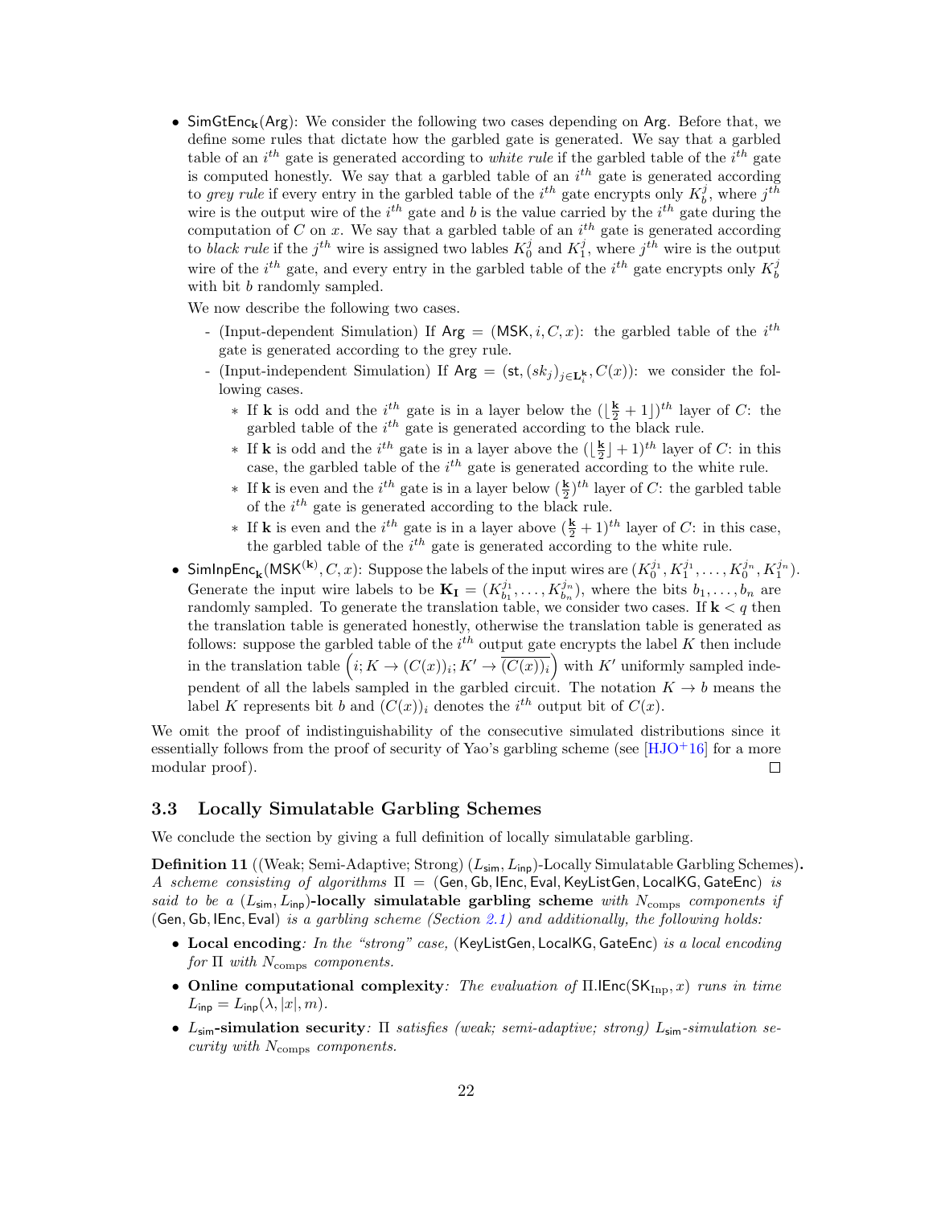- $\mathsf{SimGtEnc}_{\mathbf{k}}(\mathsf{Arg})$: We consider the following two cases depending on $\mathsf{Arg}$. Before that, we define some rules that dictate how the garbled gate is generated. We say that a garbled table of an $i^{th}$ gate is generated according to *white rule* if the garbled table of the $i^{th}$ gate is computed honestly. We say that a garbled table of an $i^{th}$ gate is generated according to *grey rule* if every entry in the garbled table of the $i^{th}$ gate encrypts only $K_b^j$, where $j^{th}$ wire is the output wire of the $i^{th}$ gate and $b$ is the value carried by the $i^{th}$ gate during the computation of $C$ on $x$. We say that a garbled table of an $i^{th}$ gate is generated according to *black rule* if the $j^{th}$ wire is assigned two lables $K_0^j$ and $K_1^j$, where $j^{th}$ wire is the output wire of the $i^{th}$ gate, and every entry in the garbled table of the $i^{th}$ gate encrypts only $K_b^j$ with bit $b$ randomly sampled.

  We now describe the following two cases.

  - (Input-dependent Simulation) If $\mathsf{Arg} = (\mathsf{MSK}, i, C, x)$: the garbled table of the $i^{th}$ gate is generated according to the grey rule.
  - (Input-independent Simulation) If $\mathsf{Arg} = (\mathsf{st}, (sk_j)_{j \in \mathbf{L}_i^{\mathbf{k}}}, C(x))$: we consider the following cases.
    - If $\mathbf{k}$ is odd and the $i^{th}$ gate is in a layer below the $(\lfloor \frac{\mathbf{k}}{2} + 1 \rfloor)^{th}$ layer of $C$: the garbled table of the $i^{th}$ gate is generated according to the black rule.
    - If $\mathbf{k}$ is odd and the $i^{th}$ gate is in a layer above the $(\lfloor \frac{\mathbf{k}}{2} \rfloor + 1)^{th}$ layer of $C$: in this case, the garbled table of the $i^{th}$ gate is generated according to the white rule.
    - If $\mathbf{k}$ is even and the $i^{th}$ gate is in a layer below $(\frac{\mathbf{k}}{2})^{th}$ layer of $C$: the garbled table of the $i^{th}$ gate is generated according to the black rule.
    - If $\mathbf{k}$ is even and the $i^{th}$ gate is in a layer above $(\frac{\mathbf{k}}{2} + 1)^{th}$ layer of $C$: in this case, the garbled table of the $i^{th}$ gate is generated according to the white rule.

- $\mathsf{SimInpEnc}_{\mathbf{k}}(\mathsf{MSK}^{(\mathbf{k})}, C, x)$: Suppose the labels of the input wires are $(K_0^{j_1}, K_1^{j_1}, \ldots, K_0^{j_n}, K_1^{j_n})$. Generate the input wire labels to be $\mathbf{K_I} = (K_{b_1}^{j_1}, \ldots, K_{b_n}^{j_n})$, where the bits $b_1, \ldots, b_n$ are randomly sampled. To generate the translation table, we consider two cases. If $\mathbf{k} < q$ then the translation table is generated honestly, otherwise the translation table is generated as follows: suppose the garbled table of the $i^{th}$ output gate encrypts the label $K$ then include in the translation table $\left(i; K \to (C(x))_i; K' \to \overline{(C(x))_i}\right)$ with $K'$ uniformly sampled independent of all the labels sampled in the garbled circuit. The notation $K \to b$ means the label $K$ represents bit $b$ and $(C(x))_i$ denotes the $i^{th}$ output bit of $C(x)$.

We omit the proof of indistinguishability of the consecutive simulated distributions since it essentially follows from the proof of security of Yao's garbling scheme (see [HJO+16] for a more modular proof). □

### 3.3 Locally Simulatable Garbling Schemes

We conclude the section by giving a full definition of locally simulatable garbling.

**Definition 11** ((Weak; Semi-Adaptive; Strong) $(L_{\mathsf{sim}}, L_{\mathsf{inp}})$-Locally Simulatable Garbling Schemes)**.** *A scheme consisting of algorithms $\Pi = (\mathsf{Gen}, \mathsf{Gb}, \mathsf{IEnc}, \mathsf{Eval}, \mathsf{KeyListGen}, \mathsf{LocalKG}, \mathsf{GateEnc})$ is said to be a* $(L_{\mathsf{sim}}, L_{\mathsf{inp}})$**-locally simulatable garbling scheme** *with $N_{\text{comps}}$ components if $(\mathsf{Gen}, \mathsf{Gb}, \mathsf{IEnc}, \mathsf{Eval})$ is a garbling scheme (Section 2.1) and additionally, the following holds:*

- **Local encoding***: In the "strong" case, $(\mathsf{KeyListGen}, \mathsf{LocalKG}, \mathsf{GateEnc})$ is a local encoding for $\Pi$ with $N_{\text{comps}}$ components.*
- **Online computational complexity***: The evaluation of $\Pi.\mathsf{IEnc}(\mathsf{SK}_{\text{Inp}}, x)$ runs in time $L_{\mathsf{inp}} = L_{\mathsf{inp}}(\lambda, |x|, m)$.*
- $L_{\mathsf{sim}}$**-simulation security***: $\Pi$ satisfies (weak; semi-adaptive; strong) $L_{\mathsf{sim}}$-simulation security with $N_{\text{comps}}$ components.*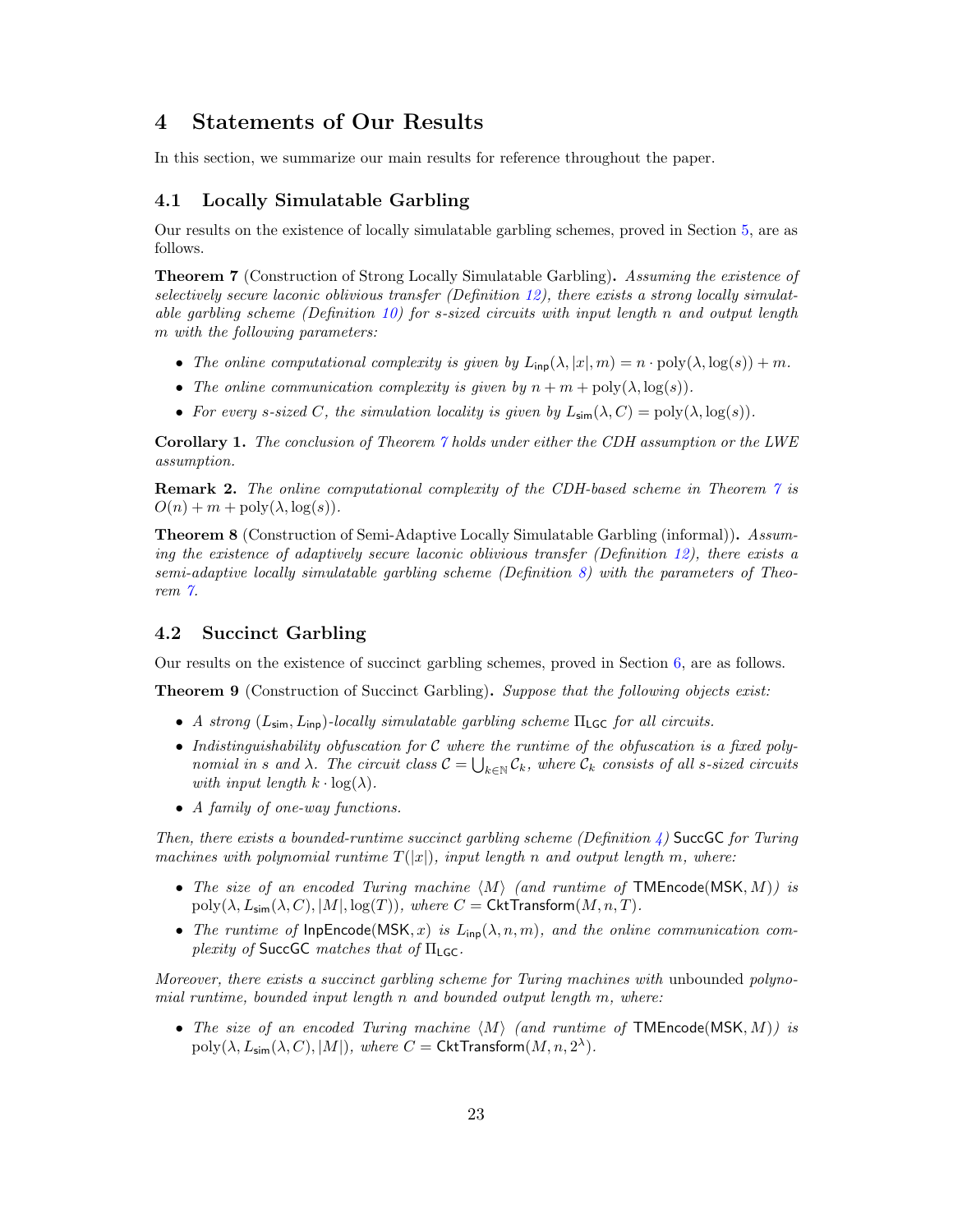# 4 Statements of Our Results

In this section, we summarize our main results for reference throughout the paper.

## 4.1 Locally Simulatable Garbling

Our results on the existence of locally simulatable garbling schemes, proved in Section 5, are as follows.

**Theorem 7** (Construction of Strong Locally Simulatable Garbling)**.** *Assuming the existence of selectively secure laconic oblivious transfer (Definition 12), there exists a strong locally simulatable garbling scheme (Definition 10) for s-sized circuits with input length n and output length m with the following parameters:*

- *The online computational complexity is given by* $L_{\mathsf{inp}}(\lambda, |x|, m) = n \cdot \mathrm{poly}(\lambda, \log(s)) + m$.
- *The online communication complexity is given by* $n + m + \mathrm{poly}(\lambda, \log(s))$.
- *For every s-sized C, the simulation locality is given by* $L_{\mathsf{sim}}(\lambda, C) = \mathrm{poly}(\lambda, \log(s))$.

**Corollary 1.** *The conclusion of Theorem 7 holds under either the CDH assumption or the LWE assumption.*

**Remark 2.** *The online computational complexity of the CDH-based scheme in Theorem 7 is* $O(n) + m + \mathrm{poly}(\lambda, \log(s))$.

**Theorem 8** (Construction of Semi-Adaptive Locally Simulatable Garbling (informal))**.** *Assuming the existence of adaptively secure laconic oblivious transfer (Definition 12), there exists a semi-adaptive locally simulatable garbling scheme (Definition 8) with the parameters of Theorem 7.*

## 4.2 Succinct Garbling

Our results on the existence of succinct garbling schemes, proved in Section 6, are as follows.

**Theorem 9** (Construction of Succinct Garbling)**.** *Suppose that the following objects exist:*

- *A strong* $(L_{\mathsf{sim}}, L_{\mathsf{inp}})$*-locally simulatable garbling scheme* $\Pi_{\mathsf{LGC}}$ *for all circuits.*
- *Indistinguishability obfuscation for* $\mathcal{C}$ *where the runtime of the obfuscation is a fixed polynomial in s and* $\lambda$*. The circuit class* $\mathcal{C} = \bigcup_{k \in \mathbb{N}} \mathcal{C}_k$*, where* $\mathcal{C}_k$ *consists of all s-sized circuits with input length* $k \cdot \log(\lambda)$*.*
- *A family of one-way functions.*

*Then, there exists a bounded-runtime succinct garbling scheme (Definition 4)* SuccGC *for Turing machines with polynomial runtime* $T(|x|)$*, input length n and output length m, where:*

- *The size of an encoded Turing machine* $\langle M \rangle$ *(and runtime of* $\mathsf{TMEncode}(\mathsf{MSK}, M)$*) is* $\mathrm{poly}(\lambda, L_{\mathsf{sim}}(\lambda, C), |M|, \log(T))$*, where* $C = \mathsf{CktTransform}(M, n, T)$*.*
- *The runtime of* $\mathsf{InpEncode}(\mathsf{MSK}, x)$ *is* $L_{\mathsf{inp}}(\lambda, n, m)$*, and the online communication complexity of* SuccGC *matches that of* $\Pi_{\mathsf{LGC}}$*.*

*Moreover, there exists a succinct garbling scheme for Turing machines with* unbounded *polynomial runtime, bounded input length n and bounded output length m, where:*

- *The size of an encoded Turing machine* $\langle M \rangle$ *(and runtime of* $\mathsf{TMEncode}(\mathsf{MSK}, M)$*) is* $\mathrm{poly}(\lambda, L_{\mathsf{sim}}(\lambda, C), |M|)$*, where* $C = \mathsf{CktTransform}(M, n, 2^\lambda)$*.*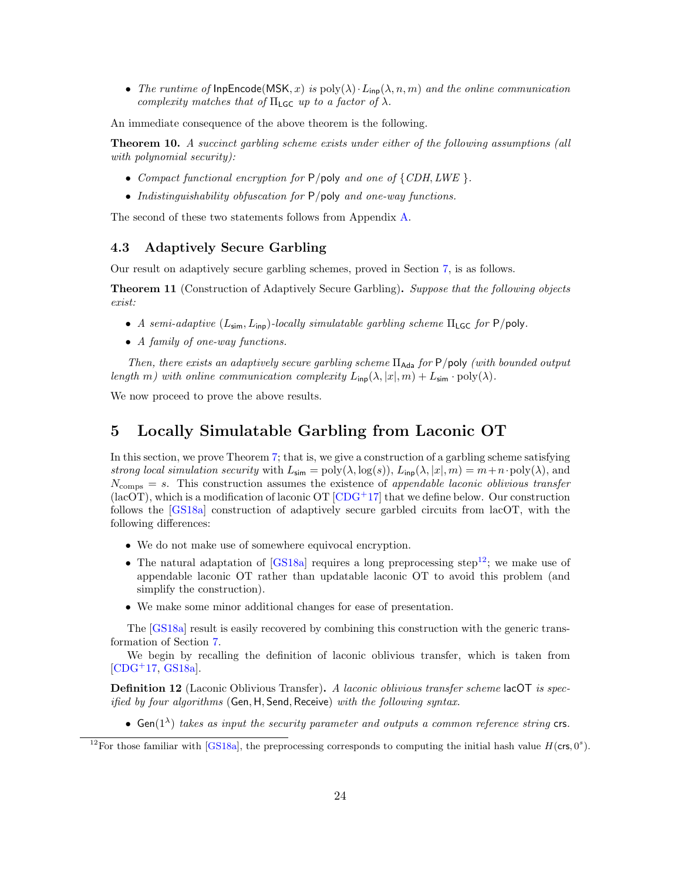- *The runtime of* $\mathsf{InpEncode}(\mathsf{MSK}, x)$ *is* $\text{poly}(\lambda) \cdot L_{\mathsf{inp}}(\lambda, n, m)$ *and the online communication complexity matches that of* $\Pi_{\mathsf{LGC}}$ *up to a factor of* $\lambda$.

An immediate consequence of the above theorem is the following.

**Theorem 10.** *A succinct garbling scheme exists under either of the following assumptions (all with polynomial security):*

- *Compact functional encryption for* $\mathsf{P}/\mathsf{poly}$ *and one of* $\{CDH, LWE\}$.
- *Indistinguishability obfuscation for* $\mathsf{P}/\mathsf{poly}$ *and one-way functions.*

The second of these two statements follows from Appendix A.

### 4.3 Adaptively Secure Garbling

Our result on adaptively secure garbling schemes, proved in Section 7, is as follows.

**Theorem 11** (Construction of Adaptively Secure Garbling)**.** *Suppose that the following objects exist:*

- *A semi-adaptive* $(L_{\mathsf{sim}}, L_{\mathsf{inp}})$*-locally simulatable garbling scheme* $\Pi_{\mathsf{LGC}}$ *for* $\mathsf{P}/\mathsf{poly}$.
- *A family of one-way functions.*

*Then, there exists an adaptively secure garbling scheme* $\Pi_{\mathsf{Ada}}$ *for* $\mathsf{P}/\mathsf{poly}$ *(with bounded output length* $m$*) with online communication complexity* $L_{\mathsf{inp}}(\lambda, |x|, m) + L_{\mathsf{sim}} \cdot \text{poly}(\lambda)$.

We now proceed to prove the above results.

## 5 Locally Simulatable Garbling from Laconic OT

In this section, we prove Theorem 7; that is, we give a construction of a garbling scheme satisfying *strong local simulation security* with $L_{\mathsf{sim}} = \text{poly}(\lambda, \log(s))$, $L_{\mathsf{inp}}(\lambda, |x|, m) = m + n \cdot \text{poly}(\lambda)$, and $N_{\text{comps}} = s$. This construction assumes the existence of *appendable laconic oblivious transfer* (lacOT), which is a modification of laconic OT [CDG+17] that we define below. Our construction follows the [GS18a] construction of adaptively secure garbled circuits from lacOT, with the following differences:

- We do not make use of somewhere equivocal encryption.
- The natural adaptation of [GS18a] requires a long preprocessing step[12]; we make use of appendable laconic OT rather than updatable laconic OT to avoid this problem (and simplify the construction).
- We make some minor additional changes for ease of presentation.

The [GS18a] result is easily recovered by combining this construction with the generic transformation of Section 7.

We begin by recalling the definition of laconic oblivious transfer, which is taken from [CDG+17, GS18a].

**Definition 12** (Laconic Oblivious Transfer)**.** *A laconic oblivious transfer scheme* $\mathsf{lacOT}$ *is specified by four algorithms* $(\mathsf{Gen}, \mathsf{H}, \mathsf{Send}, \mathsf{Receive})$ *with the following syntax.*

- $\mathsf{Gen}(1^\lambda)$ *takes as input the security parameter and outputs a common reference string* $\mathsf{crs}$.

[12] For those familiar with [GS18a], the preprocessing corresponds to computing the initial hash value $H(\mathsf{crs}, 0^s)$.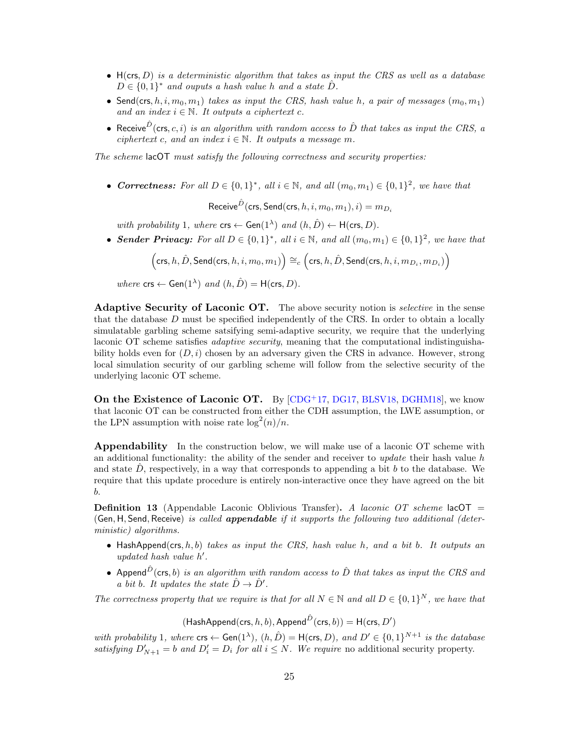- $\mathsf{H}(\mathsf{crs}, D)$ *is a deterministic algorithm that takes as input the CRS as well as a database* $D \in \{0,1\}^*$ *and ouputs a hash value* $h$ *and a state* $\hat{D}$.
- $\mathsf{Send}(\mathsf{crs}, h, i, m_0, m_1)$ *takes as input the CRS, hash value* $h$*, a pair of messages* $(m_0, m_1)$ *and an index* $i \in \mathbb{N}$*. It outputs a ciphertext* $c$.
- $\mathsf{Receive}^{\hat{D}}(\mathsf{crs}, c, i)$ *is an algorithm with random access to* $\hat{D}$ *that takes as input the CRS, a ciphertext* $c$*, and an index* $i \in \mathbb{N}$*. It outputs a message* $m$.

*The scheme* $\mathsf{lacOT}$ *must satisfy the following correctness and security properties:*

- ***Correctness:*** *For all* $D \in \{0,1\}^*$*, all* $i \in \mathbb{N}$*, and all* $(m_0, m_1) \in \{0,1\}^2$*, we have that*

$$\mathsf{Receive}^{\hat{D}}(\mathsf{crs}, \mathsf{Send}(\mathsf{crs}, h, i, m_0, m_1), i) = m_{D_i}$$

*with probability* 1*, where* $\mathsf{crs} \leftarrow \mathsf{Gen}(1^\lambda)$ *and* $(h, \hat{D}) \leftarrow \mathsf{H}(\mathsf{crs}, D)$.

- ***Sender Privacy:*** *For all* $D \in \{0,1\}^*$*, all* $i \in \mathbb{N}$*, and all* $(m_0, m_1) \in \{0,1\}^2$*, we have that*

$$\Big(\mathsf{crs}, h, \hat{D}, \mathsf{Send}(\mathsf{crs}, h, i, m_0, m_1)\Big) \cong_c \Big(\mathsf{crs}, h, \hat{D}, \mathsf{Send}(\mathsf{crs}, h, i, m_{D_i}, m_{D_i})\Big)$$

*where* $\mathsf{crs} \leftarrow \mathsf{Gen}(1^\lambda)$ *and* $(h, \hat{D}) = \mathsf{H}(\mathsf{crs}, D)$.

**Adaptive Security of Laconic OT.** The above security notion is *selective* in the sense that the database $D$ must be specified independently of the CRS. In order to obtain a locally simulatable garbling scheme satsifying semi-adaptive security, we require that the underlying laconic OT scheme satisfies *adaptive security*, meaning that the computational indistinguishability holds even for $(D, i)$ chosen by an adversary given the CRS in advance. However, strong local simulation security of our garbling scheme will follow from the selective security of the underlying laconic OT scheme.

**On the Existence of Laconic OT.** By [CDG+17, DG17, BLSV18, DGHM18], we know that laconic OT can be constructed from either the CDH assumption, the LWE assumption, or the LPN assumption with noise rate $\log^2(n)/n$.

**Appendability** In the construction below, we will make use of a laconic OT scheme with an additional functionality: the ability of the sender and receiver to *update* their hash value $h$ and state $\hat{D}$, respectively, in a way that corresponds to appending a bit $b$ to the database. We require that this update procedure is entirely non-interactive once they have agreed on the bit $b$.

**Definition 13** (Appendable Laconic Oblivious Transfer)**.** *A laconic OT scheme* $\mathsf{lacOT} = (\mathsf{Gen}, \mathsf{H}, \mathsf{Send}, \mathsf{Receive})$ *is called* ***appendable*** *if it supports the following two additional (deterministic) algorithms.*

- $\mathsf{HashAppend}(\mathsf{crs}, h, b)$ *takes as input the CRS, hash value* $h$*, and a bit* $b$*. It outputs an updated hash value* $h'$.
- $\mathsf{Append}^{\hat{D}}(\mathsf{crs}, b)$ *is an algorithm with random access to* $\hat{D}$ *that takes as input the CRS and a bit* $b$*. It updates the state* $\hat{D} \to \hat{D}'$.

*The correctness property that we require is that for all* $N \in \mathbb{N}$ *and all* $D \in \{0,1\}^N$*, we have that*

$$(\mathsf{HashAppend}(\mathsf{crs}, h, b), \mathsf{Append}^{\hat{D}}(\mathsf{crs}, b)) = \mathsf{H}(\mathsf{crs}, D')$$

*with probability* 1*, where* $\mathsf{crs} \leftarrow \mathsf{Gen}(1^\lambda)$*,* $(h, \hat{D}) = \mathsf{H}(\mathsf{crs}, D)$*, and* $D' \in \{0,1\}^{N+1}$ *is the database satisfying* $D'_{N+1} = b$ *and* $D'_i = D_i$ *for all* $i \leq N$*. We require* no additional security property.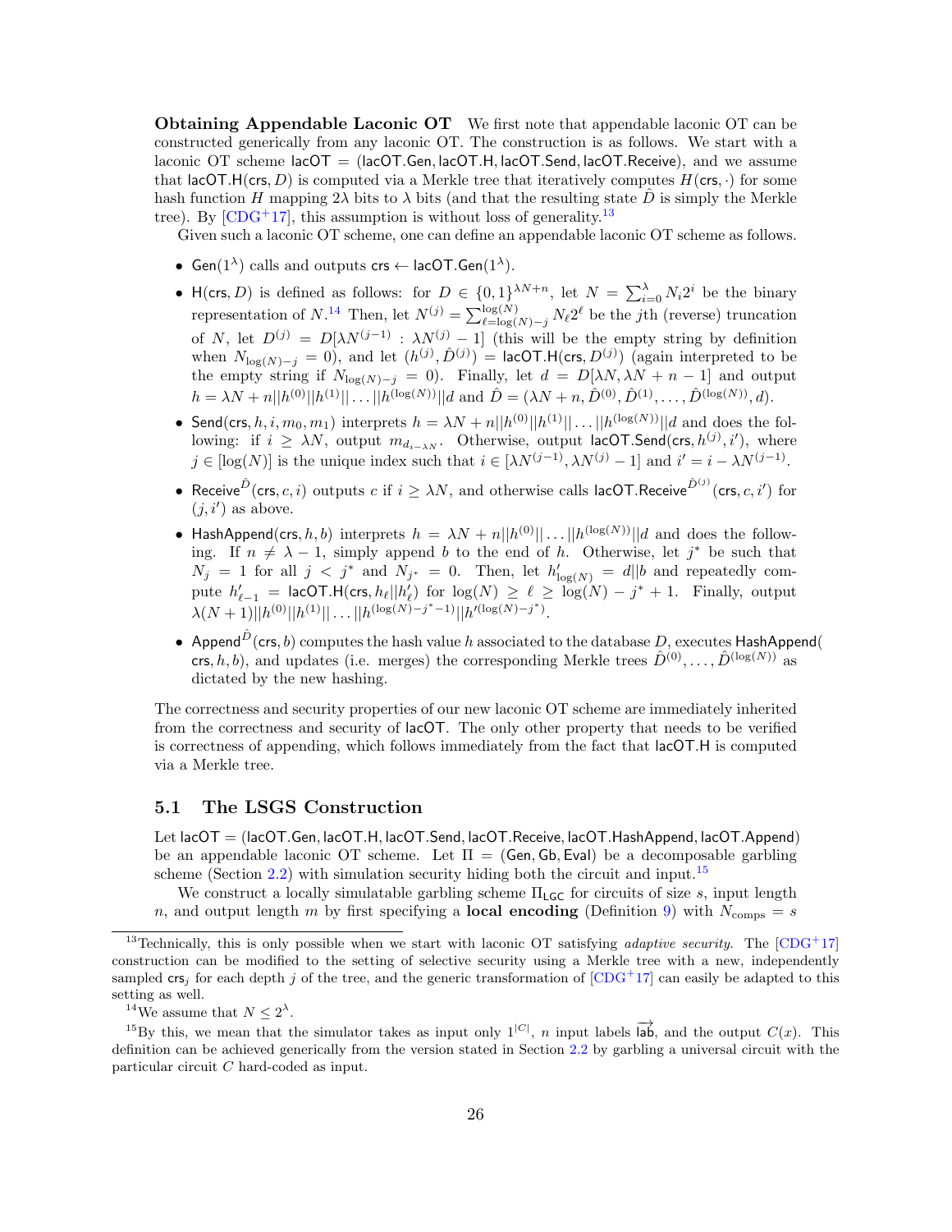**Obtaining Appendable Laconic OT** We first note that appendable laconic OT can be constructed generically from any laconic OT. The construction is as follows. We start with a laconic OT scheme $\mathsf{lacOT} = (\mathsf{lacOT.Gen}, \mathsf{lacOT.H}, \mathsf{lacOT.Send}, \mathsf{lacOT.Receive})$, and we assume that $\mathsf{lacOT.H}(\mathsf{crs}, D)$ is computed via a Merkle tree that iteratively computes $H(\mathsf{crs}, \cdot)$ for some hash function $H$ mapping $2\lambda$ bits to $\lambda$ bits (and that the resulting state $\hat{D}$ is simply the Merkle tree). By [CDG+17], this assumption is without loss of generality.[13]

Given such a laconic OT scheme, one can define an appendable laconic OT scheme as follows.

- $\mathsf{Gen}(1^\lambda)$ calls and outputs $\mathsf{crs} \leftarrow \mathsf{lacOT.Gen}(1^\lambda)$.
- $\mathsf{H}(\mathsf{crs}, D)$ is defined as follows: for $D \in \{0,1\}^{\lambda N + n}$, let $N = \sum_{i=0}^{\lambda} N_i 2^i$ be the binary representation of $N$.[14] Then, let $N^{(j)} = \sum_{\ell=\log(N)-j}^{\log(N)} N_\ell 2^\ell$ be the $j$th (reverse) truncation of $N$, let $D^{(j)} = D[\lambda N^{(j-1)} : \lambda N^{(j)} - 1]$ (this will be the empty string by definition when $N_{\log(N)-j} = 0$), and let $(h^{(j)}, \hat{D}^{(j)}) = \mathsf{lacOT.H}(\mathsf{crs}, D^{(j)})$ (again interpreted to be the empty string if $N_{\log(N)-j} = 0$). Finally, let $d = D[\lambda N, \lambda N + n - 1]$ and output $h = \lambda N + n || h^{(0)} || h^{(1)} || \ldots || h^{(\log(N))} || d$ and $\hat{D} = (\lambda N + n, \hat{D}^{(0)}, \hat{D}^{(1)}, \ldots, \hat{D}^{(\log(N))}, d)$.
- $\mathsf{Send}(\mathsf{crs}, h, i, m_0, m_1)$ interprets $h = \lambda N + n || h^{(0)} || h^{(1)} || \ldots || h^{(\log(N))} || d$ and does the following: if $i \geq \lambda N$, output $m_{d_{i-\lambda N}}$. Otherwise, output $\mathsf{lacOT.Send}(\mathsf{crs}, h^{(j)}, i')$, where $j \in [\log(N)]$ is the unique index such that $i \in [\lambda N^{(j-1)}, \lambda N^{(j)} - 1]$ and $i' = i - \lambda N^{(j-1)}$.
- $\mathsf{Receive}^{\hat{D}}(\mathsf{crs}, c, i)$ outputs $c$ if $i \geq \lambda N$, and otherwise calls $\mathsf{lacOT.Receive}^{\hat{D}^{(j)}}(\mathsf{crs}, c, i')$ for $(j, i')$ as above.
- $\mathsf{HashAppend}(\mathsf{crs}, h, b)$ interprets $h = \lambda N + n || h^{(0)} || \ldots || h^{(\log(N))} || d$ and does the following. If $n \neq \lambda - 1$, simply append $b$ to the end of $h$. Otherwise, let $j^*$ be such that $N_j = 1$ for all $j < j^*$ and $N_{j^*} = 0$. Then, let $h'_{\log(N)} = d || b$ and repeatedly compute $h'_{\ell-1} = \mathsf{lacOT.H}(\mathsf{crs}, h_\ell || h'_\ell)$ for $\log(N) \geq \ell \geq \log(N) - j^* + 1$. Finally, output $\lambda(N+1) || h^{(0)} || h^{(1)} || \ldots || h^{(\log(N)-j^*-1)} || h'^{(\log(N)-j^*)}$.
- $\mathsf{Append}^{\hat{D}}(\mathsf{crs}, b)$ computes the hash value $h$ associated to the database $D$, executes $\mathsf{HashAppend}(\mathsf{crs}, h, b)$, and updates (i.e. merges) the corresponding Merkle trees $\hat{D}^{(0)}, \ldots, \hat{D}^{(\log(N))}$ as dictated by the new hashing.

The correctness and security properties of our new laconic OT scheme are immediately inherited from the correctness and security of $\mathsf{lacOT}$. The only other property that needs to be verified is correctness of appending, which follows immediately from the fact that $\mathsf{lacOT.H}$ is computed via a Merkle tree.

## 5.1 The LSGS Construction

Let $\mathsf{lacOT} = (\mathsf{lacOT.Gen}, \mathsf{lacOT.H}, \mathsf{lacOT.Send}, \mathsf{lacOT.Receive}, \mathsf{lacOT.HashAppend}, \mathsf{lacOT.Append})$ be an appendable laconic OT scheme. Let $\Pi = (\mathsf{Gen}, \mathsf{Gb}, \mathsf{Eval})$ be a decomposable garbling scheme (Section 2.2) with simulation security hiding both the circuit and input.[15]

We construct a locally simulatable garbling scheme $\Pi_{\mathsf{LGC}}$ for circuits of size $s$, input length $n$, and output length $m$ by first specifying a **local encoding** (Definition 9) with $N_{\mathsf{comps}} = s$

---

[13] Technically, this is only possible when we start with laconic OT satisfying *adaptive security*. The [CDG+17] construction can be modified to the setting of selective security using a Merkle tree with a new, independently sampled $\mathsf{crs}_j$ for each depth $j$ of the tree, and the generic transformation of [CDG+17] can easily be adapted to this setting as well.

[14] We assume that $N \leq 2^\lambda$.

[15] By this, we mean that the simulator takes as input only $1^{|C|}$, $n$ input labels $\overrightarrow{\mathsf{lab}}$, and the output $C(x)$. This definition can be achieved generically from the version stated in Section 2.2 by garbling a universal circuit with the particular circuit $C$ hard-coded as input.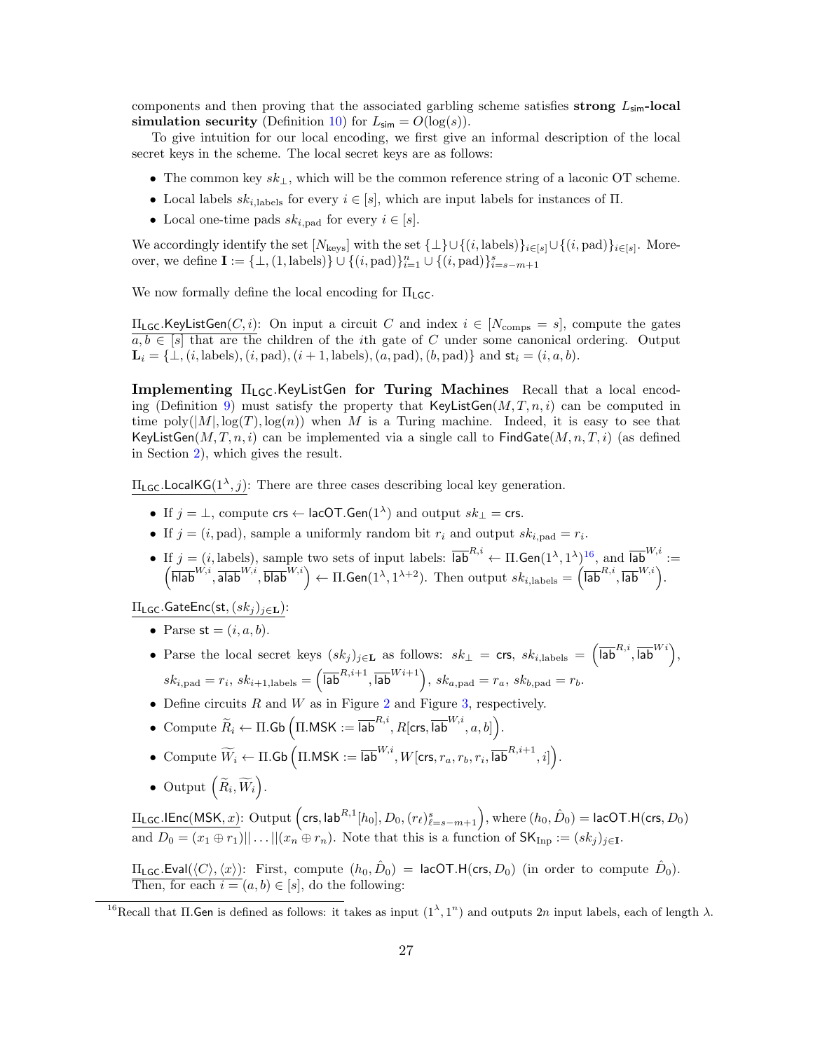components and then proving that the associated garbling scheme satisfies **strong $L_{\mathsf{sim}}$-local simulation security** (Definition 10) for $L_{\mathsf{sim}} = O(\log(s))$.

To give intuition for our local encoding, we first give an informal description of the local secret keys in the scheme. The local secret keys are as follows:

- The common key $sk_\perp$, which will be the common reference string of a laconic OT scheme.
- Local labels $sk_{i,\text{labels}}$ for every $i \in [s]$, which are input labels for instances of $\Pi$.
- Local one-time pads $sk_{i,\text{pad}}$ for every $i \in [s]$.

We accordingly identify the set $[N_{\text{keys}}]$ with the set $\{\perp\} \cup \{(i, \text{labels})\}_{i\in[s]} \cup \{(i, \text{pad})\}_{i\in[s]}$. Moreover, we define $\mathbf{I} := \{\perp, (1, \text{labels})\} \cup \{(i, \text{pad})\}_{i=1}^{n} \cup \{(i, \text{pad})\}_{i=s-m+1}^{s}$

We now formally define the local encoding for $\Pi_{\mathsf{LGC}}$.

$\underline{\Pi_{\mathsf{LGC}}.\mathsf{KeyListGen}(C, i)}$: On input a circuit $C$ and index $i \in [N_{\text{comps}} = s]$, compute the gates $a, b \in [s]$ that are the children of the $i$th gate of $C$ under some canonical ordering. Output $\mathbf{L}_i = \{\perp, (i, \text{labels}), (i, \text{pad}), (i+1, \text{labels}), (a, \text{pad}), (b, \text{pad})\}$ and $\mathsf{st}_i = (i, a, b)$.

**Implementing $\Pi_{\mathsf{LGC}}.\mathsf{KeyListGen}$ for Turing Machines** Recall that a local encoding (Definition 9) must satisfy the property that $\mathsf{KeyListGen}(M, T, n, i)$ can be computed in time $\text{poly}(|M|, \log(T), \log(n))$ when $M$ is a Turing machine. Indeed, it is easy to see that $\mathsf{KeyListGen}(M, T, n, i)$ can be implemented via a single call to $\mathsf{FindGate}(M, n, T, i)$ (as defined in Section 2), which gives the result.

$\underline{\Pi_{\mathsf{LGC}}.\mathsf{LocalKG}(1^\lambda, j)}$: There are three cases describing local key generation.

- If $j = \perp$, compute $\mathsf{crs} \leftarrow \mathsf{lacOT}.\mathsf{Gen}(1^\lambda)$ and output $sk_\perp = \mathsf{crs}$.
- If $j = (i, \text{pad})$, sample a uniformly random bit $r_i$ and output $sk_{i,\text{pad}} = r_i$.
- If $j = (i, \text{labels})$, sample two sets of input labels: $\overline{\mathsf{lab}}^{R,i} \leftarrow \Pi.\mathsf{Gen}(1^\lambda, 1^\lambda)$[16], and $\overline{\mathsf{lab}}^{W,i} := \left(\overline{\mathsf{hlab}}^{W,i}, \overline{\mathsf{alab}}^{W,i}, \overline{\mathsf{blab}}^{W,i}\right) \leftarrow \Pi.\mathsf{Gen}(1^\lambda, 1^{\lambda+2})$. Then output $sk_{i,\text{labels}} = \left(\overline{\mathsf{lab}}^{R,i}, \overline{\mathsf{lab}}^{W,i}\right)$.

$\underline{\Pi_{\mathsf{LGC}}.\mathsf{GateEnc}(\mathsf{st}, (sk_j)_{j\in\mathbf{L}})}$:

- Parse $\mathsf{st} = (i, a, b)$.
- Parse the local secret keys $(sk_j)_{j\in\mathbf{L}}$ as follows: $sk_\perp = \mathsf{crs}$, $sk_{i,\text{labels}} = \left(\overline{\mathsf{lab}}^{R,i}, \overline{\mathsf{lab}}^{W i}\right)$, $sk_{i,\text{pad}} = r_i$, $sk_{i+1,\text{labels}} = \left(\overline{\mathsf{lab}}^{R,i+1}, \overline{\mathsf{lab}}^{W i+1}\right)$, $sk_{a,\text{pad}} = r_a$, $sk_{b,\text{pad}} = r_b$.
- Define circuits $R$ and $W$ as in Figure 2 and Figure 3, respectively.
- Compute $\widetilde{R}_i \leftarrow \Pi.\mathsf{Gb}\left(\Pi.\mathsf{MSK} := \overline{\mathsf{lab}}^{R,i}, R[\mathsf{crs}, \overline{\mathsf{lab}}^{W,i}, a, b]\right)$.
- Compute $\widetilde{W}_i \leftarrow \Pi.\mathsf{Gb}\left(\Pi.\mathsf{MSK} := \overline{\mathsf{lab}}^{W,i}, W[\mathsf{crs}, r_a, r_b, r_i, \overline{\mathsf{lab}}^{R,i+1}, i]\right)$.
- Output $\left(\widetilde{R}_i, \widetilde{W}_i\right)$.

$\underline{\Pi_{\mathsf{LGC}}.\mathsf{IEnc}(\mathsf{MSK}, x)}$: Output $\left(\mathsf{crs}, \mathsf{lab}^{R,1}[h_0], D_0, (r_\ell)_{\ell=s-m+1}^{s}\right)$, where $(h_0, \hat{D}_0) = \mathsf{lacOT}.\mathsf{H}(\mathsf{crs}, D_0)$ and $D_0 = (x_1 \oplus r_1)||\ldots||(x_n \oplus r_n)$. Note that this is a function of $\mathsf{SK}_{\text{Inp}} := (sk_j)_{j\in\mathbf{I}}$.

$\underline{\Pi_{\mathsf{LGC}}.\mathsf{Eval}(\langle C\rangle, \langle x\rangle)}$: First, compute $(h_0, \hat{D}_0) = \mathsf{lacOT}.\mathsf{H}(\mathsf{crs}, D_0)$ (in order to compute $\hat{D}_0$). Then, for each $i = (a, b) \in [s]$, do the following:

[16] Recall that $\Pi.\mathsf{Gen}$ is defined as follows: it takes as input $(1^\lambda, 1^n)$ and outputs $2n$ input labels, each of length $\lambda$.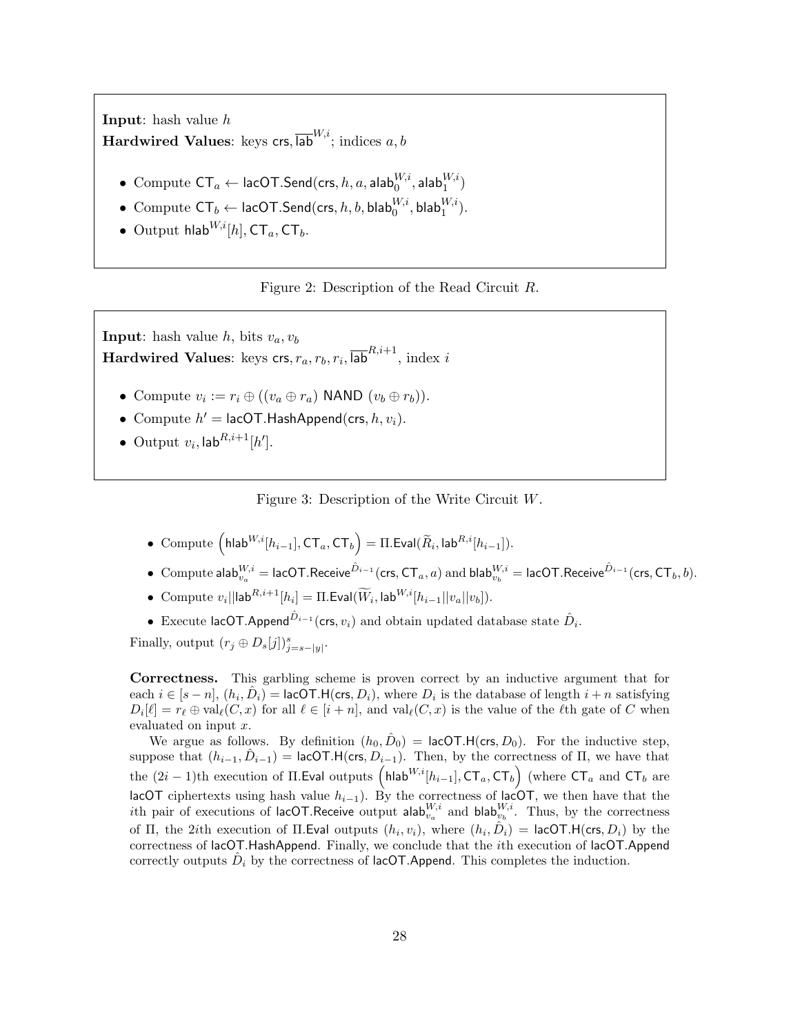**Input**: hash value $h$
**Hardwired Values**: keys $\mathsf{crs}, \overline{\mathsf{lab}}^{W,i}$; indices $a, b$

- Compute $\mathsf{CT}_a \leftarrow \mathsf{lacOT.Send}(\mathsf{crs}, h, a, \mathsf{alab}_0^{W,i}, \mathsf{alab}_1^{W,i})$
- Compute $\mathsf{CT}_b \leftarrow \mathsf{lacOT.Send}(\mathsf{crs}, h, b, \mathsf{blab}_0^{W,i}, \mathsf{blab}_1^{W,i})$.
- Output $\mathsf{hlab}^{W,i}[h], \mathsf{CT}_a, \mathsf{CT}_b$.

Figure 2: Description of the Read Circuit $R$.

**Input**: hash value $h$, bits $v_a, v_b$
**Hardwired Values**: keys $\mathsf{crs}, r_a, r_b, r_i, \overline{\mathsf{lab}}^{R,i+1}$, index $i$

- Compute $v_i := r_i \oplus ((v_a \oplus r_a) \text{ NAND } (v_b \oplus r_b))$.
- Compute $h' = \mathsf{lacOT.HashAppend}(\mathsf{crs}, h, v_i)$.
- Output $v_i, \mathsf{lab}^{R,i+1}[h']$.

Figure 3: Description of the Write Circuit $W$.

- Compute $\left(\mathsf{hlab}^{W,i}[h_{i-1}], \mathsf{CT}_a, \mathsf{CT}_b\right) = \Pi.\mathsf{Eval}(\widetilde{R}_i, \mathsf{lab}^{R,i}[h_{i-1}])$.
- Compute $\mathsf{alab}_{v_a}^{W,i} = \mathsf{lacOT.Receive}^{\hat{D}_{i-1}}(\mathsf{crs}, \mathsf{CT}_a, a)$ and $\mathsf{blab}_{v_b}^{W,i} = \mathsf{lacOT.Receive}^{\hat{D}_{i-1}}(\mathsf{crs}, \mathsf{CT}_b, b)$.
- Compute $v_i || \mathsf{lab}^{R,i+1}[h_i] = \Pi.\mathsf{Eval}(\widetilde{W}_i, \mathsf{lab}^{W,i}[h_{i-1} || v_a || v_b])$.
- Execute $\mathsf{lacOT.Append}^{\hat{D}_{i-1}}(\mathsf{crs}, v_i)$ and obtain updated database state $\hat{D}_i$.

Finally, output $(r_j \oplus D_s[j])_{j=s-|y|}^{s}$.

**Correctness.** This garbling scheme is proven correct by an inductive argument that for each $i \in [s-n]$, $(h_i, \hat{D}_i) = \mathsf{lacOT.H}(\mathsf{crs}, D_i)$, where $D_i$ is the database of length $i+n$ satisfying $D_i[\ell] = r_\ell \oplus \mathrm{val}_\ell(C, x)$ for all $\ell \in [i+n]$, and $\mathrm{val}_\ell(C, x)$ is the value of the $\ell$th gate of $C$ when evaluated on input $x$.

We argue as follows. By definition $(h_0, \hat{D}_0) = \mathsf{lacOT.H}(\mathsf{crs}, D_0)$. For the inductive step, suppose that $(h_{i-1}, \hat{D}_{i-1}) = \mathsf{lacOT.H}(\mathsf{crs}, D_{i-1})$. Then, by the correctness of $\Pi$, we have that the $(2i-1)$th execution of $\Pi.\mathsf{Eval}$ outputs $\left(\mathsf{hlab}^{W,i}[h_{i-1}], \mathsf{CT}_a, \mathsf{CT}_b\right)$ (where $\mathsf{CT}_a$ and $\mathsf{CT}_b$ are $\mathsf{lacOT}$ ciphertexts using hash value $h_{i-1}$). By the correctness of $\mathsf{lacOT}$, we then have that the $i$th pair of executions of $\mathsf{lacOT.Receive}$ output $\mathsf{alab}_{v_a}^{W,i}$ and $\mathsf{blab}_{v_b}^{W,i}$. Thus, by the correctness of $\Pi$, the $2i$th execution of $\Pi.\mathsf{Eval}$ outputs $(h_i, v_i)$, where $(h_i, \hat{D}_i) = \mathsf{lacOT.H}(\mathsf{crs}, D_i)$ by the correctness of $\mathsf{lacOT.HashAppend}$. Finally, we conclude that the $i$th execution of $\mathsf{lacOT.Append}$ correctly outputs $\hat{D}_i$ by the correctness of $\mathsf{lacOT.Append}$. This completes the induction.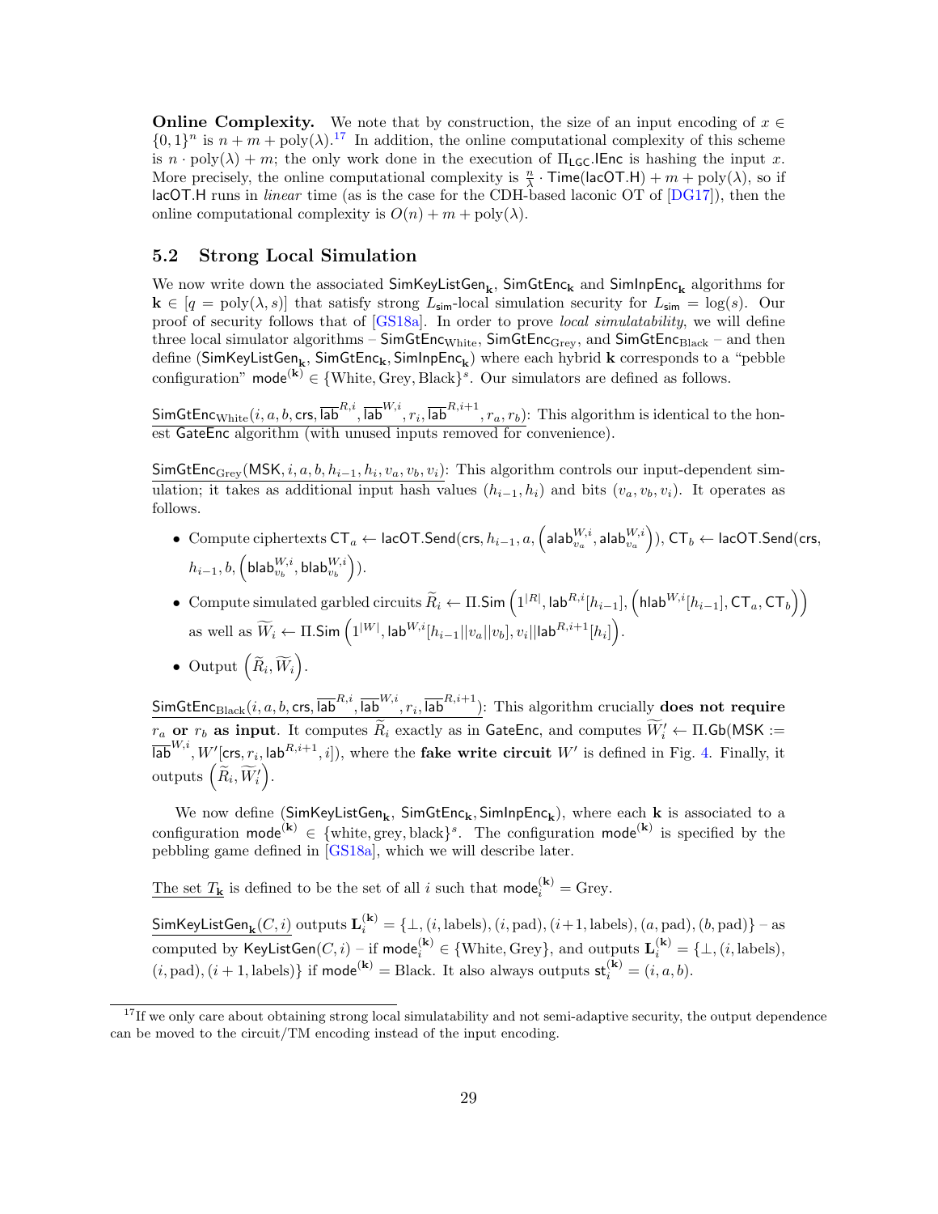**Online Complexity.** We note that by construction, the size of an input encoding of $x \in \{0,1\}^n$ is $n + m + \mathrm{poly}(\lambda)$.[17] In addition, the online computational complexity of this scheme is $n \cdot \mathrm{poly}(\lambda) + m$; the only work done in the execution of $\Pi_{\mathsf{LGC}}.\mathsf{IEnc}$ is hashing the input $x$. More precisely, the online computational complexity is $\frac{n}{\lambda} \cdot \mathsf{Time}(\mathsf{lacOT.H}) + m + \mathrm{poly}(\lambda)$, so if $\mathsf{lacOT.H}$ runs in *linear* time (as is the case for the CDH-based laconic OT of [DG17]), then the online computational complexity is $O(n) + m + \mathrm{poly}(\lambda)$.

## 5.2 Strong Local Simulation

We now write down the associated $\mathsf{SimKeyListGen}_{\mathbf{k}}$, $\mathsf{SimGtEnc}_{\mathbf{k}}$ and $\mathsf{SimInpEnc}_{\mathbf{k}}$ algorithms for $\mathbf{k} \in [q = \mathrm{poly}(\lambda, s)]$ that satisfy strong $L_{\mathsf{sim}}$-local simulation security for $L_{\mathsf{sim}} = \log(s)$. Our proof of security follows that of [GS18a]. In order to prove *local simulatability*, we will define three local simulator algorithms – $\mathsf{SimGtEnc}_{\mathrm{White}}$, $\mathsf{SimGtEnc}_{\mathrm{Grey}}$, and $\mathsf{SimGtEnc}_{\mathrm{Black}}$ – and then define ($\mathsf{SimKeyListGen}_{\mathbf{k}}$, $\mathsf{SimGtEnc}_{\mathbf{k}}$, $\mathsf{SimInpEnc}_{\mathbf{k}}$) where each hybrid $\mathbf{k}$ corresponds to a "pebble configuration" $\mathsf{mode}^{(\mathbf{k})} \in \{\mathrm{White}, \mathrm{Grey}, \mathrm{Black}\}^s$. Our simulators are defined as follows.

$\mathsf{SimGtEnc}_{\mathrm{White}}(i, a, b, \mathsf{crs}, \overline{\mathsf{lab}}^{R,i}, \overline{\mathsf{lab}}^{W,i}, r_i, \overline{\mathsf{lab}}^{R,i+1}, r_a, r_b)$: This algorithm is identical to the honest $\mathsf{GateEnc}$ algorithm (with unused inputs removed for convenience).

$\mathsf{SimGtEnc}_{\mathrm{Grey}}(\mathsf{MSK}, i, a, b, h_{i-1}, h_i, v_a, v_b, v_i)$: This algorithm controls our input-dependent simulation; it takes as additional input hash values $(h_{i-1}, h_i)$ and bits $(v_a, v_b, v_i)$. It operates as follows.

- Compute ciphertexts $\mathsf{CT}_a \leftarrow \mathsf{lacOT.Send}(\mathsf{crs}, h_{i-1}, a, \left(\mathsf{alab}^{W,i}_{v_a}, \mathsf{alab}^{W,i}_{v_a}\right))$, $\mathsf{CT}_b \leftarrow \mathsf{lacOT.Send}(\mathsf{crs}, h_{i-1}, b, \left(\mathsf{blab}^{W,i}_{v_b}, \mathsf{blab}^{W,i}_{v_b}\right))$.
- Compute simulated garbled circuits $\widetilde{R}_i \leftarrow \Pi.\mathsf{Sim}\left(1^{|R|}, \mathsf{lab}^{R,i}[h_{i-1}], \left(\mathsf{hlab}^{W,i}[h_{i-1}], \mathsf{CT}_a, \mathsf{CT}_b\right)\right)$ as well as $\widetilde{W}_i \leftarrow \Pi.\mathsf{Sim}\left(1^{|W|}, \mathsf{lab}^{W,i}[h_{i-1}||v_a||v_b], v_i||\mathsf{lab}^{R,i+1}[h_i]\right)$.
- Output $\left(\widetilde{R}_i, \widetilde{W}_i\right)$.

$\mathsf{SimGtEnc}_{\mathrm{Black}}(i, a, b, \mathsf{crs}, \overline{\mathsf{lab}}^{R,i}, \overline{\mathsf{lab}}^{W,i}, r_i, \overline{\mathsf{lab}}^{R,i+1})$: This algorithm crucially **does not require $r_a$ or $r_b$ as input**. It computes $\widetilde{R}_i$ exactly as in $\mathsf{GateEnc}$, and computes $\widetilde{W}'_i \leftarrow \Pi.\mathsf{Gb}(\mathsf{MSK} := \overline{\mathsf{lab}}^{W,i}, W'[\mathsf{crs}, r_i, \mathsf{lab}^{R,i+1}, i])$, where the **fake write circuit** $W'$ is defined in Fig. 4. Finally, it outputs $\left(\widetilde{R}_i, \widetilde{W}'_i\right)$.

We now define ($\mathsf{SimKeyListGen}_{\mathbf{k}}$, $\mathsf{SimGtEnc}_{\mathbf{k}}$, $\mathsf{SimInpEnc}_{\mathbf{k}}$), where each $\mathbf{k}$ is associated to a configuration $\mathsf{mode}^{(\mathbf{k})} \in \{\mathrm{white}, \mathrm{grey}, \mathrm{black}\}^s$. The configuration $\mathsf{mode}^{(\mathbf{k})}$ is specified by the pebbling game defined in [GS18a], which we will describe later.

The set $T_{\mathbf{k}}$ is defined to be the set of all $i$ such that $\mathsf{mode}^{(\mathbf{k})}_i = \mathrm{Grey}$.

$\mathsf{SimKeyListGen}_{\mathbf{k}}(C, i)$ outputs $\mathbf{L}^{(\mathbf{k})}_i = \{\perp, (i, \mathrm{labels}), (i, \mathrm{pad}), (i+1, \mathrm{labels}), (a, \mathrm{pad}), (b, \mathrm{pad})\}$ – as computed by $\mathsf{KeyListGen}(C, i)$ – if $\mathsf{mode}^{(\mathbf{k})}_i \in \{\mathrm{White}, \mathrm{Grey}\}$, and outputs $\mathbf{L}^{(\mathbf{k})}_i = \{\perp, (i, \mathrm{labels}), (i, \mathrm{pad}), (i+1, \mathrm{labels})\}$ if $\mathsf{mode}^{(\mathbf{k})} = \mathrm{Black}$. It also always outputs $\mathsf{st}^{(\mathbf{k})}_i = (i, a, b)$.

[17] If we only care about obtaining strong local simulatability and not semi-adaptive security, the output dependence can be moved to the circuit/TM encoding instead of the input encoding.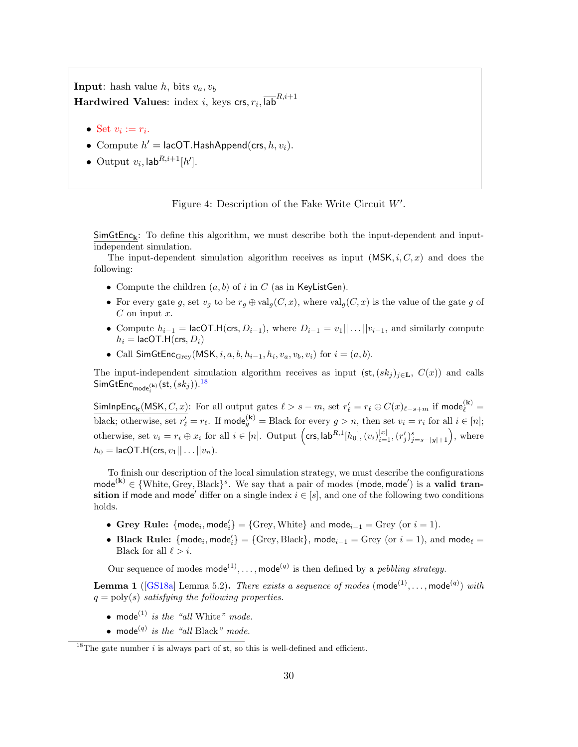**Input**: hash value $h$, bits $v_a, v_b$
**Hardwired Values**: index $i$, keys $\mathsf{crs}, r_i, \overline{\mathsf{lab}}^{R,i+1}$

- Set $v_i := r_i$.
- Compute $h' = \mathsf{lacOT.HashAppend}(\mathsf{crs}, h, v_i)$.
- Output $v_i, \mathsf{lab}^{R,i+1}[h']$.

Figure 4: Description of the Fake Write Circuit $W'$.

$\underline{\mathsf{SimGtEnc}_{\mathbf{k}}}$: To define this algorithm, we must describe both the input-dependent and input-independent simulation.

The input-dependent simulation algorithm receives as input $(\mathsf{MSK}, i, C, x)$ and does the following:

- Compute the children $(a, b)$ of $i$ in $C$ (as in $\mathsf{KeyListGen}$).
- For every gate $g$, set $v_g$ to be $r_g \oplus \mathrm{val}_g(C, x)$, where $\mathrm{val}_g(C, x)$ is the value of the gate $g$ of $C$ on input $x$.
- Compute $h_{i-1} = \mathsf{lacOT.H}(\mathsf{crs}, D_{i-1})$, where $D_{i-1} = v_1 || \dots || v_{i-1}$, and similarly compute $h_i = \mathsf{lacOT.H}(\mathsf{crs}, D_i)$
- Call $\mathsf{SimGtEnc}_{\mathrm{Grey}}(\mathsf{MSK}, i, a, b, h_{i-1}, h_i, v_a, v_b, v_i)$ for $i = (a, b)$.

The input-independent simulation algorithm receives as input $(\mathsf{st}, (sk_j)_{j \in \mathbf{L}},\ C(x))$ and calls $\mathsf{SimGtEnc}_{\mathsf{mode}_i^{(\mathbf{k})}}(\mathsf{st}, (sk_j))$.[18]

$\underline{\mathsf{SimInpEnc}_{\mathbf{k}}(\mathsf{MSK}, C, x)}$: For all output gates $\ell > s - m$, set $r'_\ell = r_\ell \oplus C(x)_{\ell - s + m}$ if $\mathsf{mode}_\ell^{(\mathbf{k})} =$ black; otherwise, set $r'_\ell = r_\ell$. If $\mathsf{mode}_g^{(\mathbf{k})} =$ Black for every $g > n$, then set $v_i = r_i$ for all $i \in [n]$; otherwise, set $v_i = r_i \oplus x_i$ for all $i \in [n]$. Output $\left(\mathsf{crs}, \mathsf{lab}^{R,1}[h_0], (v_i)_{i=1}^{|x|}, (r'_j)_{j=s-|y|+1}^{s}\right)$, where $h_0 = \mathsf{lacOT.H}(\mathsf{crs}, v_1 || \dots || v_n)$.

To finish our description of the local simulation strategy, we must describe the configurations $\mathsf{mode}^{(\mathbf{k})} \in \{\mathrm{White}, \mathrm{Grey}, \mathrm{Black}\}^s$. We say that a pair of modes $(\mathsf{mode}, \mathsf{mode}')$ is a **valid transition** if $\mathsf{mode}$ and $\mathsf{mode}'$ differ on a single index $i \in [s]$, and one of the following two conditions holds.

- **Grey Rule:** $\{\mathsf{mode}_i, \mathsf{mode}'_i\} = \{\mathrm{Grey}, \mathrm{White}\}$ and $\mathsf{mode}_{i-1} = \mathrm{Grey}$ (or $i = 1$).
- **Black Rule:** $\{\mathsf{mode}_i, \mathsf{mode}'_i\} = \{\mathrm{Grey}, \mathrm{Black}\}$, $\mathsf{mode}_{i-1} = \mathrm{Grey}$ (or $i = 1$), and $\mathsf{mode}_\ell = \mathrm{Black}$ for all $\ell > i$.

Our sequence of modes $\mathsf{mode}^{(1)}, \dots, \mathsf{mode}^{(q)}$ is then defined by a *pebbling strategy.*

**Lemma 1** ([GS18a] Lemma 5.2)**.** *There exists a sequence of modes* $(\mathsf{mode}^{(1)}, \dots, \mathsf{mode}^{(q)})$ *with* $q = \mathrm{poly}(s)$ *satisfying the following properties.*

- $\mathsf{mode}^{(1)}$ *is the "all* White*" mode.*
- $\mathsf{mode}^{(q)}$ *is the "all* Black*" mode.*

[18] The gate number $i$ is always part of $\mathsf{st}$, so this is well-defined and efficient.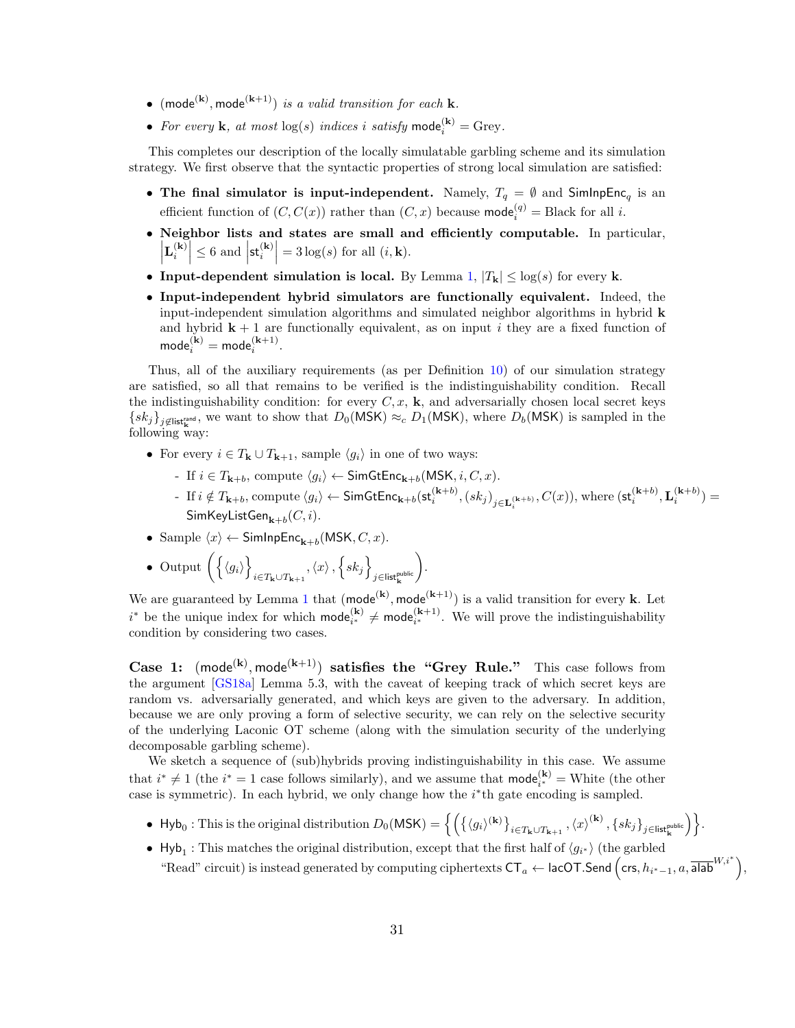- $(\mathsf{mode}^{(\mathbf{k})}, \mathsf{mode}^{(\mathbf{k}+1)})$ *is a valid transition for each* $\mathbf{k}$.
- *For every* $\mathbf{k}$*, at most* $\log(s)$ *indices* $i$ *satisfy* $\mathsf{mode}_i^{(\mathbf{k})} = \text{Grey}$.

This completes our description of the locally simulatable garbling scheme and its simulation strategy. We first observe that the syntactic properties of strong local simulation are satisfied:

- **The final simulator is input-independent.** Namely, $T_q = \emptyset$ and $\mathsf{SimInpEnc}_q$ is an efficient function of $(C, C(x))$ rather than $(C, x)$ because $\mathsf{mode}_i^{(q)} = \text{Black}$ for all $i$.
- **Neighbor lists and states are small and efficiently computable.** In particular, $\left|\mathbf{L}_i^{(\mathbf{k})}\right| \leq 6$ and $\left|\mathsf{st}_i^{(\mathbf{k})}\right| = 3\log(s)$ for all $(i, \mathbf{k})$.
- **Input-dependent simulation is local.** By Lemma 1, $|T_{\mathbf{k}}| \leq \log(s)$ for every $\mathbf{k}$.
- **Input-independent hybrid simulators are functionally equivalent.** Indeed, the input-independent simulation algorithms and simulated neighbor algorithms in hybrid $\mathbf{k}$ and hybrid $\mathbf{k}+1$ are functionally equivalent, as on input $i$ they are a fixed function of $\mathsf{mode}_i^{(\mathbf{k})} = \mathsf{mode}_i^{(\mathbf{k}+1)}$.

Thus, all of the auxiliary requirements (as per Definition 10) of our simulation strategy are satisfied, so all that remains to be verified is the indistinguishability condition. Recall the indistinguishability condition: for every $C, x, \mathbf{k}$, and adversarially chosen local secret keys $\{sk_j\}_{j \notin \mathsf{list}_{\mathbf{k}}^{\mathsf{rand}}}$, we want to show that $D_0(\mathsf{MSK}) \approx_c D_1(\mathsf{MSK})$, where $D_b(\mathsf{MSK})$ is sampled in the following way:

- For every $i \in T_{\mathbf{k}} \cup T_{\mathbf{k}+1}$, sample $\langle g_i \rangle$ in one of two ways:
  - If $i \in T_{\mathbf{k}+b}$, compute $\langle g_i \rangle \leftarrow \mathsf{SimGtEnc}_{\mathbf{k}+b}(\mathsf{MSK}, i, C, x)$.
  - If $i \notin T_{\mathbf{k}+b}$, compute $\langle g_i \rangle \leftarrow \mathsf{SimGtEnc}_{\mathbf{k}+b}(\mathsf{st}_i^{(\mathbf{k}+b)}, (sk_j)_{j \in \mathbf{L}_i^{(\mathbf{k}+b)}}, C(x))$, where $(\mathsf{st}_i^{(\mathbf{k}+b)}, \mathbf{L}_i^{(\mathbf{k}+b)}) = \mathsf{SimKeyListGen}_{\mathbf{k}+b}(C, i)$.
- Sample $\langle x \rangle \leftarrow \mathsf{SimInpEnc}_{\mathbf{k}+b}(\mathsf{MSK}, C, x)$.
- Output $\left( \left\{ \langle g_i \rangle \right\}_{i \in T_{\mathbf{k}} \cup T_{\mathbf{k}+1}}, \langle x \rangle, \left\{ sk_j \right\}_{j \in \mathsf{list}_{\mathbf{k}}^{\mathsf{public}}} \right)$.

We are guaranteed by Lemma 1 that $(\mathsf{mode}^{(\mathbf{k})}, \mathsf{mode}^{(\mathbf{k}+1)})$ is a valid transition for every $\mathbf{k}$. Let $i^*$ be the unique index for which $\mathsf{mode}_{i^*}^{(\mathbf{k})} \neq \mathsf{mode}_{i^*}^{(\mathbf{k}+1)}$. We will prove the indistinguishability condition by considering two cases.

**Case 1: $(\mathsf{mode}^{(\mathbf{k})}, \mathsf{mode}^{(\mathbf{k}+1)})$ satisfies the "Grey Rule."** This case follows from the argument [GS18a] Lemma 5.3, with the caveat of keeping track of which secret keys are random vs. adversarially generated, and which keys are given to the adversary. In addition, because we are only proving a form of selective security, we can rely on the selective security of the underlying Laconic OT scheme (along with the simulation security of the underlying decomposable garbling scheme).

We sketch a sequence of (sub)hybrids proving indistinguishability in this case. We assume that $i^* \neq 1$ (the $i^* = 1$ case follows similarly), and we assume that $\mathsf{mode}_{i^*}^{(\mathbf{k})} = \text{White}$ (the other case is symmetric). In each hybrid, we only change how the $i^*$th gate encoding is sampled.

- $\mathsf{Hyb}_0$ : This is the original distribution $D_0(\mathsf{MSK}) = \left\{ \left( \left\{ \langle g_i \rangle^{(\mathbf{k})} \right\}_{i \in T_{\mathbf{k}} \cup T_{\mathbf{k}+1}}, \langle x \rangle^{(\mathbf{k})}, \{sk_j\}_{j \in \mathsf{list}_{\mathbf{k}}^{\mathsf{public}}} \right) \right\}$.
- $\mathsf{Hyb}_1$ : This matches the original distribution, except that the first half of $\langle g_{i^*} \rangle$ (the garbled "Read" circuit) is instead generated by computing ciphertexts $\mathsf{CT}_a \leftarrow \mathsf{lacOT.Send}\left(\mathsf{crs}, h_{i^*-1}, a, \overline{\mathsf{alab}}^{W, i^*}\right)$,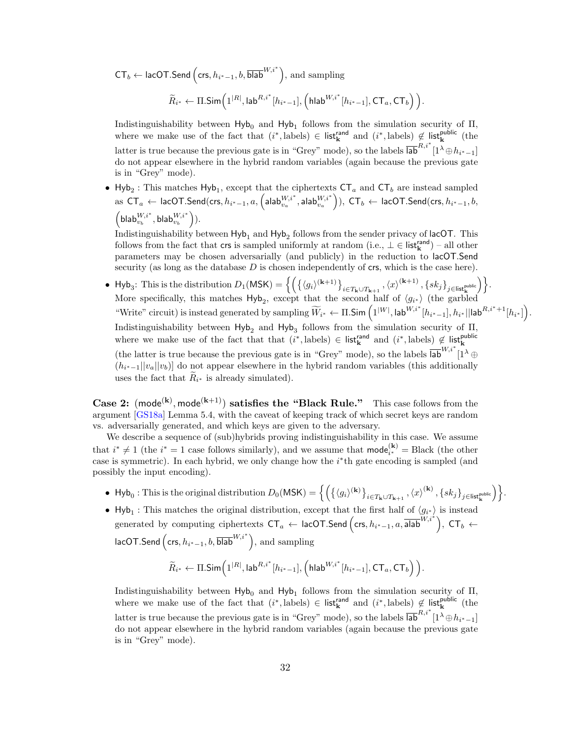$\mathsf{CT}_b \leftarrow \mathsf{lacOT.Send}\left(\mathsf{crs}, h_{i^*-1}, b, \overline{\mathsf{blab}}^{W,i^*}\right)$, and sampling

$$\widetilde{R}_{i^*} \leftarrow \Pi.\mathsf{Sim}\Big(1^{|R|}, \mathsf{lab}^{R,i^*}[h_{i^*-1}], \Big(\mathsf{hlab}^{W,i^*}[h_{i^*-1}], \mathsf{CT}_a, \mathsf{CT}_b\Big)\Big).$$

Indistinguishability between $\mathsf{Hyb}_0$ and $\mathsf{Hyb}_1$ follows from the simulation security of $\Pi$, where we make use of the fact that $(i^*, \text{labels}) \in \mathsf{list}^{\mathsf{rand}}_{\mathbf{k}}$ and $(i^*, \text{labels}) \notin \mathsf{list}^{\mathsf{public}}_{\mathbf{k}}$ (the latter is true because the previous gate is in "Grey" mode), so the labels $\overline{\mathsf{lab}}^{R,i^*}[1^\lambda \oplus h_{i^*-1}]$ do not appear elsewhere in the hybrid random variables (again because the previous gate is in "Grey" mode).

- $\mathsf{Hyb}_2$ : This matches $\mathsf{Hyb}_1$, except that the ciphertexts $\mathsf{CT}_a$ and $\mathsf{CT}_b$ are instead sampled as $\mathsf{CT}_a \leftarrow \mathsf{lacOT.Send}(\mathsf{crs}, h_{i^*-1}, a, \left(\mathsf{alab}^{W,i^*}_{v_a}, \mathsf{alab}^{W,i^*}_{v_a}\right))$, $\mathsf{CT}_b \leftarrow \mathsf{lacOT.Send}(\mathsf{crs}, h_{i^*-1}, b,$ $\left(\mathsf{blab}^{W,i^*}_{v_b}, \mathsf{blab}^{W,i^*}_{v_b}\right))$.
  Indistinguishability between $\mathsf{Hyb}_1$ and $\mathsf{Hyb}_2$ follows from the sender privacy of $\mathsf{lacOT}$. This follows from the fact that $\mathsf{crs}$ is sampled uniformly at random (i.e., $\bot \in \mathsf{list}^{\mathsf{rand}}_{\mathbf{k}}$) – all other parameters may be chosen adversarially (and publicly) in the reduction to $\mathsf{lacOT.Send}$ security (as long as the database $D$ is chosen independently of $\mathsf{crs}$, which is the case here).
- $\mathsf{Hyb}_3$: This is the distribution $D_1(\mathsf{MSK}) = \left\{\left(\left\{\langle g_i\rangle^{(\mathbf{k}+1)}\right\}_{i\in T_{\mathbf{k}}\cup T_{\mathbf{k}+1}}, \langle x\rangle^{(\mathbf{k}+1)}, \{sk_j\}_{j\in \mathsf{list}^{\mathsf{public}}_{\mathbf{k}}}\right)\right\}$.
  More specifically, this matches $\mathsf{Hyb}_2$, except that the second half of $\langle g_{i^*}\rangle$ (the garbled "Write" circuit) is instead generated by sampling $\widetilde{W}_{i^*} \leftarrow \Pi.\mathsf{Sim}\left(1^{|W|}, \mathsf{lab}^{W,i^*}[h_{i^*-1}], h_{i^*}||\mathsf{lab}^{R,i^*+1}[h_{i^*}]\right)$.
  Indistinguishability between $\mathsf{Hyb}_2$ and $\mathsf{Hyb}_3$ follows from the simulation security of $\Pi$, where we make use of the fact that that $(i^*, \text{labels}) \in \mathsf{list}^{\mathsf{rand}}_{\mathbf{k}}$ and $(i^*, \text{labels}) \notin \mathsf{list}^{\mathsf{public}}_{\mathbf{k}}$ (the latter is true because the previous gate is in "Grey" mode), so the labels $\overline{\mathsf{lab}}^{W,i^*}[1^\lambda \oplus (h_{i^*-1}||v_a||v_b)]$ do not appear elsewhere in the hybrid random variables (this additionally uses the fact that $\widetilde{R}_{i^*}$ is already simulated).

**Case 2: $(\mathsf{mode}^{(\mathbf{k})}, \mathsf{mode}^{(\mathbf{k}+1)})$ satisfies the "Black Rule."** This case follows from the argument [GS18a] Lemma 5.4, with the caveat of keeping track of which secret keys are random vs. adversarially generated, and which keys are given to the adversary.

We describe a sequence of (sub)hybrids proving indistinguishability in this case. We assume that $i^* \neq 1$ (the $i^* = 1$ case follows similarly), and we assume that $\mathsf{mode}^{(\mathbf{k})}_{i^*} = $ Black (the other case is symmetric). In each hybrid, we only change how the $i^*$th gate encoding is sampled (and possibly the input encoding).

- $\mathsf{Hyb}_0$ : This is the original distribution $D_0(\mathsf{MSK}) = \left\{\left(\left\{\langle g_i\rangle^{(\mathbf{k})}\right\}_{i\in T_{\mathbf{k}}\cup T_{\mathbf{k}+1}}, \langle x\rangle^{(\mathbf{k})}, \{sk_j\}_{j\in \mathsf{list}^{\mathsf{public}}_{\mathbf{k}}}\right)\right\}$.
- $\mathsf{Hyb}_1$ : This matches the original distribution, except that the first half of $\langle g_{i^*}\rangle$ is instead generated by computing ciphertexts $\mathsf{CT}_a \leftarrow \mathsf{lacOT.Send}\left(\mathsf{crs}, h_{i^*-1}, a, \overline{\mathsf{alab}}^{W,i^*}\right)$, $\mathsf{CT}_b \leftarrow$ $\mathsf{lacOT.Send}\left(\mathsf{crs}, h_{i^*-1}, b, \overline{\mathsf{blab}}^{W,i^*}\right)$, and sampling

$$\widetilde{R}_{i^*} \leftarrow \Pi.\mathsf{Sim}\Big(1^{|R|}, \mathsf{lab}^{R,i^*}[h_{i^*-1}], \Big(\mathsf{hlab}^{W,i^*}[h_{i^*-1}], \mathsf{CT}_a, \mathsf{CT}_b\Big)\Big).$$

  Indistinguishability between $\mathsf{Hyb}_0$ and $\mathsf{Hyb}_1$ follows from the simulation security of $\Pi$, where we make use of the fact that $(i^*, \text{labels}) \in \mathsf{list}^{\mathsf{rand}}_{\mathbf{k}}$ and $(i^*, \text{labels}) \notin \mathsf{list}^{\mathsf{public}}_{\mathbf{k}}$ (the latter is true because the previous gate is in "Grey" mode), so the labels $\overline{\mathsf{lab}}^{R,i^*}[1^\lambda \oplus h_{i^*-1}]$ do not appear elsewhere in the hybrid random variables (again because the previous gate is in "Grey" mode).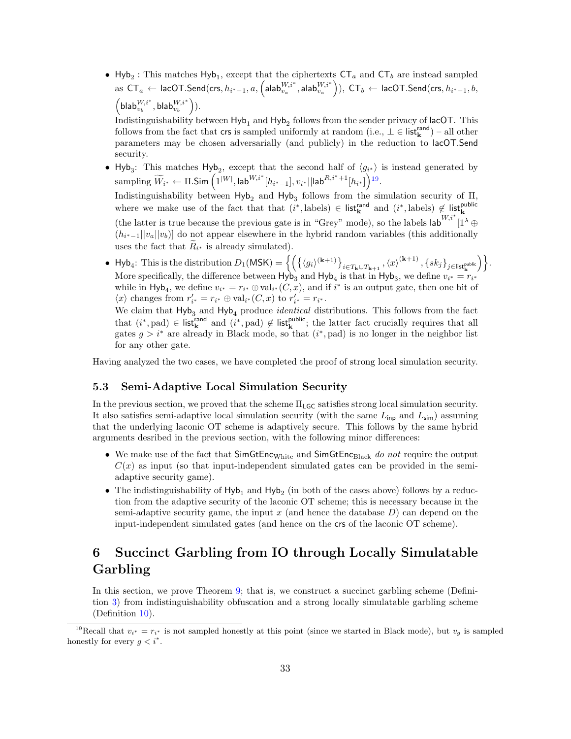- $\mathsf{Hyb}_2$ : This matches $\mathsf{Hyb}_1$, except that the ciphertexts $\mathsf{CT}_a$ and $\mathsf{CT}_b$ are instead sampled as $\mathsf{CT}_a \leftarrow \mathsf{lacOT.Send}(\mathsf{crs}, h_{i^*-1}, a, \left(\mathsf{alab}^{W,i^*}_{v_a}, \mathsf{alab}^{W,i^*}_{v_a}\right))$, $\mathsf{CT}_b \leftarrow \mathsf{lacOT.Send}(\mathsf{crs}, h_{i^*-1}, b, \left(\mathsf{blab}^{W,i^*}_{v_b}, \mathsf{blab}^{W,i^*}_{v_b}\right))$.
  Indistinguishability between $\mathsf{Hyb}_1$ and $\mathsf{Hyb}_2$ follows from the sender privacy of $\mathsf{lacOT}$. This follows from the fact that $\mathsf{crs}$ is sampled uniformly at random (i.e., $\bot \in \mathsf{list}^{\mathsf{rand}}_{\mathbf{k}}$) – all other parameters may be chosen adversarially (and publicly) in the reduction to $\mathsf{lacOT.Send}$ security.
- $\mathsf{Hyb}_3$: This matches $\mathsf{Hyb}_2$, except that the second half of $\langle g_{i^*} \rangle$ is instead generated by sampling $\widetilde{W}_{i^*} \leftarrow \Pi.\mathsf{Sim}\left(1^{|W|}, \mathsf{lab}^{W,i^*}[h_{i^*-1}], v_{i^*}||\mathsf{lab}^{R,i^*+1}[h_{i^*}]\right)$[19].
  Indistinguishability between $\mathsf{Hyb}_2$ and $\mathsf{Hyb}_3$ follows from the simulation security of $\Pi$, where we make use of the fact that that $(i^*, \text{labels}) \in \mathsf{list}^{\mathsf{rand}}_{\mathbf{k}}$ and $(i^*, \text{labels}) \notin \mathsf{list}^{\mathsf{public}}_{\mathbf{k}}$ (the latter is true because the previous gate is in "Grey" mode), so the labels $\overline{\mathsf{lab}}^{W,i^*}[1^\lambda \oplus (h_{i^*-1}||v_a||v_b)]$ do not appear elsewhere in the hybrid random variables (this additionally uses the fact that $\widetilde{R}_{i^*}$ is already simulated).
- $\mathsf{Hyb}_4$: This is the distribution $D_1(\mathsf{MSK}) = \left\{\left(\left\{\langle g_i \rangle^{(\mathbf{k}+1)}\right\}_{i \in T_{\mathbf{k}} \cup T_{\mathbf{k}+1}}, \langle x \rangle^{(\mathbf{k}+1)}, \{sk_j\}_{j \in \mathsf{list}^{\mathsf{public}}_{\mathbf{k}}}\right)\right\}$.
  More specifically, the difference between $\mathsf{Hyb}_3$ and $\mathsf{Hyb}_4$ is that in $\mathsf{Hyb}_3$, we define $v_{i^*} = r_{i^*}$ while in $\mathsf{Hyb}_4$, we define $v_{i^*} = r_{i^*} \oplus \mathrm{val}_{i^*}(C, x)$, and if $i^*$ is an output gate, then one bit of $\langle x \rangle$ changes from $r'_{i^*} = r_{i^*} \oplus \mathrm{val}_{i^*}(C, x)$ to $r'_{i^*} = r_{i^*}$.
  We claim that $\mathsf{Hyb}_3$ and $\mathsf{Hyb}_4$ produce *identical* distributions. This follows from the fact that $(i^*, \text{pad}) \in \mathsf{list}^{\mathsf{rand}}_{\mathbf{k}}$ and $(i^*, \text{pad}) \notin \mathsf{list}^{\mathsf{public}}_{\mathbf{k}}$; the latter fact crucially requires that all gates $g > i^*$ are already in Black mode, so that $(i^*, \text{pad})$ is no longer in the neighbor list for any other gate.

Having analyzed the two cases, we have completed the proof of strong local simulation security.

### 5.3 Semi-Adaptive Local Simulation Security

In the previous section, we proved that the scheme $\Pi_{\mathsf{LGC}}$ satisfies strong local simulation security. It also satisfies semi-adaptive local simulation security (with the same $L_{\mathsf{inp}}$ and $L_{\mathsf{sim}}$) assuming that the underlying laconic OT scheme is adaptively secure. This follows by the same hybrid arguments desribed in the previous section, with the following minor differences:

- We make use of the fact that $\mathsf{SimGtEnc}_{\mathrm{White}}$ and $\mathsf{SimGtEnc}_{\mathrm{Black}}$ *do not* require the output $C(x)$ as input (so that input-independent simulated gates can be provided in the semi-adaptive security game).
- The indistinguishability of $\mathsf{Hyb}_1$ and $\mathsf{Hyb}_2$ (in both of the cases above) follows by a reduction from the adaptive security of the laconic OT scheme; this is necessary because in the semi-adaptive security game, the input $x$ (and hence the database $D$) can depend on the input-independent simulated gates (and hence on the $\mathsf{crs}$ of the laconic OT scheme).

## 6 Succinct Garbling from IO through Locally Simulatable Garbling

In this section, we prove Theorem 9; that is, we construct a succinct garbling scheme (Definition 3) from indistinguishability obfuscation and a strong locally simulatable garbling scheme (Definition 10).

[19] Recall that $v_{i^*} = r_{i^*}$ is not sampled honestly at this point (since we started in Black mode), but $v_g$ is sampled honestly for every $g < i^*$.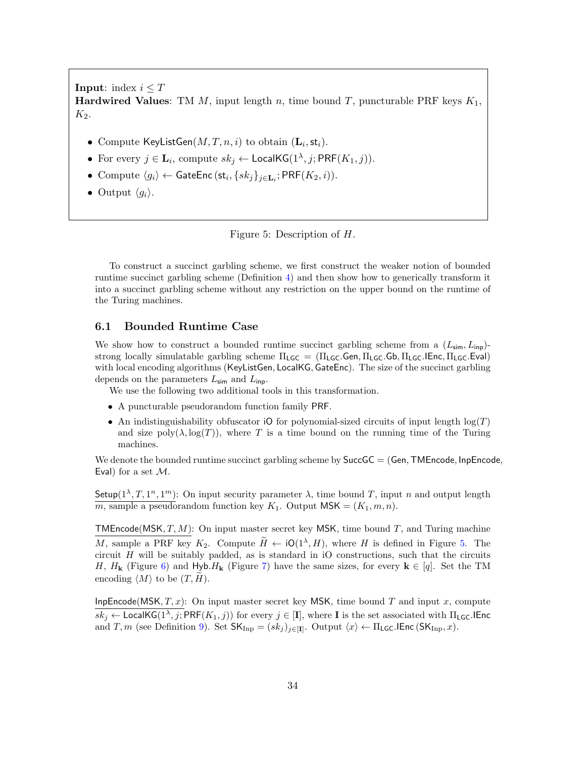**Input**: index $i \leq T$
**Hardwired Values**: TM $M$, input length $n$, time bound $T$, puncturable PRF keys $K_1$, $K_2$.

- Compute $\mathsf{KeyListGen}(M, T, n, i)$ to obtain $(\mathbf{L}_i, \mathsf{st}_i)$.
- For every $j \in \mathbf{L}_i$, compute $sk_j \leftarrow \mathsf{LocalKG}(1^\lambda, j; \mathsf{PRF}(K_1, j))$.
- Compute $\langle g_i \rangle \leftarrow \mathsf{GateEnc}\left(\mathsf{st}_i, \{sk_j\}_{j \in \mathbf{L}_i}; \mathsf{PRF}(K_2, i)\right)$.
- Output $\langle g_i \rangle$.

Figure 5: Description of $H$.

To construct a succinct garbling scheme, we first construct the weaker notion of bounded runtime succinct garbling scheme (Definition 4) and then show how to generically transform it into a succinct garbling scheme without any restriction on the upper bound on the runtime of the Turing machines.

## 6.1 Bounded Runtime Case

We show how to construct a bounded runtime succinct garbling scheme from a $(L_{\mathsf{sim}}, L_{\mathsf{inp}})$-strong locally simulatable garbling scheme $\Pi_{\mathsf{LGC}} = (\Pi_{\mathsf{LGC}}.\mathsf{Gen}, \Pi_{\mathsf{LGC}}.\mathsf{Gb}, \Pi_{\mathsf{LGC}}.\mathsf{IEnc}, \Pi_{\mathsf{LGC}}.\mathsf{Eval})$ with local encoding algorithms $(\mathsf{KeyListGen}, \mathsf{LocalKG}, \mathsf{GateEnc})$. The size of the succinct garbling depends on the parameters $L_{\mathsf{sim}}$ and $L_{\mathsf{inp}}$.

We use the following two additional tools in this transformation.

- A puncturable pseudorandom function family $\mathsf{PRF}$.
- An indistinguishability obfuscator $\mathsf{iO}$ for polynomial-sized circuits of input length $\log(T)$ and size $\mathrm{poly}(\lambda, \log(T))$, where $T$ is a time bound on the running time of the Turing machines.

We denote the bounded runtime succinct garbling scheme by $\mathsf{SuccGC} = (\mathsf{Gen}, \mathsf{TMEncode}, \mathsf{InpEncode}, \mathsf{Eval})$ for a set $\mathcal{M}$.

$\underline{\mathsf{Setup}(1^\lambda, T, 1^n, 1^m)}$: On input security parameter $\lambda$, time bound $T$, input $n$ and output length $m$, sample a pseudorandom function key $K_1$. Output $\mathsf{MSK} = (K_1, m, n)$.

$\underline{\mathsf{TMEncode}(\mathsf{MSK}, T, M)}$: On input master secret key $\mathsf{MSK}$, time bound $T$, and Turing machine $M$, sample a PRF key $K_2$. Compute $\widetilde{H} \leftarrow \mathsf{iO}(1^\lambda, H)$, where $H$ is defined in Figure 5. The circuit $H$ will be suitably padded, as is standard in iO constructions, such that the circuits $H$, $H_{\mathbf{k}}$ (Figure 6) and $\mathsf{Hyb}.H_{\mathbf{k}}$ (Figure 7) have the same sizes, for every $\mathbf{k} \in [q]$. Set the TM encoding $\langle M \rangle$ to be $(T, \widetilde{H})$.

$\underline{\mathsf{InpEncode}(\mathsf{MSK}, T, x)}$: On input master secret key $\mathsf{MSK}$, time bound $T$ and input $x$, compute $sk_j \leftarrow \mathsf{LocalKG}(1^\lambda, j; \mathsf{PRF}(K_1, j))$ for every $j \in [\mathbf{I}]$, where $\mathbf{I}$ is the set associated with $\Pi_{\mathsf{LGC}}.\mathsf{IEnc}$ and $T, m$ (see Definition 9). Set $\mathsf{SK}_{\mathrm{Inp}} = (sk_j)_{j \in [\mathbf{I}]}$. Output $\langle x \rangle \leftarrow \Pi_{\mathsf{LGC}}.\mathsf{IEnc}\left(\mathsf{SK}_{\mathrm{Inp}}, x\right)$.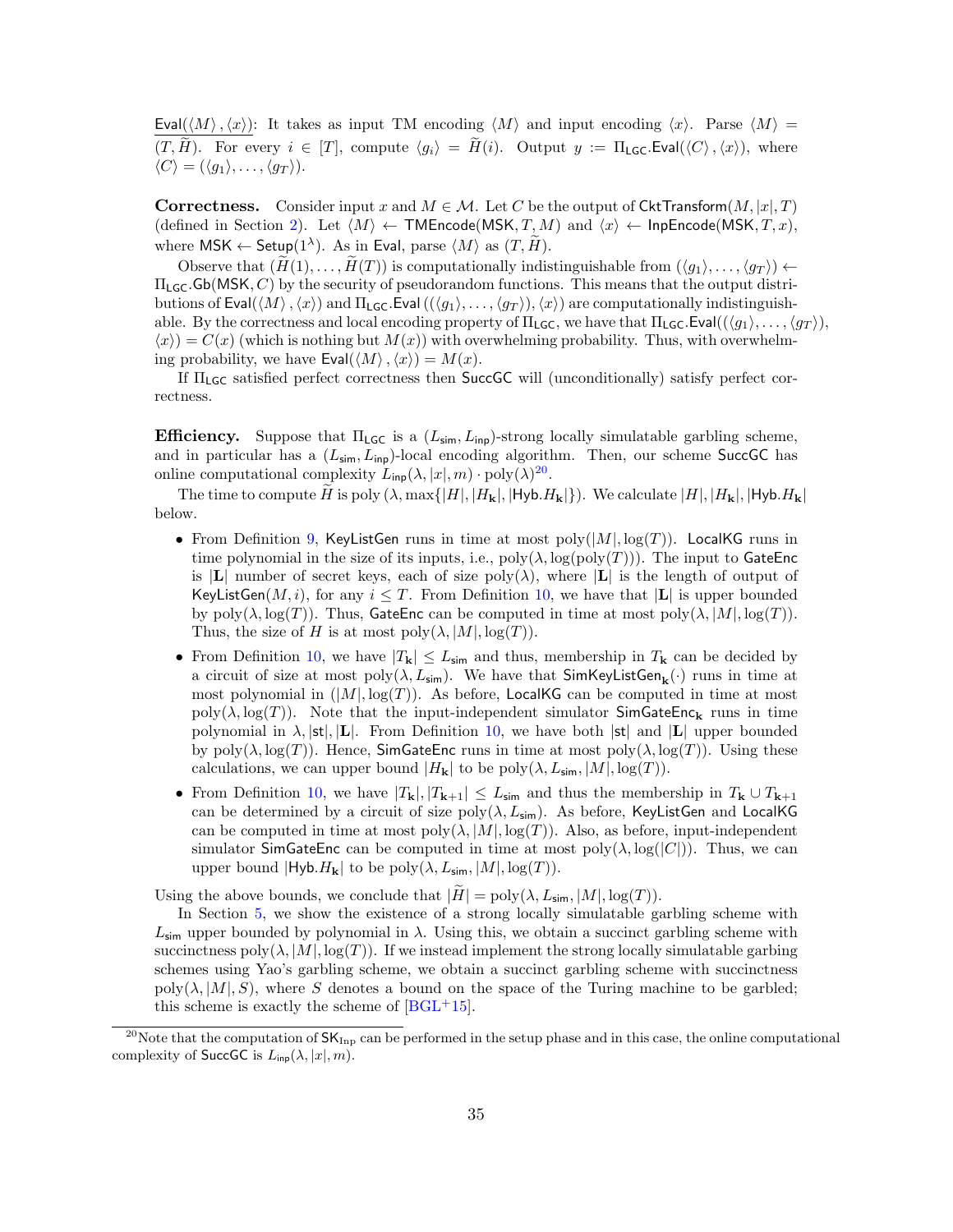<u>$\mathsf{Eval}(\langle M \rangle, \langle x \rangle)$</u>: It takes as input TM encoding $\langle M \rangle$ and input encoding $\langle x \rangle$. Parse $\langle M \rangle = (T, \widetilde{H})$. For every $i \in [T]$, compute $\langle g_i \rangle = \widetilde{H}(i)$. Output $y := \Pi_{\mathsf{LGC}}.\mathsf{Eval}(\langle C \rangle, \langle x \rangle)$, where $\langle C \rangle = (\langle g_1 \rangle, \ldots, \langle g_T \rangle)$.

**Correctness.** Consider input $x$ and $M \in \mathcal{M}$. Let $C$ be the output of $\mathsf{CktTransform}(M, |x|, T)$ (defined in Section 2). Let $\langle M \rangle \leftarrow \mathsf{TMEncode}(\mathsf{MSK}, T, M)$ and $\langle x \rangle \leftarrow \mathsf{InpEncode}(\mathsf{MSK}, T, x)$, where $\mathsf{MSK} \leftarrow \mathsf{Setup}(1^\lambda)$. As in $\mathsf{Eval}$, parse $\langle M \rangle$ as $(T, \widetilde{H})$.

Observe that $(\widetilde{H}(1), \ldots, \widetilde{H}(T))$ is computationally indistinguishable from $(\langle g_1 \rangle, \ldots, \langle g_T \rangle) \leftarrow \Pi_{\mathsf{LGC}}.\mathsf{Gb}(\mathsf{MSK}, C)$ by the security of pseudorandom functions. This means that the output distributions of $\mathsf{Eval}(\langle M \rangle, \langle x \rangle)$ and $\Pi_{\mathsf{LGC}}.\mathsf{Eval}((\langle g_1 \rangle, \ldots, \langle g_T \rangle), \langle x \rangle)$ are computationally indistinguishable. By the correctness and local encoding property of $\Pi_{\mathsf{LGC}}$, we have that $\Pi_{\mathsf{LGC}}.\mathsf{Eval}((\langle g_1 \rangle, \ldots, \langle g_T \rangle), \langle x \rangle) = C(x)$ (which is nothing but $M(x)$) with overwhelming probability. Thus, with overwhelming probability, we have $\mathsf{Eval}(\langle M \rangle, \langle x \rangle) = M(x)$.

If $\Pi_{\mathsf{LGC}}$ satisfied perfect correctness then $\mathsf{SuccGC}$ will (unconditionally) satisfy perfect correctness.

**Efficiency.** Suppose that $\Pi_{\mathsf{LGC}}$ is a $(L_{\mathsf{sim}}, L_{\mathsf{inp}})$-strong locally simulatable garbling scheme, and in particular has a $(L_{\mathsf{sim}}, L_{\mathsf{inp}})$-local encoding algorithm. Then, our scheme $\mathsf{SuccGC}$ has online computational complexity $L_{\mathsf{inp}}(\lambda, |x|, m) \cdot \mathrm{poly}(\lambda)$[20].

The time to compute $\widetilde{H}$ is $\mathrm{poly}(\lambda, \max\{|H|, |H_{\mathbf{k}}|, |\mathsf{Hyb}.H_{\mathbf{k}}|\})$. We calculate $|H|, |H_{\mathbf{k}}|, |\mathsf{Hyb}.H_{\mathbf{k}}|$ below.

- From Definition 9, $\mathsf{KeyListGen}$ runs in time at most $\mathrm{poly}(|M|, \log(T))$. $\mathsf{LocalKG}$ runs in time polynomial in the size of its inputs, i.e., $\mathrm{poly}(\lambda, \log(\mathrm{poly}(T)))$. The input to $\mathsf{GateEnc}$ is $|\mathbf{L}|$ number of secret keys, each of size $\mathrm{poly}(\lambda)$, where $|\mathbf{L}|$ is the length of output of $\mathsf{KeyListGen}(M, i)$, for any $i \leq T$. From Definition 10, we have that $|\mathbf{L}|$ is upper bounded by $\mathrm{poly}(\lambda, \log(T))$. Thus, $\mathsf{GateEnc}$ can be computed in time at most $\mathrm{poly}(\lambda, |M|, \log(T))$. Thus, the size of $H$ is at most $\mathrm{poly}(\lambda, |M|, \log(T))$.
- From Definition 10, we have $|T_{\mathbf{k}}| \leq L_{\mathsf{sim}}$ and thus, membership in $T_{\mathbf{k}}$ can be decided by a circuit of size at most $\mathrm{poly}(\lambda, L_{\mathsf{sim}})$. We have that $\mathsf{SimKeyListGen}_{\mathbf{k}}(\cdot)$ runs in time at most polynomial in $(|M|, \log(T))$. As before, $\mathsf{LocalKG}$ can be computed in time at most $\mathrm{poly}(\lambda, \log(T))$. Note that the input-independent simulator $\mathsf{SimGateEnc}_{\mathbf{k}}$ runs in time polynomial in $\lambda, |\mathsf{st}|, |\mathbf{L}|$. From Definition 10, we have both $|\mathsf{st}|$ and $|\mathbf{L}|$ upper bounded by $\mathrm{poly}(\lambda, \log(T))$. Hence, $\mathsf{SimGateEnc}$ runs in time at most $\mathrm{poly}(\lambda, \log(T))$. Using these calculations, we can upper bound $|H_{\mathbf{k}}|$ to be $\mathrm{poly}(\lambda, L_{\mathsf{sim}}, |M|, \log(T))$.
- From Definition 10, we have $|T_{\mathbf{k}}|, |T_{\mathbf{k}+1}| \leq L_{\mathsf{sim}}$ and thus the membership in $T_{\mathbf{k}} \cup T_{\mathbf{k}+1}$ can be determined by a circuit of size $\mathrm{poly}(\lambda, L_{\mathsf{sim}})$. As before, $\mathsf{KeyListGen}$ and $\mathsf{LocalKG}$ can be computed in time at most $\mathrm{poly}(\lambda, |M|, \log(T))$. Also, as before, input-independent simulator $\mathsf{SimGateEnc}$ can be computed in time at most $\mathrm{poly}(\lambda, \log(|C|))$. Thus, we can upper bound $|\mathsf{Hyb}.H_{\mathbf{k}}|$ to be $\mathrm{poly}(\lambda, L_{\mathsf{sim}}, |M|, \log(T))$.

Using the above bounds, we conclude that $|\widetilde{H}| = \mathrm{poly}(\lambda, L_{\mathsf{sim}}, |M|, \log(T))$.

In Section 5, we show the existence of a strong locally simulatable garbling scheme with $L_{\mathsf{sim}}$ upper bounded by polynomial in $\lambda$. Using this, we obtain a succinct garbling scheme with succinctness $\mathrm{poly}(\lambda, |M|, \log(T))$. If we instead implement the strong locally simulatable garbing schemes using Yao's garbling scheme, we obtain a succinct garbling scheme with succinctness $\mathrm{poly}(\lambda, |M|, S)$, where $S$ denotes a bound on the space of the Turing machine to be garbled; this scheme is exactly the scheme of [BGL+15].

[20] Note that the computation of $\mathsf{SK}_{\mathrm{Inp}}$ can be performed in the setup phase and in this case, the online computational complexity of $\mathsf{SuccGC}$ is $L_{\mathsf{inp}}(\lambda, |x|, m)$.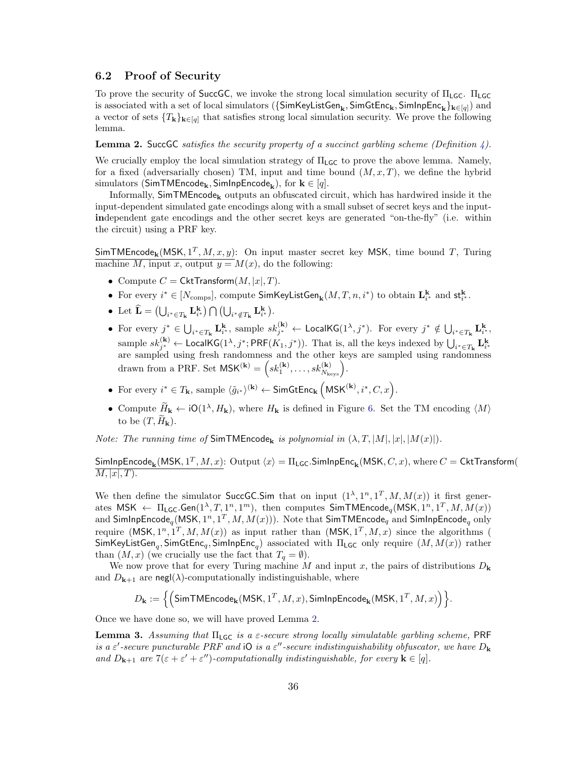## 6.2 Proof of Security

To prove the security of SuccGC, we invoke the strong local simulation security of $\Pi_{\mathsf{LGC}}$. $\Pi_{\mathsf{LGC}}$ is associated with a set of local simulators ($\{\mathsf{SimKeyListGen}_{\mathbf{k}}, \mathsf{SimGtEnc}_{\mathbf{k}}, \mathsf{SimInpEnc}_{\mathbf{k}}\}_{\mathbf{k}\in[q]}$) and a vector of sets $\{T_{\mathbf{k}}\}_{\mathbf{k}\in[q]}$ that satisfies strong local simulation security. We prove the following lemma.

**Lemma 2.** *SuccGC satisfies the security property of a succinct garbling scheme (Definition 4).*

We crucially employ the local simulation strategy of $\Pi_{\mathsf{LGC}}$ to prove the above lemma. Namely, for a fixed (adversarially chosen) TM, input and time bound $(M, x, T)$, we define the hybrid simulators ($\mathsf{SimTMEncode}_{\mathbf{k}}, \mathsf{SimInpEncode}_{\mathbf{k}}$), for $\mathbf{k} \in [q]$.

Informally, $\mathsf{SimTMEncode}_{\mathbf{k}}$ outputs an obfuscated circuit, which has hardwired inside it the input-dependent simulated gate encodings along with a small subset of secret keys and the input-**in**dependent gate encodings and the other secret keys are generated "on-the-fly" (i.e. within the circuit) using a PRF key.

$\underline{\mathsf{SimTMEncode}_{\mathbf{k}}(\mathsf{MSK}, 1^T, M, x, y)}$: On input master secret key MSK, time bound $T$, Turing machine $M$, input $x$, output $y = M(x)$, do the following:

- Compute $C = \mathsf{CktTransform}(M, |x|, T)$.
- For every $i^* \in [N_{\text{comps}}]$, compute $\mathsf{SimKeyListGen}_{\mathbf{k}}(M, T, n, i^*)$ to obtain $\mathbf{L}_{i^*}^{\mathbf{k}}$ and $\mathsf{st}_{i^*}^{\mathbf{k}}$.
- Let $\widehat{\mathbf{L}} = \left(\bigcup_{i^* \in T_{\mathbf{k}}} \mathbf{L}_{i^*}^{\mathbf{k}}\right) \bigcap \left(\bigcup_{i^* \notin T_{\mathbf{k}}} \mathbf{L}_{i^*}^{\mathbf{k}}\right)$.
- For every $j^* \in \bigcup_{i^* \in T_{\mathbf{k}}} \mathbf{L}_{i^*}^{\mathbf{k}}$, sample $sk_{j^*}^{(\mathbf{k})} \leftarrow \mathsf{LocalKG}(1^\lambda, j^*)$. For every $j^* \notin \bigcup_{i^* \in T_{\mathbf{k}}} \mathbf{L}_{i^*}^{\mathbf{k}}$, sample $sk_{j^*}^{(\mathbf{k})} \leftarrow \mathsf{LocalKG}(1^\lambda, j^*; \mathsf{PRF}(K_1, j^*))$. That is, all the keys indexed by $\bigcup_{i^* \in T_{\mathbf{k}}} \mathbf{L}_{i^*}^{\mathbf{k}}$ are sampled using fresh randomness and the other keys are sampled using randomness drawn from a PRF. Set $\mathsf{MSK}^{(\mathbf{k})} = \left(sk_1^{(\mathbf{k})}, \ldots, sk_{N_{\text{keys}}}^{(\mathbf{k})}\right)$.
- For every $i^* \in T_{\mathbf{k}}$, sample $\langle \tilde{g}_{i^*} \rangle^{(\mathbf{k})} \leftarrow \mathsf{SimGtEnc}_{\mathbf{k}}\left(\mathsf{MSK}^{(\mathbf{k})}, i^*, C, x\right)$.
- Compute $\widetilde{H}_{\mathbf{k}} \leftarrow \mathsf{iO}(1^\lambda, H_{\mathbf{k}})$, where $H_{\mathbf{k}}$ is defined in Figure 6. Set the TM encoding $\langle M \rangle$ to be $(T, \widetilde{H}_{\mathbf{k}})$.

*Note: The running time of* $\mathsf{SimTMEncode}_{\mathbf{k}}$ *is polynomial in* $(\lambda, T, |M|, |x|, |M(x)|)$.

$\underline{\mathsf{SimInpEncode}_{\mathbf{k}}(\mathsf{MSK}, 1^T, M, x)}$: Output $\langle x \rangle = \Pi_{\mathsf{LGC}}.\mathsf{SimInpEnc}_{\mathbf{k}}(\mathsf{MSK}, C, x)$, where $C = \mathsf{CktTransform}(M, |x|, T)$.

We then define the simulator SuccGC.Sim that on input $(1^\lambda, 1^n, 1^T, M, M(x))$ it first generates $\mathsf{MSK} \leftarrow \Pi_{\mathsf{LGC}}.\mathsf{Gen}(1^\lambda, T, 1^n, 1^m)$, then computes $\mathsf{SimTMEncode}_q(\mathsf{MSK}, 1^n, 1^T, M, M(x))$ and $\mathsf{SimInpEncode}_q(\mathsf{MSK}, 1^n, 1^T, M, M(x)))$. Note that $\mathsf{SimTMEncode}_q$ and $\mathsf{SimInpEncode}_q$ only require $(\mathsf{MSK}, 1^n, 1^T, M, M(x))$ as input rather than $(\mathsf{MSK}, 1^T, M, x)$ since the algorithms ( $\mathsf{SimKeyListGen}_q, \mathsf{SimGtEnc}_q, \mathsf{SimInpEnc}_q$) associated with $\Pi_{\mathsf{LGC}}$ only require $(M, M(x))$ rather than $(M, x)$ (we crucially use the fact that $T_q = \emptyset$).

We now prove that for every Turing machine $M$ and input $x$, the pairs of distributions $D_{\mathbf{k}}$ and $D_{\mathbf{k}+1}$ are $\mathsf{negl}(\lambda)$-computationally indistinguishable, where

$$D_{\mathbf{k}} := \left\{ \left( \mathsf{SimTMEncode}_{\mathbf{k}}(\mathsf{MSK}, 1^T, M, x), \mathsf{SimInpEncode}_{\mathbf{k}}(\mathsf{MSK}, 1^T, M, x) \right) \right\}.$$

Once we have done so, we will have proved Lemma 2.

**Lemma 3.** *Assuming that* $\Pi_{\mathsf{LGC}}$ *is a* $\varepsilon$*-secure strong locally simulatable garbling scheme,* PRF *is a* $\varepsilon'$*-secure puncturable PRF and* iO *is a* $\varepsilon''$*-secure indistinguishability obfuscator, we have* $D_{\mathbf{k}}$ *and* $D_{\mathbf{k}+1}$ *are* $7(\varepsilon + \varepsilon' + \varepsilon'')$*-computationally indistinguishable, for every* $\mathbf{k} \in [q]$.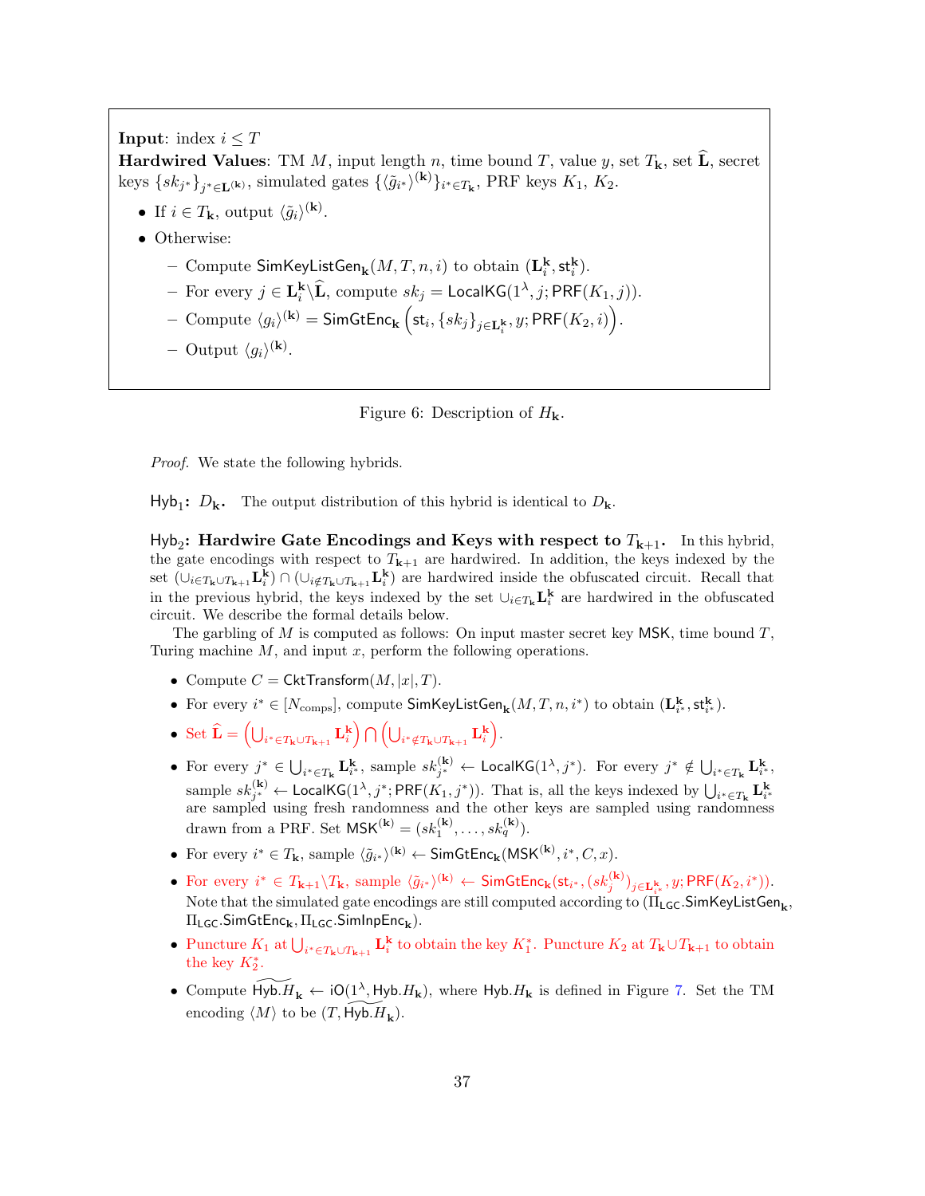> **Input**: index $i \leq T$
> **Hardwired Values**: TM $M$, input length $n$, time bound $T$, value $y$, set $T_{\mathbf{k}}$, set $\widehat{\mathbf{L}}$, secret keys $\{sk_{j^*}\}_{j^* \in \mathbf{L}^{(\mathbf{k})}}$, simulated gates $\{\langle \tilde{g}_{i^*} \rangle^{(\mathbf{k})}\}_{i^* \in T_{\mathbf{k}}}$, PRF keys $K_1$, $K_2$.
>
> - If $i \in T_{\mathbf{k}}$, output $\langle \tilde{g}_i \rangle^{(\mathbf{k})}$.
> - Otherwise:
>   - Compute $\mathsf{SimKeyListGen}_{\mathbf{k}}(M, T, n, i)$ to obtain $(\mathbf{L}_i^{\mathbf{k}}, \mathsf{st}_i^{\mathbf{k}})$.
>   - For every $j \in \mathbf{L}_i^{\mathbf{k}} \backslash \widehat{\mathbf{L}}$, compute $sk_j = \mathsf{LocalKG}(1^\lambda, j; \mathsf{PRF}(K_1, j))$.
>   - Compute $\langle g_i \rangle^{(\mathbf{k})} = \mathsf{SimGtEnc}_{\mathbf{k}}\left(\mathsf{st}_i, \{sk_j\}_{j \in \mathbf{L}_i^{\mathbf{k}}}, y; \mathsf{PRF}(K_2, i)\right)$.
>   - Output $\langle g_i \rangle^{(\mathbf{k})}$.

Figure 6: Description of $H_{\mathbf{k}}$.

*Proof.* We state the following hybrids.

$\mathsf{Hyb}_1$**:** $D_{\mathbf{k}}$**.** The output distribution of this hybrid is identical to $D_{\mathbf{k}}$.

$\mathsf{Hyb}_2$**: Hardwire Gate Encodings and Keys with respect to** $T_{\mathbf{k}+1}$**.** In this hybrid, the gate encodings with respect to $T_{\mathbf{k}+1}$ are hardwired. In addition, the keys indexed by the set $(\cup_{i \in T_{\mathbf{k}} \cup T_{\mathbf{k}+1}} \mathbf{L}_i^{\mathbf{k}}) \cap (\cup_{i \notin T_{\mathbf{k}} \cup T_{\mathbf{k}+1}} \mathbf{L}_i^{\mathbf{k}})$ are hardwired inside the obfuscated circuit. Recall that in the previous hybrid, the keys indexed by the set $\cup_{i \in T_{\mathbf{k}}} \mathbf{L}_i^{\mathbf{k}}$ are hardwired in the obfuscated circuit. We describe the formal details below.

The garbling of $M$ is computed as follows: On input master secret key $\mathsf{MSK}$, time bound $T$, Turing machine $M$, and input $x$, perform the following operations.

- Compute $C = \mathsf{CktTransform}(M, |x|, T)$.
- For every $i^* \in [N_{\text{comps}}]$, compute $\mathsf{SimKeyListGen}_{\mathbf{k}}(M, T, n, i^*)$ to obtain $(\mathbf{L}_{i^*}^{\mathbf{k}}, \mathsf{st}_{i^*}^{\mathbf{k}})$.
- Set $\widehat{\mathbf{L}} = \left(\bigcup_{i^* \in T_{\mathbf{k}} \cup T_{\mathbf{k}+1}} \mathbf{L}_i^{\mathbf{k}}\right) \bigcap \left(\bigcup_{i^* \notin T_{\mathbf{k}} \cup T_{\mathbf{k}+1}} \mathbf{L}_i^{\mathbf{k}}\right)$.
- For every $j^* \in \bigcup_{i^* \in T_{\mathbf{k}}} \mathbf{L}_{i^*}^{\mathbf{k}}$, sample $sk_{j^*}^{(\mathbf{k})} \leftarrow \mathsf{LocalKG}(1^\lambda, j^*)$. For every $j^* \notin \bigcup_{i^* \in T_{\mathbf{k}}} \mathbf{L}_{i^*}^{\mathbf{k}}$, sample $sk_{j^*}^{(\mathbf{k})} \leftarrow \mathsf{LocalKG}(1^\lambda, j^*; \mathsf{PRF}(K_1, j^*))$. That is, all the keys indexed by $\bigcup_{i^* \in T_{\mathbf{k}}} \mathbf{L}_{i^*}^{\mathbf{k}}$ are sampled using fresh randomness and the other keys are sampled using randomness drawn from a PRF. Set $\mathsf{MSK}^{(\mathbf{k})} = (sk_1^{(\mathbf{k})}, \ldots, sk_q^{(\mathbf{k})})$.
- For every $i^* \in T_{\mathbf{k}}$, sample $\langle \tilde{g}_{i^*} \rangle^{(\mathbf{k})} \leftarrow \mathsf{SimGtEnc}_{\mathbf{k}}(\mathsf{MSK}^{(\mathbf{k})}, i^*, C, x)$.
- For every $i^* \in T_{\mathbf{k}+1} \backslash T_{\mathbf{k}}$, sample $\langle \tilde{g}_{i^*} \rangle^{(\mathbf{k})} \leftarrow \mathsf{SimGtEnc}_{\mathbf{k}}(\mathsf{st}_{i^*}, (sk_j^{(\mathbf{k})})_{j \in \mathbf{L}_{i^*}^{\mathbf{k}}}, y; \mathsf{PRF}(K_2, i^*))$. Note that the simulated gate encodings are still computed according to $(\Pi_{\mathsf{LGC}}.\mathsf{SimKeyListGen}_{\mathbf{k}}$, $\Pi_{\mathsf{LGC}}.\mathsf{SimGtEnc}_{\mathbf{k}}, \Pi_{\mathsf{LGC}}.\mathsf{SimInpEnc}_{\mathbf{k}})$.
- Puncture $K_1$ at $\bigcup_{i^* \in T_{\mathbf{k}} \cup T_{\mathbf{k}+1}} \mathbf{L}_i^{\mathbf{k}}$ to obtain the key $K_1^*$. Puncture $K_2$ at $T_{\mathbf{k}} \cup T_{\mathbf{k}+1}$ to obtain the key $K_2^*$.
- Compute $\widetilde{\mathsf{Hyb}.H_{\mathbf{k}}} \leftarrow \mathsf{iO}(1^\lambda, \mathsf{Hyb}.H_{\mathbf{k}})$, where $\mathsf{Hyb}.H_{\mathbf{k}}$ is defined in Figure 7. Set the TM encoding $\langle M \rangle$ to be $(T, \widetilde{\mathsf{Hyb}.H_{\mathbf{k}}})$.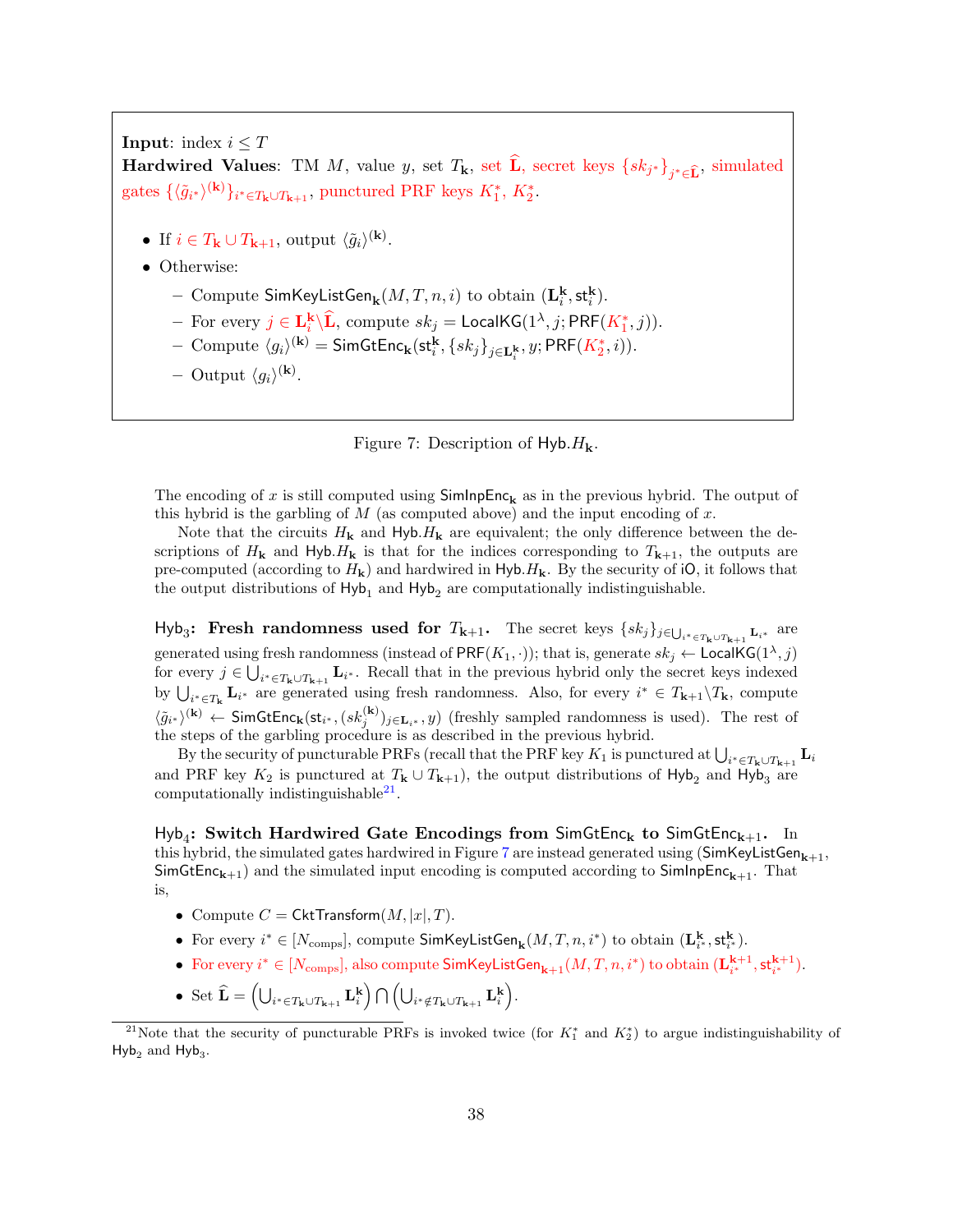**Input**: index $i \leq T$
**Hardwired Values**: TM $M$, value $y$, set $T_{\mathbf{k}}$, set $\widehat{\mathbf{L}}$, secret keys $\{sk_{j^*}\}_{j^* \in \widehat{\mathbf{L}}}$, simulated gates $\{\langle \tilde{g}_{i^*} \rangle^{(\mathbf{k})}\}_{i^* \in T_{\mathbf{k}} \cup T_{\mathbf{k}+1}}$, punctured PRF keys $K_1^*$, $K_2^*$.

- If $i \in T_{\mathbf{k}} \cup T_{\mathbf{k}+1}$, output $\langle \tilde{g}_i \rangle^{(\mathbf{k})}$.
- Otherwise:
  - Compute $\mathsf{SimKeyListGen}_{\mathbf{k}}(M, T, n, i)$ to obtain $(\mathbf{L}_i^{\mathbf{k}}, \mathsf{st}_i^{\mathbf{k}})$.
  - For every $j \in \mathbf{L}_i^{\mathbf{k}} \backslash \widehat{\mathbf{L}}$, compute $sk_j = \mathsf{LocalKG}(1^\lambda, j; \mathsf{PRF}(K_1^*, j))$.
  - Compute $\langle g_i \rangle^{(\mathbf{k})} = \mathsf{SimGtEnc}_{\mathbf{k}}(\mathsf{st}_i^{\mathbf{k}}, \{sk_j\}_{j \in \mathbf{L}_i^{\mathbf{k}}}, y; \mathsf{PRF}(K_2^*, i))$.
  - Output $\langle g_i \rangle^{(\mathbf{k})}$.

Figure 7: Description of $\mathsf{Hyb}.H_{\mathbf{k}}$.

The encoding of $x$ is still computed using $\mathsf{SimInpEnc}_{\mathbf{k}}$ as in the previous hybrid. The output of this hybrid is the garbling of $M$ (as computed above) and the input encoding of $x$.

Note that the circuits $H_{\mathbf{k}}$ and $\mathsf{Hyb}.H_{\mathbf{k}}$ are equivalent; the only difference between the descriptions of $H_{\mathbf{k}}$ and $\mathsf{Hyb}.H_{\mathbf{k}}$ is that for the indices corresponding to $T_{\mathbf{k}+1}$, the outputs are pre-computed (according to $H_{\mathbf{k}}$) and hardwired in $\mathsf{Hyb}.H_{\mathbf{k}}$. By the security of $\mathsf{iO}$, it follows that the output distributions of $\mathsf{Hyb}_1$ and $\mathsf{Hyb}_2$ are computationally indistinguishable.

$\mathsf{Hyb}_3$**: Fresh randomness used for $T_{\mathbf{k}+1}$.** The secret keys $\{sk_j\}_{j \in \bigcup_{i^* \in T_{\mathbf{k}} \cup T_{\mathbf{k}+1}} \mathbf{L}_{i^*}}$ are generated using fresh randomness (instead of $\mathsf{PRF}(K_1, \cdot)$); that is, generate $sk_j \leftarrow \mathsf{LocalKG}(1^\lambda, j)$ for every $j \in \bigcup_{i^* \in T_{\mathbf{k}} \cup T_{\mathbf{k}+1}} \mathbf{L}_{i^*}$. Recall that in the previous hybrid only the secret keys indexed by $\bigcup_{i^* \in T_{\mathbf{k}}} \mathbf{L}_{i^*}$ are generated using fresh randomness. Also, for every $i^* \in T_{\mathbf{k}+1} \backslash T_{\mathbf{k}}$, compute $\langle \tilde{g}_{i^*} \rangle^{(\mathbf{k})} \leftarrow \mathsf{SimGtEnc}_{\mathbf{k}}(\mathsf{st}_{i^*}, (sk_j^{(\mathbf{k})})_{j \in \mathbf{L}_{i^*}}, y)$ (freshly sampled randomness is used). The rest of the steps of the garbling procedure is as described in the previous hybrid.

By the security of puncturable PRFs (recall that the PRF key $K_1$ is punctured at $\bigcup_{i^* \in T_{\mathbf{k}} \cup T_{\mathbf{k}+1}} \mathbf{L}_i$ and PRF key $K_2$ is punctured at $T_{\mathbf{k}} \cup T_{\mathbf{k}+1}$), the output distributions of $\mathsf{Hyb}_2$ and $\mathsf{Hyb}_3$ are computationally indistinguishable[21].

$\mathsf{Hyb}_4$**: Switch Hardwired Gate Encodings from $\mathsf{SimGtEnc}_{\mathbf{k}}$ to $\mathsf{SimGtEnc}_{\mathbf{k}+1}$.** In this hybrid, the simulated gates hardwired in Figure 7 are instead generated using ($\mathsf{SimKeyListGen}_{\mathbf{k}+1}$, $\mathsf{SimGtEnc}_{\mathbf{k}+1}$) and the simulated input encoding is computed according to $\mathsf{SimInpEnc}_{\mathbf{k}+1}$. That is,

- Compute $C = \mathsf{CktTransform}(M, |x|, T)$.
- For every $i^* \in [N_{\text{comps}}]$, compute $\mathsf{SimKeyListGen}_{\mathbf{k}}(M, T, n, i^*)$ to obtain $(\mathbf{L}_{i^*}^{\mathbf{k}}, \mathsf{st}_{i^*}^{\mathbf{k}})$.
- For every $i^* \in [N_{\text{comps}}]$, also compute $\mathsf{SimKeyListGen}_{\mathbf{k}+1}(M, T, n, i^*)$ to obtain $(\mathbf{L}_{i^*}^{\mathbf{k}+1}, \mathsf{st}_{i^*}^{\mathbf{k}+1})$.
- Set $\widehat{\mathbf{L}} = \left(\bigcup_{i^* \in T_{\mathbf{k}} \cup T_{\mathbf{k}+1}} \mathbf{L}_i^{\mathbf{k}}\right) \bigcap \left(\bigcup_{i^* \notin T_{\mathbf{k}} \cup T_{\mathbf{k}+1}} \mathbf{L}_i^{\mathbf{k}}\right)$.

[21] Note that the security of puncturable PRFs is invoked twice (for $K_1^*$ and $K_2^*$) to argue indistinguishability of $\mathsf{Hyb}_2$ and $\mathsf{Hyb}_3$.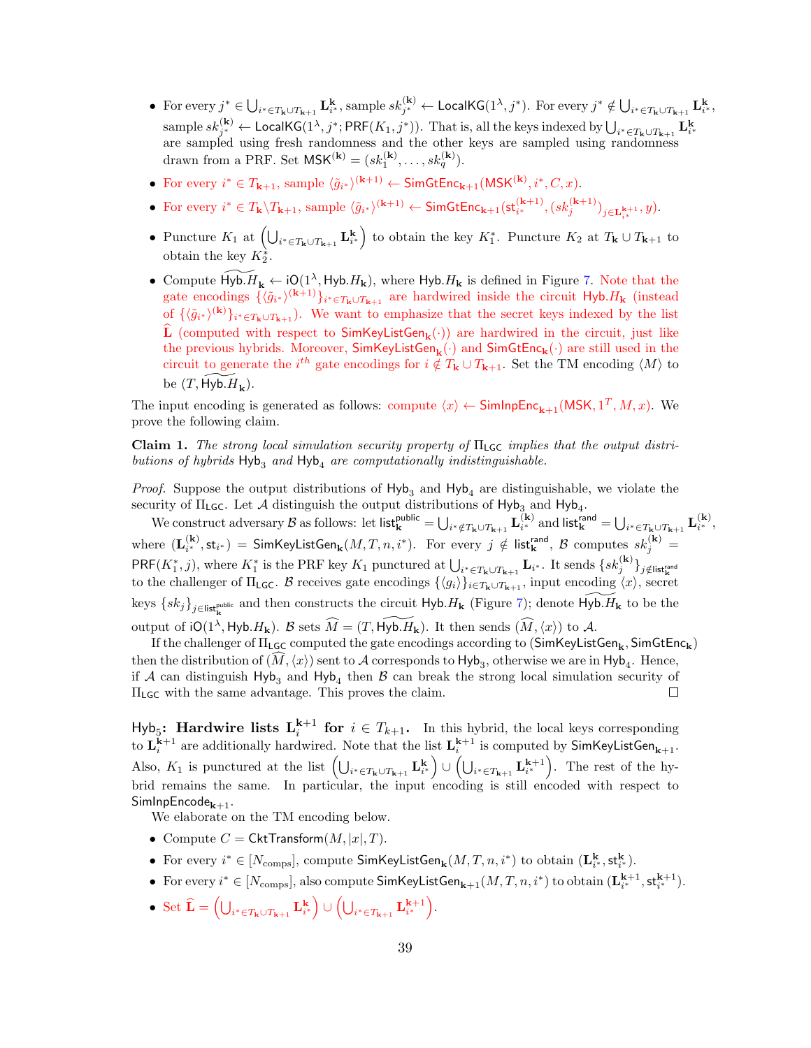- For every $j^* \in \bigcup_{i^* \in T_\mathbf{k} \cup T_{\mathbf{k}+1}} \mathbf{L}^{\mathbf{k}}_{i^*}$, sample $sk^{(\mathbf{k})}_{j^*} \leftarrow \mathsf{LocalKG}(1^\lambda, j^*)$. For every $j^* \notin \bigcup_{i^* \in T_\mathbf{k} \cup T_{\mathbf{k}+1}} \mathbf{L}^{\mathbf{k}}_{i^*}$, sample $sk^{(\mathbf{k})}_{j^*} \leftarrow \mathsf{LocalKG}(1^\lambda, j^*; \mathsf{PRF}(K_1, j^*))$. That is, all the keys indexed by $\bigcup_{i^* \in T_\mathbf{k} \cup T_{\mathbf{k}+1}} \mathbf{L}^{\mathbf{k}}_{i^*}$ are sampled using fresh randomness and the other keys are sampled using randomness drawn from a PRF. Set $\mathsf{MSK}^{(\mathbf{k})} = (sk^{(\mathbf{k})}_1, \ldots, sk^{(\mathbf{k})}_q)$.
- For every $i^* \in T_{\mathbf{k}+1}$, sample $\langle \tilde{g}_{i^*} \rangle^{(\mathbf{k}+1)} \leftarrow \mathsf{SimGtEnc}_{\mathbf{k}+1}(\mathsf{MSK}^{(\mathbf{k})}, i^*, C, x)$.
- For every $i^* \in T_\mathbf{k} \backslash T_{\mathbf{k}+1}$, sample $\langle \tilde{g}_{i^*} \rangle^{(\mathbf{k}+1)} \leftarrow \mathsf{SimGtEnc}_{\mathbf{k}+1}(\mathsf{st}^{(\mathbf{k}+1)}_{i^*}, (sk^{(\mathbf{k}+1)}_j)_{j \in \mathbf{L}^{\mathbf{k}+1}_{i^*}}, y)$.
- Puncture $K_1$ at $\left(\bigcup_{i^* \in T_\mathbf{k} \cup T_{\mathbf{k}+1}} \mathbf{L}^{\mathbf{k}}_{i^*}\right)$ to obtain the key $K_1^*$. Puncture $K_2$ at $T_\mathbf{k} \cup T_{\mathbf{k}+1}$ to obtain the key $K_2^*$.
- Compute $\widetilde{\mathsf{Hyb}.H_\mathbf{k}} \leftarrow \mathsf{iO}(1^\lambda, \mathsf{Hyb}.H_\mathbf{k})$, where $\mathsf{Hyb}.H_\mathbf{k}$ is defined in Figure 7. Note that the gate encodings $\{\langle \tilde{g}_{i^*} \rangle^{(\mathbf{k}+1)}\}_{i^* \in T_\mathbf{k} \cup T_{\mathbf{k}+1}}$ are hardwired inside the circuit $\mathsf{Hyb}.H_\mathbf{k}$ (instead of $\{\langle \tilde{g}_{i^*} \rangle^{(\mathbf{k})}\}_{i^* \in T_\mathbf{k} \cup T_{\mathbf{k}+1}}$). We want to emphasize that the secret keys indexed by the list $\widehat{\mathbf{L}}$ (computed with respect to $\mathsf{SimKeyListGen}_\mathbf{k}(\cdot)$) are hardwired in the circuit, just like the previous hybrids. Moreover, $\mathsf{SimKeyListGen}_\mathbf{k}(\cdot)$ and $\mathsf{SimGtEnc}_\mathbf{k}(\cdot)$ are still used in the circuit to generate the $i^{th}$ gate encodings for $i \notin T_\mathbf{k} \cup T_{\mathbf{k}+1}$. Set the TM encoding $\langle M \rangle$ to be $(T, \widetilde{\mathsf{Hyb}.H_\mathbf{k}})$.

The input encoding is generated as follows: compute $\langle x \rangle \leftarrow \mathsf{SimInpEnc}_{\mathbf{k}+1}(\mathsf{MSK}, 1^T, M, x)$. We prove the following claim.

**Claim 1.** *The strong local simulation security property of $\Pi_{\mathsf{LGC}}$ implies that the output distributions of hybrids $\mathsf{Hyb}_3$ and $\mathsf{Hyb}_4$ are computationally indistinguishable.*

*Proof.* Suppose the output distributions of $\mathsf{Hyb}_3$ and $\mathsf{Hyb}_4$ are distinguishable, we violate the security of $\Pi_{\mathsf{LGC}}$. Let $\mathcal{A}$ distinguish the output distributions of $\mathsf{Hyb}_3$ and $\mathsf{Hyb}_4$.

We construct adversary $\mathcal{B}$ as follows: let $\mathsf{list}^{\mathsf{public}}_\mathbf{k} = \bigcup_{i^* \notin T_\mathbf{k} \cup T_{\mathbf{k}+1}} \mathbf{L}^{(\mathbf{k})}_{i^*}$ and $\mathsf{list}^{\mathsf{rand}}_\mathbf{k} = \bigcup_{i^* \in T_\mathbf{k} \cup T_{\mathbf{k}+1}} \mathbf{L}^{(\mathbf{k})}_{i^*}$, where $(\mathbf{L}^{(\mathbf{k})}_{i^*}, \mathsf{st}_{i^*}) = \mathsf{SimKeyListGen}_\mathbf{k}(M, T, n, i^*)$. For every $j \notin \mathsf{list}^{\mathsf{rand}}_\mathbf{k}$, $\mathcal{B}$ computes $sk^{(\mathbf{k})}_j = \mathsf{PRF}(K_1^*, j)$, where $K_1^*$ is the PRF key $K_1$ punctured at $\bigcup_{i^* \in T_\mathbf{k} \cup T_{\mathbf{k}+1}} \mathbf{L}_{i^*}$. It sends $\{sk^{(\mathbf{k})}_j\}_{j \notin \mathsf{list}^{\mathsf{rand}}_\mathbf{k}}$ to the challenger of $\Pi_{\mathsf{LGC}}$. $\mathcal{B}$ receives gate encodings $\{\langle g_i \rangle\}_{i \in T_\mathbf{k} \cup T_{\mathbf{k}+1}}$, input encoding $\langle x \rangle$, secret keys $\{sk_j\}_{j \in \mathsf{list}^{\mathsf{public}}_\mathbf{k}}$ and then constructs the circuit $\mathsf{Hyb}.H_\mathbf{k}$ (Figure 7); denote $\widetilde{\mathsf{Hyb}.H_\mathbf{k}}$ to be the output of $\mathsf{iO}(1^\lambda, \mathsf{Hyb}.H_\mathbf{k})$. $\mathcal{B}$ sets $\widehat{M} = (T, \widetilde{\mathsf{Hyb}.H_\mathbf{k}})$. It then sends $(\widehat{M}, \langle x \rangle)$ to $\mathcal{A}$.

If the challenger of $\Pi_{\mathsf{LGC}}$ computed the gate encodings according to $(\mathsf{SimKeyListGen}_\mathbf{k}, \mathsf{SimGtEnc}_\mathbf{k})$ then the distribution of $(\widehat{M}, \langle x \rangle)$ sent to $\mathcal{A}$ corresponds to $\mathsf{Hyb}_3$, otherwise we are in $\mathsf{Hyb}_4$. Hence, if $\mathcal{A}$ can distinguish $\mathsf{Hyb}_3$ and $\mathsf{Hyb}_4$ then $\mathcal{B}$ can break the strong local simulation security of $\Pi_{\mathsf{LGC}}$ with the same advantage. This proves the claim. ◻

$\mathsf{Hyb}_5$**: Hardwire lists $\mathbf{L}^{\mathbf{k}+1}_i$ for $i \in T_{k+1}$.** In this hybrid, the local keys corresponding to $\mathbf{L}^{\mathbf{k}+1}_i$ are additionally hardwired. Note that the list $\mathbf{L}^{\mathbf{k}+1}_i$ is computed by $\mathsf{SimKeyListGen}_{\mathbf{k}+1}$. Also, $K_1$ is punctured at the list $\left(\bigcup_{i^* \in T_\mathbf{k} \cup T_{\mathbf{k}+1}} \mathbf{L}^{\mathbf{k}}_{i^*}\right) \cup \left(\bigcup_{i^* \in T_{\mathbf{k}+1}} \mathbf{L}^{\mathbf{k}+1}_{i^*}\right)$. The rest of the hybrid remains the same. In particular, the input encoding is still encoded with respect to $\mathsf{SimInpEncode}_{\mathbf{k}+1}$.

We elaborate on the TM encoding below.

- Compute $C = \mathsf{CktTransform}(M, |x|, T)$.
- For every $i^* \in [N_{\text{comps}}]$, compute $\mathsf{SimKeyListGen}_\mathbf{k}(M, T, n, i^*)$ to obtain $(\mathbf{L}^{\mathbf{k}}_{i^*}, \mathsf{st}^{\mathbf{k}}_{i^*})$.
- For every $i^* \in [N_{\text{comps}}]$, also compute $\mathsf{SimKeyListGen}_{\mathbf{k}+1}(M, T, n, i^*)$ to obtain $(\mathbf{L}^{\mathbf{k}+1}_{i^*}, \mathsf{st}^{\mathbf{k}+1}_{i^*})$.
- Set $\widehat{\mathbf{L}} = \left(\bigcup_{i^* \in T_\mathbf{k} \cup T_{\mathbf{k}+1}} \mathbf{L}^{\mathbf{k}}_{i^*}\right) \cup \left(\bigcup_{i^* \in T_{\mathbf{k}+1}} \mathbf{L}^{\mathbf{k}+1}_{i^*}\right)$.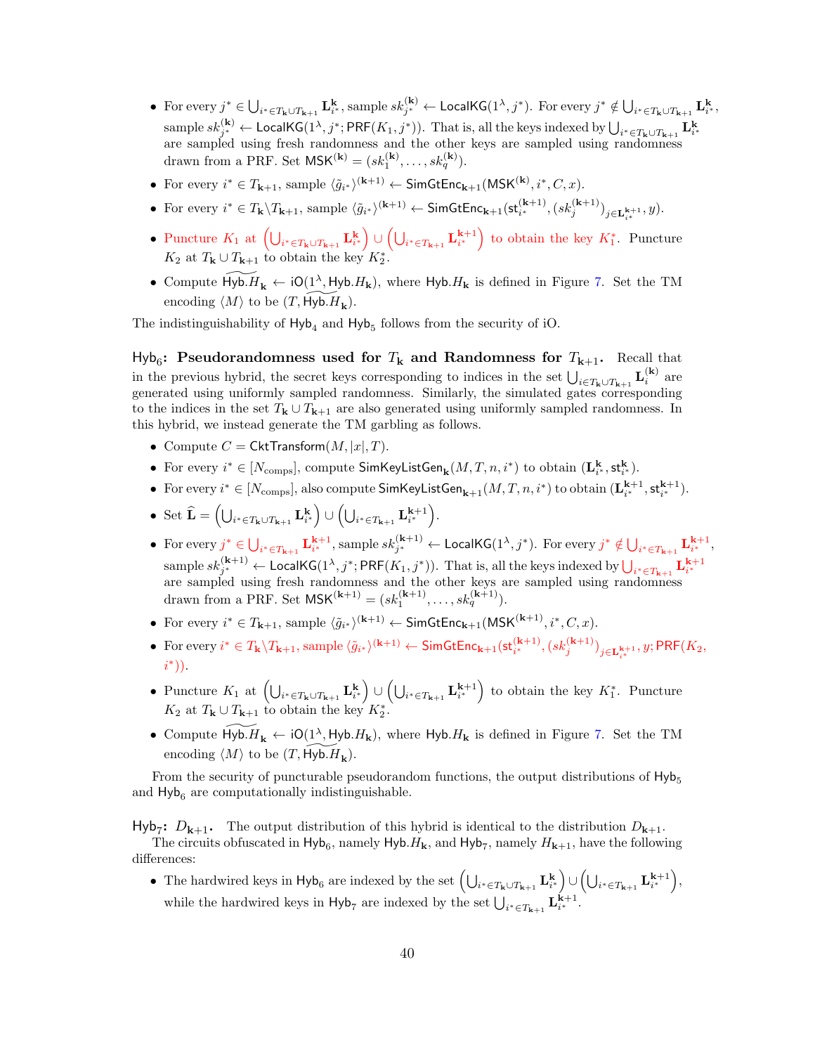- For every $j^* \in \bigcup_{i^* \in T_{\mathbf{k}} \cup T_{\mathbf{k+1}}} \mathbf{L}^{\mathbf{k}}_{i^*}$, sample $sk^{(\mathbf{k})}_{j^*} \leftarrow \mathsf{LocalKG}(1^\lambda, j^*)$. For every $j^* \notin \bigcup_{i^* \in T_{\mathbf{k}} \cup T_{\mathbf{k+1}}} \mathbf{L}^{\mathbf{k}}_{i^*}$, sample $sk^{(\mathbf{k})}_{j^*} \leftarrow \mathsf{LocalKG}(1^\lambda, j^*; \mathsf{PRF}(K_1, j^*))$. That is, all the keys indexed by $\bigcup_{i^* \in T_{\mathbf{k}} \cup T_{\mathbf{k+1}}} \mathbf{L}^{\mathbf{k}}_{i^*}$ are sampled using fresh randomness and the other keys are sampled using randomness drawn from a PRF. Set $\mathsf{MSK}^{(\mathbf{k})} = (sk^{(\mathbf{k})}_1, \ldots, sk^{(\mathbf{k})}_q)$.
- For every $i^* \in T_{\mathbf{k+1}}$, sample $\langle \tilde{g}_{i^*} \rangle^{(\mathbf{k+1})} \leftarrow \mathsf{SimGtEnc}_{\mathbf{k+1}}(\mathsf{MSK}^{(\mathbf{k})}, i^*, C, x)$.
- For every $i^* \in T_{\mathbf{k}} \backslash T_{\mathbf{k+1}}$, sample $\langle \tilde{g}_{i^*} \rangle^{(\mathbf{k+1})} \leftarrow \mathsf{SimGtEnc}_{\mathbf{k+1}}(\mathsf{st}^{(\mathbf{k+1})}_{i^*}, (sk^{(\mathbf{k+1})}_j)_{j \in \mathbf{L}^{\mathbf{k+1}}_{i^*}}, y)$.
- Puncture $K_1$ at $\left(\bigcup_{i^* \in T_{\mathbf{k}} \cup T_{\mathbf{k+1}}} \mathbf{L}^{\mathbf{k}}_{i^*}\right) \cup \left(\bigcup_{i^* \in T_{\mathbf{k+1}}} \mathbf{L}^{\mathbf{k+1}}_{i^*}\right)$ to obtain the key $K_1^*$. Puncture $K_2$ at $T_{\mathbf{k}} \cup T_{\mathbf{k+1}}$ to obtain the key $K_2^*$.
- Compute $\widetilde{\mathsf{Hyb}.H_{\mathbf{k}}} \leftarrow \mathsf{iO}(1^\lambda, \mathsf{Hyb}.H_{\mathbf{k}})$, where $\mathsf{Hyb}.H_{\mathbf{k}}$ is defined in Figure 7. Set the TM encoding $\langle M \rangle$ to be $(T, \widetilde{\mathsf{Hyb}.H_{\mathbf{k}}})$.

The indistinguishability of $\mathsf{Hyb}_4$ and $\mathsf{Hyb}_5$ follows from the security of iO.

$\mathsf{Hyb}_6$**: Pseudorandomness used for $T_{\mathbf{k}}$ and Randomness for $T_{\mathbf{k+1}}$.** Recall that in the previous hybrid, the secret keys corresponding to indices in the set $\bigcup_{i \in T_{\mathbf{k}} \cup T_{\mathbf{k+1}}} \mathbf{L}^{(\mathbf{k})}_i$ are generated using uniformly sampled randomness. Similarly, the simulated gates corresponding to the indices in the set $T_{\mathbf{k}} \cup T_{\mathbf{k+1}}$ are also generated using uniformly sampled randomness. In this hybrid, we instead generate the TM garbling as follows.

- Compute $C = \mathsf{CktTransform}(M, |x|, T)$.
- For every $i^* \in [N_{\text{comps}}]$, compute $\mathsf{SimKeyListGen}_{\mathbf{k}}(M, T, n, i^*)$ to obtain $(\mathbf{L}^{\mathbf{k}}_{i^*}, \mathsf{st}^{\mathbf{k}}_{i^*})$.
- For every $i^* \in [N_{\text{comps}}]$, also compute $\mathsf{SimKeyListGen}_{\mathbf{k+1}}(M, T, n, i^*)$ to obtain $(\mathbf{L}^{\mathbf{k+1}}_{i^*}, \mathsf{st}^{\mathbf{k+1}}_{i^*})$.
- Set $\widehat{\mathbf{L}} = \left(\bigcup_{i^* \in T_{\mathbf{k}} \cup T_{\mathbf{k+1}}} \mathbf{L}^{\mathbf{k}}_{i^*}\right) \cup \left(\bigcup_{i^* \in T_{\mathbf{k+1}}} \mathbf{L}^{\mathbf{k+1}}_{i^*}\right)$.
- For every $j^* \in \bigcup_{i^* \in T_{\mathbf{k+1}}} \mathbf{L}^{\mathbf{k+1}}_{i^*}$, sample $sk^{(\mathbf{k+1})}_{j^*} \leftarrow \mathsf{LocalKG}(1^\lambda, j^*)$. For every $j^* \notin \bigcup_{i^* \in T_{\mathbf{k+1}}} \mathbf{L}^{\mathbf{k+1}}_{i^*}$, sample $sk^{(\mathbf{k+1})}_{j^*} \leftarrow \mathsf{LocalKG}(1^\lambda, j^*; \mathsf{PRF}(K_1, j^*))$. That is, all the keys indexed by $\bigcup_{i^* \in T_{\mathbf{k+1}}} \mathbf{L}^{\mathbf{k+1}}_{i^*}$ are sampled using fresh randomness and the other keys are sampled using randomness drawn from a PRF. Set $\mathsf{MSK}^{(\mathbf{k+1})} = (sk^{(\mathbf{k+1})}_1, \ldots, sk^{(\mathbf{k+1})}_q)$.
- For every $i^* \in T_{\mathbf{k+1}}$, sample $\langle \tilde{g}_{i^*} \rangle^{(\mathbf{k+1})} \leftarrow \mathsf{SimGtEnc}_{\mathbf{k+1}}(\mathsf{MSK}^{(\mathbf{k+1})}, i^*, C, x)$.
- For every $i^* \in T_{\mathbf{k}} \backslash T_{\mathbf{k+1}}$, sample $\langle \tilde{g}_{i^*} \rangle^{(\mathbf{k+1})} \leftarrow \mathsf{SimGtEnc}_{\mathbf{k+1}}(\mathsf{st}^{(\mathbf{k+1})}_{i^*}, (sk^{(\mathbf{k+1})}_j)_{j \in \mathbf{L}^{\mathbf{k+1}}_{i^*}}, y; \mathsf{PRF}(K_2, i^*))$.
- Puncture $K_1$ at $\left(\bigcup_{i^* \in T_{\mathbf{k}} \cup T_{\mathbf{k+1}}} \mathbf{L}^{\mathbf{k}}_{i^*}\right) \cup \left(\bigcup_{i^* \in T_{\mathbf{k+1}}} \mathbf{L}^{\mathbf{k+1}}_{i^*}\right)$ to obtain the key $K_1^*$. Puncture $K_2$ at $T_{\mathbf{k}} \cup T_{\mathbf{k+1}}$ to obtain the key $K_2^*$.
- Compute $\widetilde{\mathsf{Hyb}.H_{\mathbf{k}}} \leftarrow \mathsf{iO}(1^\lambda, \mathsf{Hyb}.H_{\mathbf{k}})$, where $\mathsf{Hyb}.H_{\mathbf{k}}$ is defined in Figure 7. Set the TM encoding $\langle M \rangle$ to be $(T, \widetilde{\mathsf{Hyb}.H_{\mathbf{k}}})$.

From the security of puncturable pseudorandom functions, the output distributions of $\mathsf{Hyb}_5$ and $\mathsf{Hyb}_6$ are computationally indistinguishable.

$\mathsf{Hyb}_7$**: $D_{\mathbf{k+1}}$.** The output distribution of this hybrid is identical to the distribution $D_{\mathbf{k+1}}$.

The circuits obfuscated in $\mathsf{Hyb}_6$, namely $\mathsf{Hyb}.H_{\mathbf{k}}$, and $\mathsf{Hyb}_7$, namely $H_{\mathbf{k+1}}$, have the following differences:

- The hardwired keys in $\mathsf{Hyb}_6$ are indexed by the set $\left(\bigcup_{i^* \in T_{\mathbf{k}} \cup T_{\mathbf{k+1}}} \mathbf{L}^{\mathbf{k}}_{i^*}\right) \cup \left(\bigcup_{i^* \in T_{\mathbf{k+1}}} \mathbf{L}^{\mathbf{k+1}}_{i^*}\right)$, while the hardwired keys in $\mathsf{Hyb}_7$ are indexed by the set $\bigcup_{i^* \in T_{\mathbf{k+1}}} \mathbf{L}^{\mathbf{k+1}}_{i^*}$.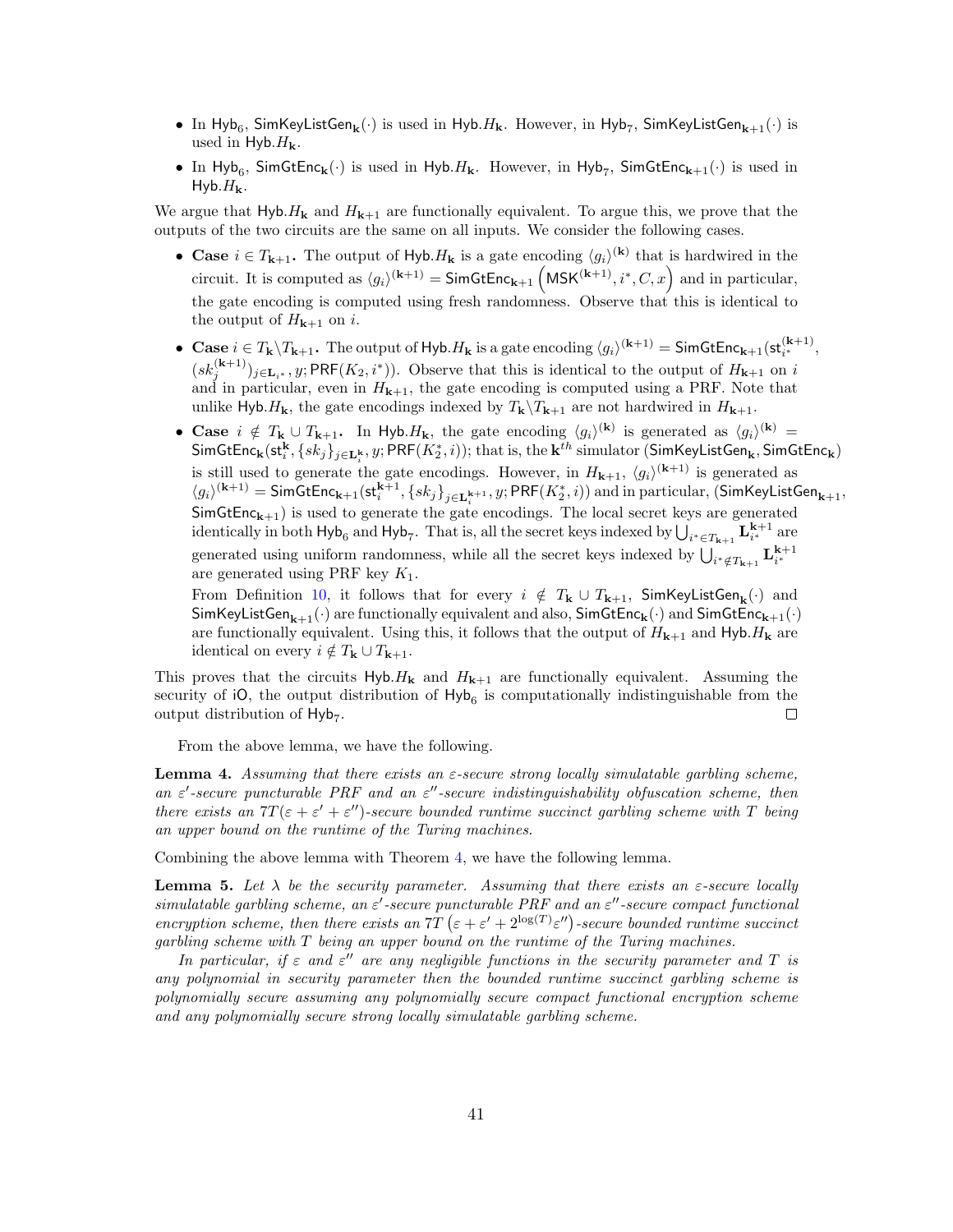- In $\mathsf{Hyb}_6$, $\mathsf{SimKeyListGen}_{\mathbf{k}}(\cdot)$ is used in $\mathsf{Hyb}.H_{\mathbf{k}}$. However, in $\mathsf{Hyb}_7$, $\mathsf{SimKeyListGen}_{\mathbf{k+1}}(\cdot)$ is used in $\mathsf{Hyb}.H_{\mathbf{k}}$.
- In $\mathsf{Hyb}_6$, $\mathsf{SimGtEnc}_{\mathbf{k}}(\cdot)$ is used in $\mathsf{Hyb}.H_{\mathbf{k}}$. However, in $\mathsf{Hyb}_7$, $\mathsf{SimGtEnc}_{\mathbf{k+1}}(\cdot)$ is used in $\mathsf{Hyb}.H_{\mathbf{k}}$.

We argue that $\mathsf{Hyb}.H_{\mathbf{k}}$ and $H_{\mathbf{k+1}}$ are functionally equivalent. To argue this, we prove that the outputs of the two circuits are the same on all inputs. We consider the following cases.

- **Case $i \in T_{\mathbf{k+1}}$.** The output of $\mathsf{Hyb}.H_{\mathbf{k}}$ is a gate encoding $\langle g_i \rangle^{(\mathbf{k})}$ that is hardwired in the circuit. It is computed as $\langle g_i \rangle^{(\mathbf{k+1})} = \mathsf{SimGtEnc}_{\mathbf{k+1}}\left(\mathsf{MSK}^{(\mathbf{k+1})}, i^*, C, x\right)$ and in particular, the gate encoding is computed using fresh randomness. Observe that this is identical to the output of $H_{\mathbf{k+1}}$ on $i$.
- **Case $i \in T_{\mathbf{k}} \backslash T_{\mathbf{k+1}}$.** The output of $\mathsf{Hyb}.H_{\mathbf{k}}$ is a gate encoding $\langle g_i \rangle^{(\mathbf{k+1})} = \mathsf{SimGtEnc}_{\mathbf{k+1}}(\mathsf{st}_{i^*}^{(\mathbf{k+1})}, (sk_j^{(\mathbf{k+1})})_{j \in \mathbf{L}_{i^*}}, y; \mathsf{PRF}(K_2, i^*))$. Observe that this is identical to the output of $H_{\mathbf{k+1}}$ on $i$ and in particular, even in $H_{\mathbf{k+1}}$, the gate encoding is computed using a PRF. Note that unlike $\mathsf{Hyb}.H_{\mathbf{k}}$, the gate encodings indexed by $T_{\mathbf{k}} \backslash T_{\mathbf{k+1}}$ are not hardwired in $H_{\mathbf{k+1}}$.
- **Case $i \notin T_{\mathbf{k}} \cup T_{\mathbf{k+1}}$.** In $\mathsf{Hyb}.H_{\mathbf{k}}$, the gate encoding $\langle g_i \rangle^{(\mathbf{k})}$ is generated as $\langle g_i \rangle^{(\mathbf{k})} = \mathsf{SimGtEnc}_{\mathbf{k}}(\mathsf{st}_i^{\mathbf{k}}, \{sk_j\}_{j \in \mathbf{L}_i^{\mathbf{k}}}, y; \mathsf{PRF}(K_2^*, i))$; that is, the $\mathbf{k}^{th}$ simulator $(\mathsf{SimKeyListGen}_{\mathbf{k}}, \mathsf{SimGtEnc}_{\mathbf{k}})$ is still used to generate the gate encodings. However, in $H_{\mathbf{k+1}}$, $\langle g_i \rangle^{(\mathbf{k+1})}$ is generated as $\langle g_i \rangle^{(\mathbf{k+1})} = \mathsf{SimGtEnc}_{\mathbf{k+1}}(\mathsf{st}_i^{\mathbf{k+1}}, \{sk_j\}_{j \in \mathbf{L}_i^{\mathbf{k+1}}}, y; \mathsf{PRF}(K_2^*, i))$ and in particular, $(\mathsf{SimKeyListGen}_{\mathbf{k+1}}, \mathsf{SimGtEnc}_{\mathbf{k+1}})$ is used to generate the gate encodings. The local secret keys are generated identically in both $\mathsf{Hyb}_6$ and $\mathsf{Hyb}_7$. That is, all the secret keys indexed by $\bigcup_{i^* \in T_{\mathbf{k+1}}} \mathbf{L}_{i^*}^{\mathbf{k+1}}$ are generated using uniform randomness, while all the secret keys indexed by $\bigcup_{i^* \notin T_{\mathbf{k+1}}} \mathbf{L}_{i^*}^{\mathbf{k+1}}$ are generated using PRF key $K_1$.

  From Definition 10, it follows that for every $i \notin T_{\mathbf{k}} \cup T_{\mathbf{k+1}}$, $\mathsf{SimKeyListGen}_{\mathbf{k}}(\cdot)$ and $\mathsf{SimKeyListGen}_{\mathbf{k+1}}(\cdot)$ are functionally equivalent and also, $\mathsf{SimGtEnc}_{\mathbf{k}}(\cdot)$ and $\mathsf{SimGtEnc}_{\mathbf{k+1}}(\cdot)$ are functionally equivalent. Using this, it follows that the output of $H_{\mathbf{k+1}}$ and $\mathsf{Hyb}.H_{\mathbf{k}}$ are identical on every $i \notin T_{\mathbf{k}} \cup T_{\mathbf{k+1}}$.

This proves that the circuits $\mathsf{Hyb}.H_{\mathbf{k}}$ and $H_{\mathbf{k+1}}$ are functionally equivalent. Assuming the security of $\mathsf{iO}$, the output distribution of $\mathsf{Hyb}_6$ is computationally indistinguishable from the output distribution of $\mathsf{Hyb}_7$. □

From the above lemma, we have the following.

**Lemma 4.** *Assuming that there exists an $\varepsilon$-secure strong locally simulatable garbling scheme, an $\varepsilon'$-secure puncturable PRF and an $\varepsilon''$-secure indistinguishability obfuscation scheme, then there exists an $7T(\varepsilon + \varepsilon' + \varepsilon'')$-secure bounded runtime succinct garbling scheme with $T$ being an upper bound on the runtime of the Turing machines.*

Combining the above lemma with Theorem 4, we have the following lemma.

**Lemma 5.** *Let $\lambda$ be the security parameter. Assuming that there exists an $\varepsilon$-secure locally simulatable garbling scheme, an $\varepsilon'$-secure puncturable PRF and an $\varepsilon''$-secure compact functional encryption scheme, then there exists an $7T\left(\varepsilon + \varepsilon' + 2^{\log(T)}\varepsilon''\right)$-secure bounded runtime succinct garbling scheme with $T$ being an upper bound on the runtime of the Turing machines.*

*In particular, if $\varepsilon$ and $\varepsilon''$ are any negligible functions in the security parameter and $T$ is any polynomial in security parameter then the bounded runtime succinct garbling scheme is polynomially secure assuming any polynomially secure compact functional encryption scheme and any polynomially secure strong locally simulatable garbling scheme.*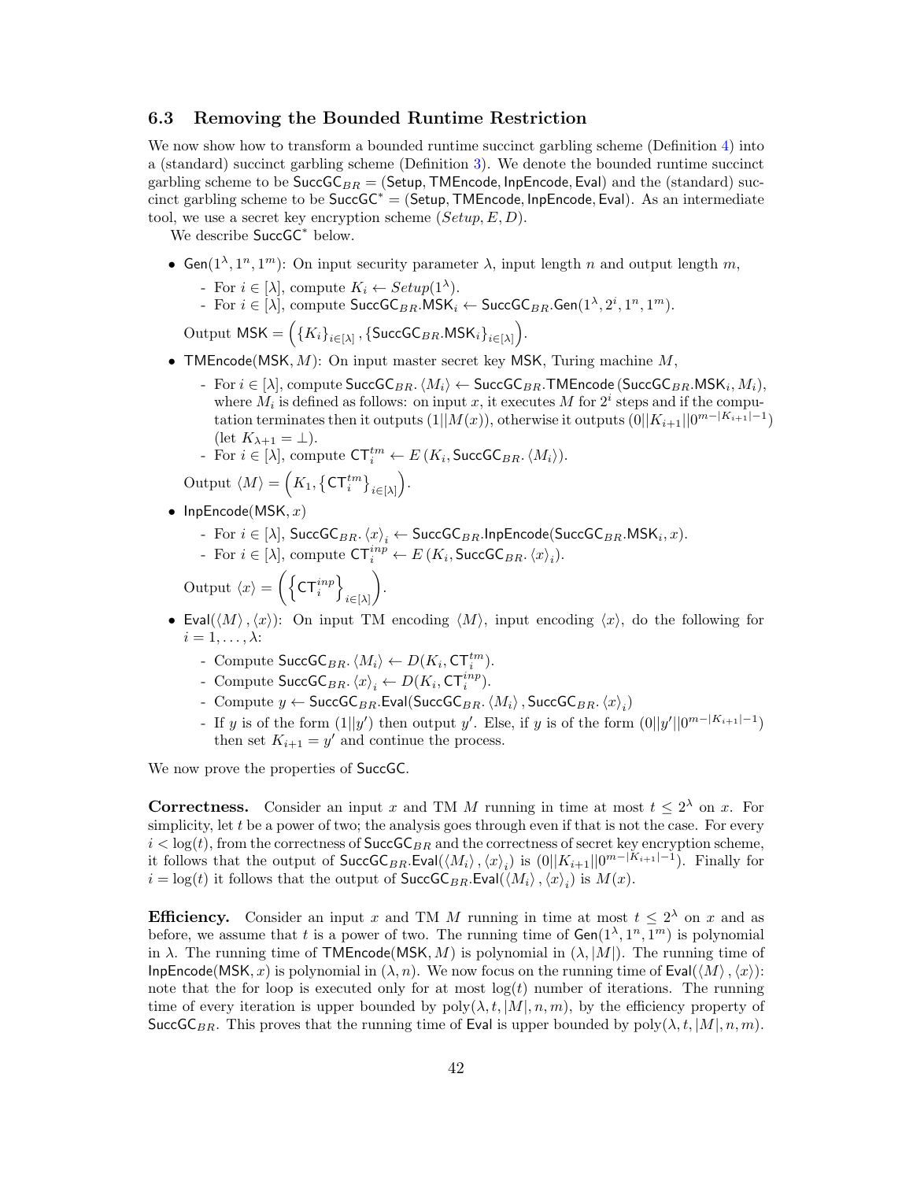### 6.3 Removing the Bounded Runtime Restriction

We now show how to transform a bounded runtime succinct garbling scheme (Definition 4) into a (standard) succinct garbling scheme (Definition 3). We denote the bounded runtime succinct garbling scheme to be $\mathsf{SuccGC}_{BR} = (\mathsf{Setup}, \mathsf{TMEncode}, \mathsf{InpEncode}, \mathsf{Eval})$ and the (standard) succinct garbling scheme to be $\mathsf{SuccGC}^* = (\mathsf{Setup}, \mathsf{TMEncode}, \mathsf{InpEncode}, \mathsf{Eval})$. As an intermediate tool, we use a secret key encryption scheme $(Setup, E, D)$.

We describe $\mathsf{SuccGC}^*$ below.

- $\mathsf{Gen}(1^\lambda, 1^n, 1^m)$: On input security parameter $\lambda$, input length $n$ and output length $m$,
  - For $i \in [\lambda]$, compute $K_i \leftarrow Setup(1^\lambda)$.
  - For $i \in [\lambda]$, compute $\mathsf{SuccGC}_{BR}.\mathsf{MSK}_i \leftarrow \mathsf{SuccGC}_{BR}.\mathsf{Gen}(1^\lambda, 2^i, 1^n, 1^m)$.

  Output $\mathsf{MSK} = \left( \{K_i\}_{i \in [\lambda]}, \{\mathsf{SuccGC}_{BR}.\mathsf{MSK}_i\}_{i \in [\lambda]} \right)$.

- $\mathsf{TMEncode}(\mathsf{MSK}, M)$: On input master secret key $\mathsf{MSK}$, Turing machine $M$,
  - For $i \in [\lambda]$, compute $\mathsf{SuccGC}_{BR}.\langle M_i \rangle \leftarrow \mathsf{SuccGC}_{BR}.\mathsf{TMEncode}(\mathsf{SuccGC}_{BR}.\mathsf{MSK}_i, M_i)$, where $M_i$ is defined as follows: on input $x$, it executes $M$ for $2^i$ steps and if the computation terminates then it outputs $(1||M(x))$, otherwise it outputs $(0||K_{i+1}||0^{m-|K_{i+1}|-1})$ (let $K_{\lambda+1} = \perp$).
  - For $i \in [\lambda]$, compute $\mathsf{CT}_i^{tm} \leftarrow E(K_i, \mathsf{SuccGC}_{BR}.\langle M_i \rangle)$.

  Output $\langle M \rangle = \left( K_1, \{\mathsf{CT}_i^{tm}\}_{i \in [\lambda]} \right)$.

- $\mathsf{InpEncode}(\mathsf{MSK}, x)$
  - For $i \in [\lambda]$, $\mathsf{SuccGC}_{BR}.\langle x \rangle_i \leftarrow \mathsf{SuccGC}_{BR}.\mathsf{InpEncode}(\mathsf{SuccGC}_{BR}.\mathsf{MSK}_i, x)$.
  - For $i \in [\lambda]$, compute $\mathsf{CT}_i^{inp} \leftarrow E(K_i, \mathsf{SuccGC}_{BR}.\langle x \rangle_i)$.

  Output $\langle x \rangle = \left( \left\{ \mathsf{CT}_i^{inp} \right\}_{i \in [\lambda]} \right)$.

- $\mathsf{Eval}(\langle M \rangle, \langle x \rangle)$: On input TM encoding $\langle M \rangle$, input encoding $\langle x \rangle$, do the following for $i = 1, \ldots, \lambda$:
  - Compute $\mathsf{SuccGC}_{BR}.\langle M_i \rangle \leftarrow D(K_i, \mathsf{CT}_i^{tm})$.
  - Compute $\mathsf{SuccGC}_{BR}.\langle x \rangle_i \leftarrow D(K_i, \mathsf{CT}_i^{inp})$.
  - Compute $y \leftarrow \mathsf{SuccGC}_{BR}.\mathsf{Eval}(\mathsf{SuccGC}_{BR}.\langle M_i \rangle, \mathsf{SuccGC}_{BR}.\langle x \rangle_i)$
  - If $y$ is of the form $(1||y')$ then output $y'$. Else, if $y$ is of the form $(0||y'||0^{m-|K_{i+1}|-1})$ then set $K_{i+1} = y'$ and continue the process.

We now prove the properties of $\mathsf{SuccGC}$.

**Correctness.** Consider an input $x$ and TM $M$ running in time at most $t \leq 2^\lambda$ on $x$. For simplicity, let $t$ be a power of two; the analysis goes through even if that is not the case. For every $i < \log(t)$, from the correctness of $\mathsf{SuccGC}_{BR}$ and the correctness of secret key encryption scheme, it follows that the output of $\mathsf{SuccGC}_{BR}.\mathsf{Eval}(\langle M_i \rangle, \langle x \rangle_i)$ is $(0||K_{i+1}||0^{m-|K_{i+1}|-1})$. Finally for $i = \log(t)$ it follows that the output of $\mathsf{SuccGC}_{BR}.\mathsf{Eval}(\langle M_i \rangle, \langle x \rangle_i)$ is $M(x)$.

**Efficiency.** Consider an input $x$ and TM $M$ running in time at most $t \leq 2^\lambda$ on $x$ and as before, we assume that $t$ is a power of two. The running time of $\mathsf{Gen}(1^\lambda, 1^n, 1^m)$ is polynomial in $\lambda$. The running time of $\mathsf{TMEncode}(\mathsf{MSK}, M)$ is polynomial in $(\lambda, |M|)$. The running time of $\mathsf{InpEncode}(\mathsf{MSK}, x)$ is polynomial in $(\lambda, n)$. We now focus on the running time of $\mathsf{Eval}(\langle M \rangle, \langle x \rangle)$: note that the for loop is executed only for at most $\log(t)$ number of iterations. The running time of every iteration is upper bounded by $\text{poly}(\lambda, t, |M|, n, m)$, by the efficiency property of $\mathsf{SuccGC}_{BR}$. This proves that the running time of $\mathsf{Eval}$ is upper bounded by $\text{poly}(\lambda, t, |M|, n, m)$.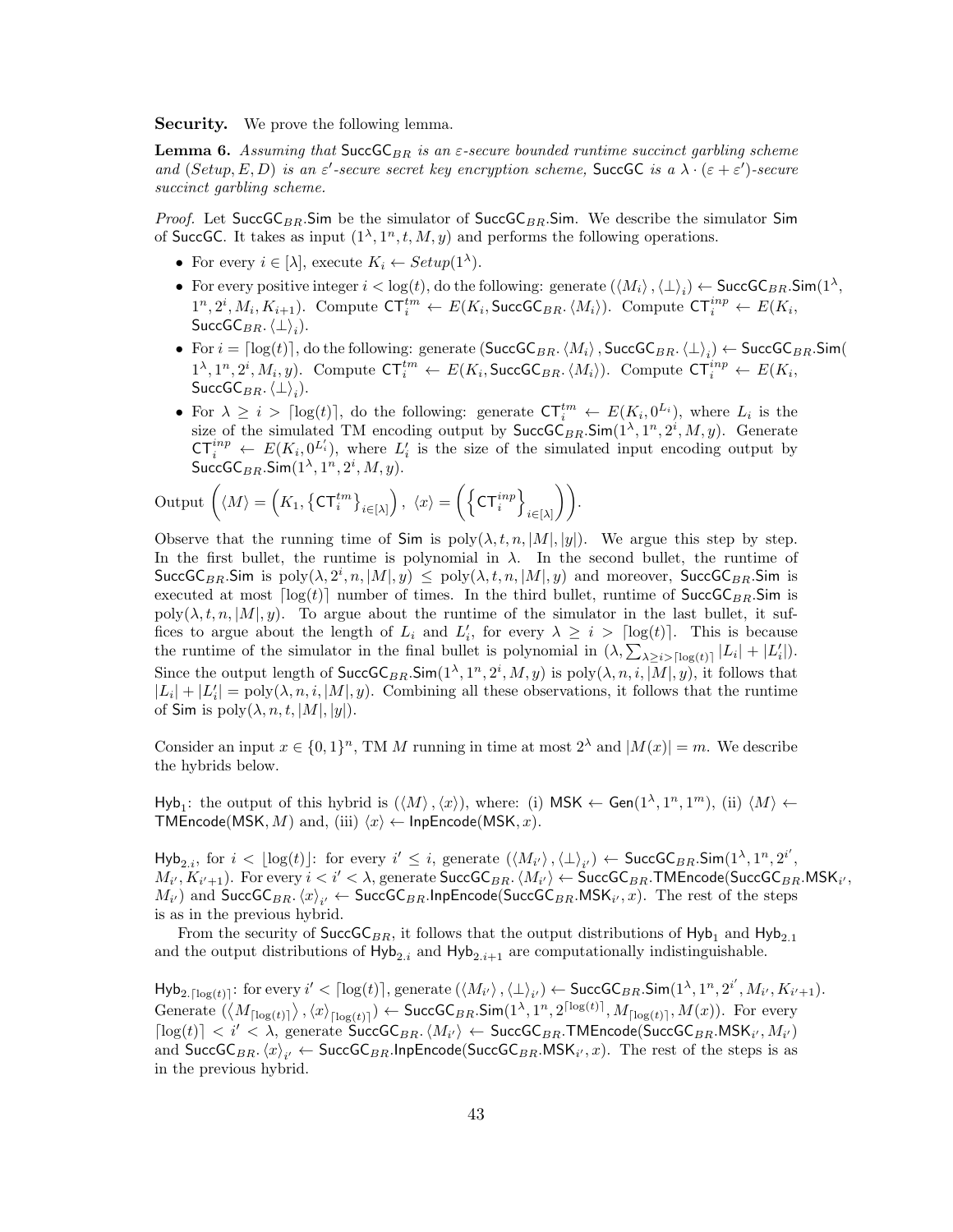**Security.** We prove the following lemma.

**Lemma 6.** *Assuming that* $\mathsf{SuccGC}_{BR}$ *is an* $\varepsilon$*-secure bounded runtime succinct garbling scheme and* $(Setup, E, D)$ *is an* $\varepsilon'$*-secure secret key encryption scheme,* $\mathsf{SuccGC}$ *is a* $\lambda \cdot (\varepsilon + \varepsilon')$*-secure succinct garbling scheme.*

*Proof.* Let $\mathsf{SuccGC}_{BR}.\mathsf{Sim}$ be the simulator of $\mathsf{SuccGC}_{BR}.\mathsf{Sim}$. We describe the simulator $\mathsf{Sim}$ of $\mathsf{SuccGC}$. It takes as input $(1^\lambda, 1^n, t, M, y)$ and performs the following operations.

- For every $i \in [\lambda]$, execute $K_i \leftarrow Setup(1^\lambda)$.
- For every positive integer $i < \log(t)$, do the following: generate $(\langle M_i \rangle, \langle \bot \rangle_i) \leftarrow \mathsf{SuccGC}_{BR}.\mathsf{Sim}(1^\lambda, 1^n, 2^i, M_i, K_{i+1})$. Compute $\mathsf{CT}_i^{tm} \leftarrow E(K_i, \mathsf{SuccGC}_{BR}.\langle M_i \rangle)$. Compute $\mathsf{CT}_i^{inp} \leftarrow E(K_i, \mathsf{SuccGC}_{BR}.\langle \bot \rangle_i)$.
- For $i = \lceil \log(t) \rceil$, do the following: generate $(\mathsf{SuccGC}_{BR}.\langle M_i \rangle, \mathsf{SuccGC}_{BR}.\langle \bot \rangle_i) \leftarrow \mathsf{SuccGC}_{BR}.\mathsf{Sim}(1^\lambda, 1^n, 2^i, M_i, y)$. Compute $\mathsf{CT}_i^{tm} \leftarrow E(K_i, \mathsf{SuccGC}_{BR}.\langle M_i \rangle)$. Compute $\mathsf{CT}_i^{inp} \leftarrow E(K_i, \mathsf{SuccGC}_{BR}.\langle \bot \rangle_i)$.
- For $\lambda \geq i > \lceil \log(t) \rceil$, do the following: generate $\mathsf{CT}_i^{tm} \leftarrow E(K_i, 0^{L_i})$, where $L_i$ is the size of the simulated TM encoding output by $\mathsf{SuccGC}_{BR}.\mathsf{Sim}(1^\lambda, 1^n, 2^i, M, y)$. Generate $\mathsf{CT}_i^{inp} \leftarrow E(K_i, 0^{L_i'})$, where $L_i'$ is the size of the simulated input encoding output by $\mathsf{SuccGC}_{BR}.\mathsf{Sim}(1^\lambda, 1^n, 2^i, M, y)$.

Output $\left( \langle M \rangle = \left( K_1, \{\mathsf{CT}_i^{tm}\}_{i \in [\lambda]} \right),\ \langle x \rangle = \left( \left\{ \mathsf{CT}_i^{inp} \right\}_{i \in [\lambda]} \right) \right)$.

Observe that the running time of $\mathsf{Sim}$ is $\mathrm{poly}(\lambda, t, n, |M|, |y|)$. We argue this step by step. In the first bullet, the runtime is polynomial in $\lambda$. In the second bullet, the runtime of $\mathsf{SuccGC}_{BR}.\mathsf{Sim}$ is $\mathrm{poly}(\lambda, 2^i, n, |M|, y) \leq \mathrm{poly}(\lambda, t, n, |M|, y)$ and moreover, $\mathsf{SuccGC}_{BR}.\mathsf{Sim}$ is executed at most $\lceil \log(t) \rceil$ number of times. In the third bullet, runtime of $\mathsf{SuccGC}_{BR}.\mathsf{Sim}$ is $\mathrm{poly}(\lambda, t, n, |M|, y)$. To argue about the runtime of the simulator in the last bullet, it suffices to argue about the length of $L_i$ and $L_i'$, for every $\lambda \geq i > \lceil \log(t) \rceil$. This is because the runtime of the simulator in the final bullet is polynomial in $(\lambda, \sum_{\lambda \geq i > \lceil \log(t) \rceil} |L_i| + |L_i'|)$. Since the output length of $\mathsf{SuccGC}_{BR}.\mathsf{Sim}(1^\lambda, 1^n, 2^i, M, y)$ is $\mathrm{poly}(\lambda, n, i, |M|, y)$, it follows that $|L_i| + |L_i'| = \mathrm{poly}(\lambda, n, i, |M|, y)$. Combining all these observations, it follows that the runtime of $\mathsf{Sim}$ is $\mathrm{poly}(\lambda, n, t, |M|, |y|)$.

Consider an input $x \in \{0,1\}^n$, TM $M$ running in time at most $2^\lambda$ and $|M(x)| = m$. We describe the hybrids below.

$\mathsf{Hyb}_1$: the output of this hybrid is $(\langle M \rangle, \langle x \rangle)$, where: (i) $\mathsf{MSK} \leftarrow \mathsf{Gen}(1^\lambda, 1^n, 1^m)$, (ii) $\langle M \rangle \leftarrow \mathsf{TMEncode}(\mathsf{MSK}, M)$ and, (iii) $\langle x \rangle \leftarrow \mathsf{InpEncode}(\mathsf{MSK}, x)$.

$\mathsf{Hyb}_{2.i}$, for $i < \lfloor \log(t) \rfloor$: for every $i' \leq i$, generate $(\langle M_{i'} \rangle, \langle \bot \rangle_{i'}) \leftarrow \mathsf{SuccGC}_{BR}.\mathsf{Sim}(1^\lambda, 1^n, 2^{i'}, M_{i'}, K_{i'+1})$. For every $i < i' < \lambda$, generate $\mathsf{SuccGC}_{BR}.\langle M_{i'} \rangle \leftarrow \mathsf{SuccGC}_{BR}.\mathsf{TMEncode}(\mathsf{SuccGC}_{BR}.\mathsf{MSK}_{i'}, M_{i'})$ and $\mathsf{SuccGC}_{BR}.\langle x \rangle_{i'} \leftarrow \mathsf{SuccGC}_{BR}.\mathsf{InpEncode}(\mathsf{SuccGC}_{BR}.\mathsf{MSK}_{i'}, x)$. The rest of the steps is as in the previous hybrid.

From the security of $\mathsf{SuccGC}_{BR}$, it follows that the output distributions of $\mathsf{Hyb}_1$ and $\mathsf{Hyb}_{2.1}$ and the output distributions of $\mathsf{Hyb}_{2.i}$ and $\mathsf{Hyb}_{2.i+1}$ are computationally indistinguishable.

$\mathsf{Hyb}_{2.\lceil \log(t) \rceil}$: for every $i' < \lceil \log(t) \rceil$, generate $(\langle M_{i'} \rangle, \langle \bot \rangle_{i'}) \leftarrow \mathsf{SuccGC}_{BR}.\mathsf{Sim}(1^\lambda, 1^n, 2^{i'}, M_{i'}, K_{i'+1})$. Generate $(\langle M_{\lceil \log(t) \rceil} \rangle, \langle x \rangle_{\lceil \log(t) \rceil}) \leftarrow \mathsf{SuccGC}_{BR}.\mathsf{Sim}(1^\lambda, 1^n, 2^{\lceil \log(t) \rceil}, M_{\lceil \log(t) \rceil}, M(x))$. For every $\lceil \log(t) \rceil < i' < \lambda$, generate $\mathsf{SuccGC}_{BR}.\langle M_{i'} \rangle \leftarrow \mathsf{SuccGC}_{BR}.\mathsf{TMEncode}(\mathsf{SuccGC}_{BR}.\mathsf{MSK}_{i'}, M_{i'})$ and $\mathsf{SuccGC}_{BR}.\langle x \rangle_{i'} \leftarrow \mathsf{SuccGC}_{BR}.\mathsf{InpEncode}(\mathsf{SuccGC}_{BR}.\mathsf{MSK}_{i'}, x)$. The rest of the steps is as in the previous hybrid.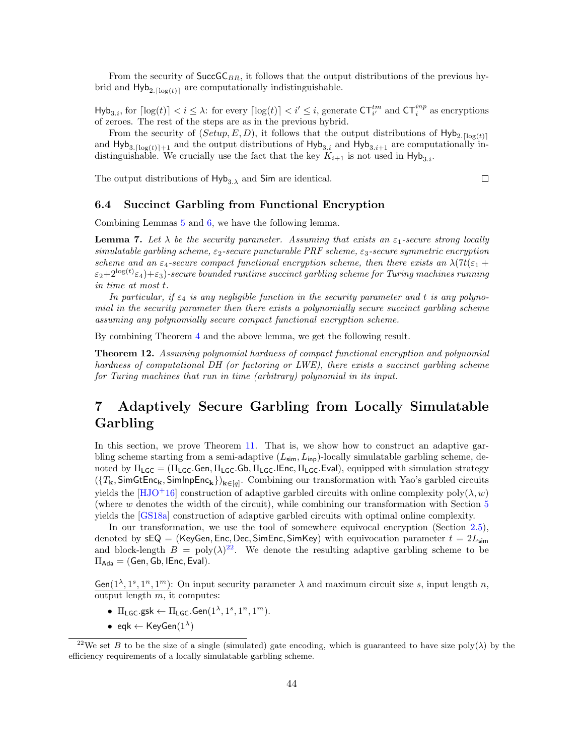From the security of $\mathsf{SuccGC}_{BR}$, it follows that the output distributions of the previous hybrid and $\mathsf{Hyb}_{2.\lceil\log(t)\rceil}$ are computationally indistinguishable.

$\mathsf{Hyb}_{3.i}$, for $\lceil\log(t)\rceil < i \leq \lambda$: for every $\lceil\log(t)\rceil < i' \leq i$, generate $\mathsf{CT}_{i'}^{tm}$ and $\mathsf{CT}_{i}^{inp}$ as encryptions of zeroes. The rest of the steps are as in the previous hybrid.

From the security of $(Setup, E, D)$, it follows that the output distributions of $\mathsf{Hyb}_{2.\lceil\log(t)\rceil}$ and $\mathsf{Hyb}_{3.\lceil\log(t)\rceil+1}$ and the output distributions of $\mathsf{Hyb}_{3.i}$ and $\mathsf{Hyb}_{3.i+1}$ are computationally indistinguishable. We crucially use the fact that the key $K_{i+1}$ is not used in $\mathsf{Hyb}_{3.i}$.

The output distributions of $\mathsf{Hyb}_{3.\lambda}$ and $\mathsf{Sim}$ are identical. □

## 6.4 Succinct Garbling from Functional Encryption

Combining Lemmas 5 and 6, we have the following lemma.

**Lemma 7.** *Let $\lambda$ be the security parameter. Assuming that exists an $\varepsilon_1$-secure strong locally simulatable garbling scheme, $\varepsilon_2$-secure puncturable PRF scheme, $\varepsilon_3$-secure symmetric encryption scheme and an $\varepsilon_4$-secure compact functional encryption scheme, then there exists an $\lambda(7t(\varepsilon_1 + \varepsilon_2 + 2^{\log(t)}\varepsilon_4) + \varepsilon_3)$-secure bounded runtime succinct garbling scheme for Turing machines running in time at most $t$.*

*In particular, if $\varepsilon_4$ is any negligible function in the security parameter and $t$ is any polynomial in the security parameter then there exists a polynomially secure succinct garbling scheme assuming any polynomially secure compact functional encryption scheme.*

By combining Theorem 4 and the above lemma, we get the following result.

**Theorem 12.** *Assuming polynomial hardness of compact functional encryption and polynomial hardness of computational DH (or factoring or LWE), there exists a succinct garbling scheme for Turing machines that run in time (arbitrary) polynomial in its input.*

# 7 Adaptively Secure Garbling from Locally Simulatable Garbling

In this section, we prove Theorem 11. That is, we show how to construct an adaptive garbling scheme starting from a semi-adaptive $(L_{\mathsf{sim}}, L_{\mathsf{inp}})$-locally simulatable garbling scheme, denoted by $\Pi_{\mathsf{LGC}} = (\Pi_{\mathsf{LGC}}.\mathsf{Gen}, \Pi_{\mathsf{LGC}}.\mathsf{Gb}, \Pi_{\mathsf{LGC}}.\mathsf{IEnc}, \Pi_{\mathsf{LGC}}.\mathsf{Eval})$, equipped with simulation strategy $(\{T_{\mathbf{k}}, \mathsf{SimGtEnc}_{\mathbf{k}}, \mathsf{SimInpEnc}_{\mathbf{k}}\})_{\mathbf{k}\in[q]}$. Combining our transformation with Yao's garbled circuits yields the [HJO+16] construction of adaptive garbled circuits with online complexity $\mathrm{poly}(\lambda, w)$ (where $w$ denotes the width of the circuit), while combining our transformation with Section 5 yields the [GS18a] construction of adaptive garbled circuits with optimal online complexity.

In our transformation, we use the tool of somewhere equivocal encryption (Section 2.5), denoted by $\mathsf{sEQ} = (\mathsf{KeyGen}, \mathsf{Enc}, \mathsf{Dec}, \mathsf{SimEnc}, \mathsf{SimKey})$ with equivocation parameter $t = 2L_{\mathsf{sim}}$ and block-length $B = \mathrm{poly}(\lambda)$[22]. We denote the resulting adaptive garbling scheme to be $\Pi_{\mathsf{Ada}} = (\mathsf{Gen}, \mathsf{Gb}, \mathsf{IEnc}, \mathsf{Eval})$.

$\underline{\mathsf{Gen}(1^\lambda, 1^s, 1^n, 1^m)}$: On input security parameter $\lambda$ and maximum circuit size $s$, input length $n$, output length $m$, it computes:

- $\Pi_{\mathsf{LGC}}.\mathsf{gsk} \leftarrow \Pi_{\mathsf{LGC}}.\mathsf{Gen}(1^\lambda, 1^s, 1^n, 1^m)$.
- $\mathsf{eqk} \leftarrow \mathsf{KeyGen}(1^\lambda)$

[22] We set $B$ to be the size of a single (simulated) gate encoding, which is guaranteed to have size $\mathrm{poly}(\lambda)$ by the efficiency requirements of a locally simulatable garbling scheme.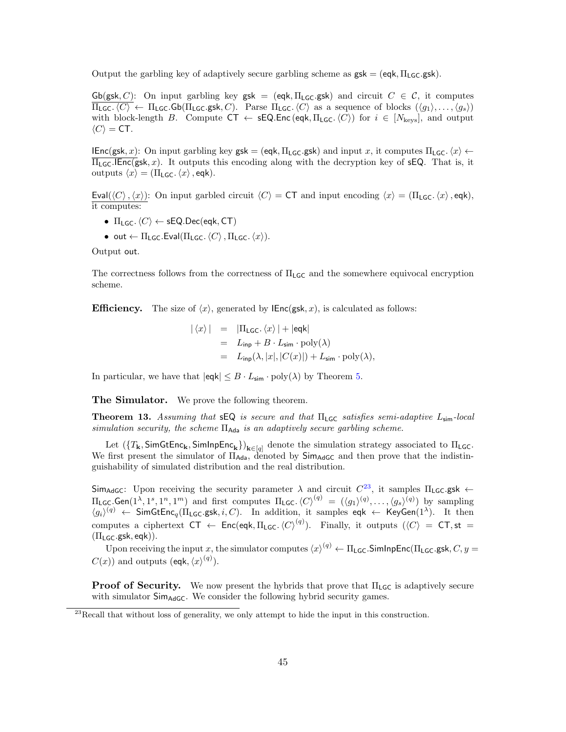Output the garbling key of adaptively secure garbling scheme as $\mathsf{gsk} = (\mathsf{eqk}, \Pi_{\mathsf{LGC}}.\mathsf{gsk})$.

$\underline{\mathsf{Gb}(\mathsf{gsk}, C)}$: On input garbling key $\mathsf{gsk} = (\mathsf{eqk}, \Pi_{\mathsf{LGC}}.\mathsf{gsk})$ and circuit $C \in \mathcal{C}$, it computes $\Pi_{\mathsf{LGC}}.\langle C \rangle \leftarrow \Pi_{\mathsf{LGC}}.\mathsf{Gb}(\Pi_{\mathsf{LGC}}.\mathsf{gsk}, C)$. Parse $\Pi_{\mathsf{LGC}}.\langle C \rangle$ as a sequence of blocks $(\langle g_1 \rangle, \ldots, \langle g_s \rangle)$ with block-length $B$. Compute $\mathsf{CT} \leftarrow \mathsf{sEQ}.\mathsf{Enc}(\mathsf{eqk}, \Pi_{\mathsf{LGC}}.\langle C \rangle)$ for $i \in [N_{\mathrm{keys}}]$, and output $\langle C \rangle = \mathsf{CT}$.

$\underline{\mathsf{IEnc}(\mathsf{gsk}, x)}$: On input garbling key $\mathsf{gsk} = (\mathsf{eqk}, \Pi_{\mathsf{LGC}}.\mathsf{gsk})$ and input $x$, it computes $\Pi_{\mathsf{LGC}}.\langle x \rangle \leftarrow \Pi_{\mathsf{LGC}}.\mathsf{IEnc}(\mathsf{gsk}, x)$. It outputs this encoding along with the decryption key of $\mathsf{sEQ}$. That is, it outputs $\langle x \rangle = (\Pi_{\mathsf{LGC}}.\langle x \rangle, \mathsf{eqk})$.

$\underline{\mathsf{Eval}(\langle C \rangle, \langle x \rangle)}$: On input garbled circuit $\langle C \rangle = \mathsf{CT}$ and input encoding $\langle x \rangle = (\Pi_{\mathsf{LGC}}.\langle x \rangle, \mathsf{eqk})$, it computes:

- $\Pi_{\mathsf{LGC}}.\langle C \rangle \leftarrow \mathsf{sEQ}.\mathsf{Dec}(\mathsf{eqk}, \mathsf{CT})$
- $\mathsf{out} \leftarrow \Pi_{\mathsf{LGC}}.\mathsf{Eval}(\Pi_{\mathsf{LGC}}.\langle C \rangle, \Pi_{\mathsf{LGC}}.\langle x \rangle)$.

Output $\mathsf{out}$.

The correctness follows from the correctness of $\Pi_{\mathsf{LGC}}$ and the somewhere equivocal encryption scheme.

**Efficiency.** The size of $\langle x \rangle$, generated by $\mathsf{IEnc}(\mathsf{gsk}, x)$, is calculated as follows:

$$
\begin{aligned}
|\langle x \rangle| &= |\Pi_{\mathsf{LGC}}.\langle x \rangle| + |\mathsf{eqk}| \\
&= L_{\mathsf{inp}} + B \cdot L_{\mathsf{sim}} \cdot \mathrm{poly}(\lambda) \\
&= L_{\mathsf{inp}}(\lambda, |x|, |C(x)|) + L_{\mathsf{sim}} \cdot \mathrm{poly}(\lambda),
\end{aligned}
$$

In particular, we have that $|\mathsf{eqk}| \leq B \cdot L_{\mathsf{sim}} \cdot \mathrm{poly}(\lambda)$ by Theorem 5.

**The Simulator.** We prove the following theorem.

**Theorem 13.** *Assuming that $\mathsf{sEQ}$ is secure and that $\Pi_{\mathsf{LGC}}$ satisfies semi-adaptive $L_{\mathsf{sim}}$-local simulation security, the scheme $\Pi_{\mathsf{Ada}}$ is an adaptively secure garbling scheme.*

Let $(\{T_{\mathbf{k}}, \mathsf{SimGtEnc}_{\mathbf{k}}, \mathsf{SimInpEnc}_{\mathbf{k}}\})_{\mathbf{k} \in [q]}$ denote the simulation strategy associated to $\Pi_{\mathsf{LGC}}$. We first present the simulator of $\Pi_{\mathsf{Ada}}$, denoted by $\mathsf{Sim}_{\mathsf{AdGC}}$ and then prove that the indistinguishability of simulated distribution and the real distribution.

$\mathsf{Sim}_{\mathsf{AdGC}}$: Upon receiving the security parameter $\lambda$ and circuit $C$[23], it samples $\Pi_{\mathsf{LGC}}.\mathsf{gsk} \leftarrow \Pi_{\mathsf{LGC}}.\mathsf{Gen}(1^\lambda, 1^s, 1^n, 1^m)$ and first computes $\Pi_{\mathsf{LGC}}.\langle C \rangle^{(q)} = (\langle g_1 \rangle^{(q)}, \ldots, \langle g_s \rangle^{(q)})$ by sampling $\langle g_i \rangle^{(q)} \leftarrow \mathsf{SimGtEnc}_q(\Pi_{\mathsf{LGC}}.\mathsf{gsk}, i, C)$. In addition, it samples $\mathsf{eqk} \leftarrow \mathsf{KeyGen}(1^\lambda)$. It then computes a ciphertext $\mathsf{CT} \leftarrow \mathsf{Enc}(\mathsf{eqk}, \Pi_{\mathsf{LGC}}.\langle C \rangle^{(q)})$. Finally, it outputs $(\langle C \rangle = \mathsf{CT}, \mathsf{st} = (\Pi_{\mathsf{LGC}}.\mathsf{gsk}, \mathsf{eqk}))$.

Upon receiving the input $x$, the simulator computes $\langle x \rangle^{(q)} \leftarrow \Pi_{\mathsf{LGC}}.\mathsf{SimInpEnc}(\Pi_{\mathsf{LGC}}.\mathsf{gsk}, C, y = C(x))$ and outputs $(\mathsf{eqk}, \langle x \rangle^{(q)})$.

**Proof of Security.** We now present the hybrids that prove that $\Pi_{\mathsf{LGC}}$ is adaptively secure with simulator $\mathsf{Sim}_{\mathsf{AdGC}}$. We consider the following hybrid security games.

[23] Recall that without loss of generality, we only attempt to hide the input in this construction.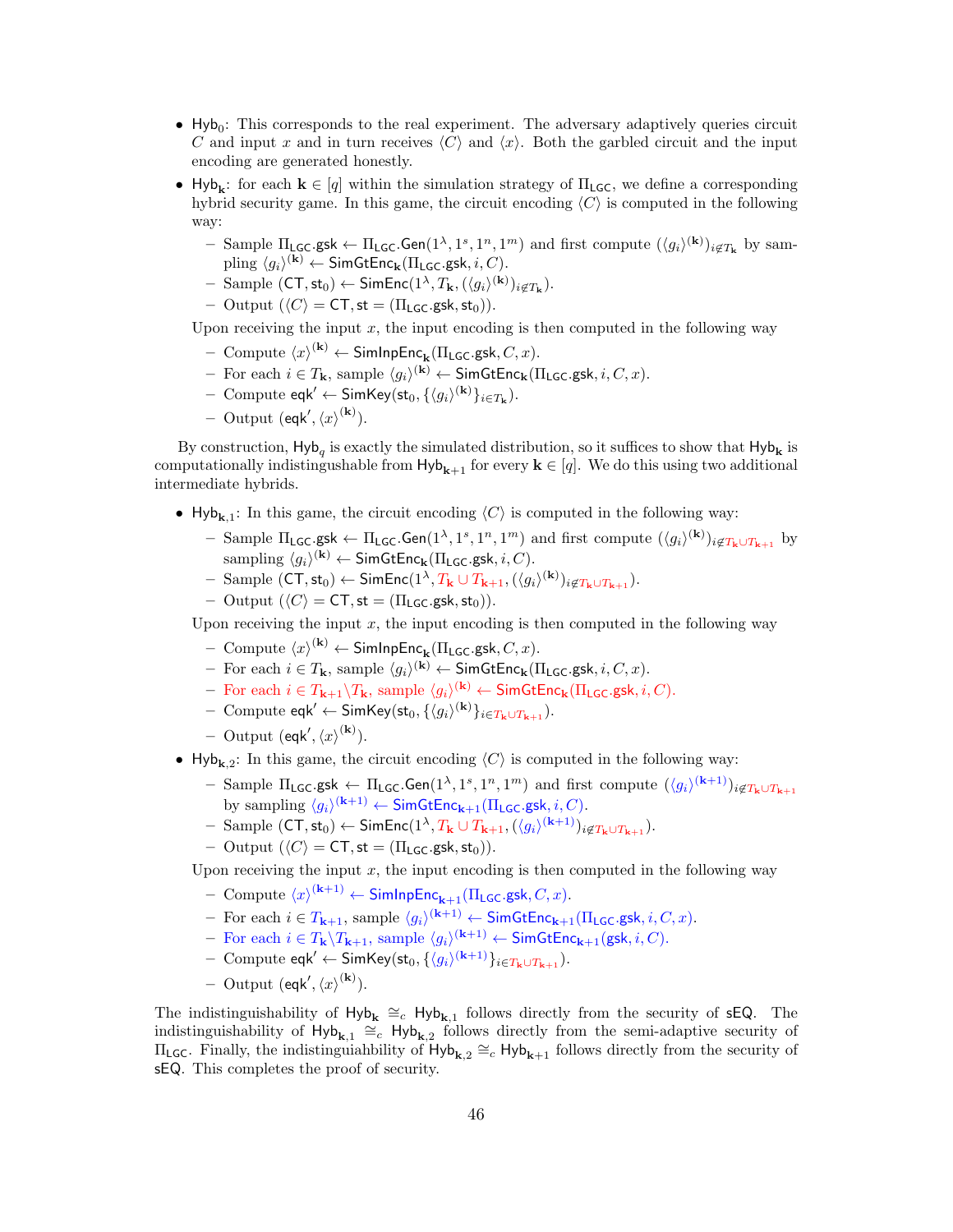- $\mathsf{Hyb}_0$: This corresponds to the real experiment. The adversary adaptively queries circuit $C$ and input $x$ and in turn receives $\langle C \rangle$ and $\langle x \rangle$. Both the garbled circuit and the input encoding are generated honestly.
- $\mathsf{Hyb}_{\mathbf{k}}$: for each $\mathbf{k} \in [q]$ within the simulation strategy of $\Pi_{\mathsf{LGC}}$, we define a corresponding hybrid security game. In this game, the circuit encoding $\langle C \rangle$ is computed in the following way:
  - Sample $\Pi_{\mathsf{LGC}}.\mathsf{gsk} \leftarrow \Pi_{\mathsf{LGC}}.\mathsf{Gen}(1^\lambda, 1^s, 1^n, 1^m)$ and first compute $(\langle g_i \rangle^{(\mathbf{k})})_{i \notin T_{\mathbf{k}}}$ by sampling $\langle g_i \rangle^{(\mathbf{k})} \leftarrow \mathsf{SimGtEnc}_{\mathbf{k}}(\Pi_{\mathsf{LGC}}.\mathsf{gsk}, i, C)$.
  - Sample $(\mathsf{CT}, \mathsf{st}_0) \leftarrow \mathsf{SimEnc}(1^\lambda, T_{\mathbf{k}}, (\langle g_i \rangle^{(\mathbf{k})})_{i \notin T_{\mathbf{k}}})$.
  - Output $(\langle C \rangle = \mathsf{CT}, \mathsf{st} = (\Pi_{\mathsf{LGC}}.\mathsf{gsk}, \mathsf{st}_0))$.

  Upon receiving the input $x$, the input encoding is then computed in the following way
  - Compute $\langle x \rangle^{(\mathbf{k})} \leftarrow \mathsf{SimInpEnc}_{\mathbf{k}}(\Pi_{\mathsf{LGC}}.\mathsf{gsk}, C, x)$.
  - For each $i \in T_{\mathbf{k}}$, sample $\langle g_i \rangle^{(\mathbf{k})} \leftarrow \mathsf{SimGtEnc}_{\mathbf{k}}(\Pi_{\mathsf{LGC}}.\mathsf{gsk}, i, C, x)$.
  - Compute $\mathsf{eqk}' \leftarrow \mathsf{SimKey}(\mathsf{st}_0, \{\langle g_i \rangle^{(\mathbf{k})}\}_{i \in T_{\mathbf{k}}})$.
  - Output $(\mathsf{eqk}', \langle x \rangle^{(\mathbf{k})})$.

By construction, $\mathsf{Hyb}_q$ is exactly the simulated distribution, so it suffices to show that $\mathsf{Hyb}_{\mathbf{k}}$ is computationally indistingushable from $\mathsf{Hyb}_{\mathbf{k}+1}$ for every $\mathbf{k} \in [q]$. We do this using two additional intermediate hybrids.

- $\mathsf{Hyb}_{\mathbf{k},1}$: In this game, the circuit encoding $\langle C \rangle$ is computed in the following way:
  - Sample $\Pi_{\mathsf{LGC}}.\mathsf{gsk} \leftarrow \Pi_{\mathsf{LGC}}.\mathsf{Gen}(1^\lambda, 1^s, 1^n, 1^m)$ and first compute $(\langle g_i \rangle^{(\mathbf{k})})_{i \notin T_{\mathbf{k}} \cup T_{\mathbf{k}+1}}$ by sampling $\langle g_i \rangle^{(\mathbf{k})} \leftarrow \mathsf{SimGtEnc}_{\mathbf{k}}(\Pi_{\mathsf{LGC}}.\mathsf{gsk}, i, C)$.
  - Sample $(\mathsf{CT}, \mathsf{st}_0) \leftarrow \mathsf{SimEnc}(1^\lambda, T_{\mathbf{k}} \cup T_{\mathbf{k}+1}, (\langle g_i \rangle^{(\mathbf{k})})_{i \notin T_{\mathbf{k}} \cup T_{\mathbf{k}+1}})$.
  - Output $(\langle C \rangle = \mathsf{CT}, \mathsf{st} = (\Pi_{\mathsf{LGC}}.\mathsf{gsk}, \mathsf{st}_0))$.

  Upon receiving the input $x$, the input encoding is then computed in the following way
  - Compute $\langle x \rangle^{(\mathbf{k})} \leftarrow \mathsf{SimInpEnc}_{\mathbf{k}}(\Pi_{\mathsf{LGC}}.\mathsf{gsk}, C, x)$.
  - For each $i \in T_{\mathbf{k}}$, sample $\langle g_i \rangle^{(\mathbf{k})} \leftarrow \mathsf{SimGtEnc}_{\mathbf{k}}(\Pi_{\mathsf{LGC}}.\mathsf{gsk}, i, C, x)$.
  - For each $i \in T_{\mathbf{k}+1} \backslash T_{\mathbf{k}}$, sample $\langle g_i \rangle^{(\mathbf{k})} \leftarrow \mathsf{SimGtEnc}_{\mathbf{k}}(\Pi_{\mathsf{LGC}}.\mathsf{gsk}, i, C)$.
  - Compute $\mathsf{eqk}' \leftarrow \mathsf{SimKey}(\mathsf{st}_0, \{\langle g_i \rangle^{(\mathbf{k})}\}_{i \in T_{\mathbf{k}} \cup T_{\mathbf{k}+1}})$.
  - Output $(\mathsf{eqk}', \langle x \rangle^{(\mathbf{k})})$.
- $\mathsf{Hyb}_{\mathbf{k},2}$: In this game, the circuit encoding $\langle C \rangle$ is computed in the following way:
  - Sample $\Pi_{\mathsf{LGC}}.\mathsf{gsk} \leftarrow \Pi_{\mathsf{LGC}}.\mathsf{Gen}(1^\lambda, 1^s, 1^n, 1^m)$ and first compute $(\langle g_i \rangle^{(\mathbf{k}+1)})_{i \notin T_{\mathbf{k}} \cup T_{\mathbf{k}+1}}$ by sampling $\langle g_i \rangle^{(\mathbf{k}+1)} \leftarrow \mathsf{SimGtEnc}_{\mathbf{k}+1}(\Pi_{\mathsf{LGC}}.\mathsf{gsk}, i, C)$.
  - Sample $(\mathsf{CT}, \mathsf{st}_0) \leftarrow \mathsf{SimEnc}(1^\lambda, T_{\mathbf{k}} \cup T_{\mathbf{k}+1}, (\langle g_i \rangle^{(\mathbf{k}+1)})_{i \notin T_{\mathbf{k}} \cup T_{\mathbf{k}+1}})$.
  - Output $(\langle C \rangle = \mathsf{CT}, \mathsf{st} = (\Pi_{\mathsf{LGC}}.\mathsf{gsk}, \mathsf{st}_0))$.

  Upon receiving the input $x$, the input encoding is then computed in the following way
  - Compute $\langle x \rangle^{(\mathbf{k}+1)} \leftarrow \mathsf{SimInpEnc}_{\mathbf{k}+1}(\Pi_{\mathsf{LGC}}.\mathsf{gsk}, C, x)$.
  - For each $i \in T_{\mathbf{k}+1}$, sample $\langle g_i \rangle^{(\mathbf{k}+1)} \leftarrow \mathsf{SimGtEnc}_{\mathbf{k}+1}(\Pi_{\mathsf{LGC}}.\mathsf{gsk}, i, C, x)$.
  - For each $i \in T_{\mathbf{k}} \backslash T_{\mathbf{k}+1}$, sample $\langle g_i \rangle^{(\mathbf{k}+1)} \leftarrow \mathsf{SimGtEnc}_{\mathbf{k}+1}(\mathsf{gsk}, i, C)$.
  - Compute $\mathsf{eqk}' \leftarrow \mathsf{SimKey}(\mathsf{st}_0, \{\langle g_i \rangle^{(\mathbf{k}+1)}\}_{i \in T_{\mathbf{k}} \cup T_{\mathbf{k}+1}})$.
  - Output $(\mathsf{eqk}', \langle x \rangle^{(\mathbf{k})})$.

The indistinguishability of $\mathsf{Hyb}_{\mathbf{k}} \cong_c \mathsf{Hyb}_{\mathbf{k},1}$ follows directly from the security of $\mathsf{sEQ}$. The indistinguishability of $\mathsf{Hyb}_{\mathbf{k},1} \cong_c \mathsf{Hyb}_{\mathbf{k},2}$ follows directly from the semi-adaptive security of $\Pi_{\mathsf{LGC}}$. Finally, the indistinguiahbility of $\mathsf{Hyb}_{\mathbf{k},2} \cong_c \mathsf{Hyb}_{\mathbf{k}+1}$ follows directly from the security of $\mathsf{sEQ}$. This completes the proof of security.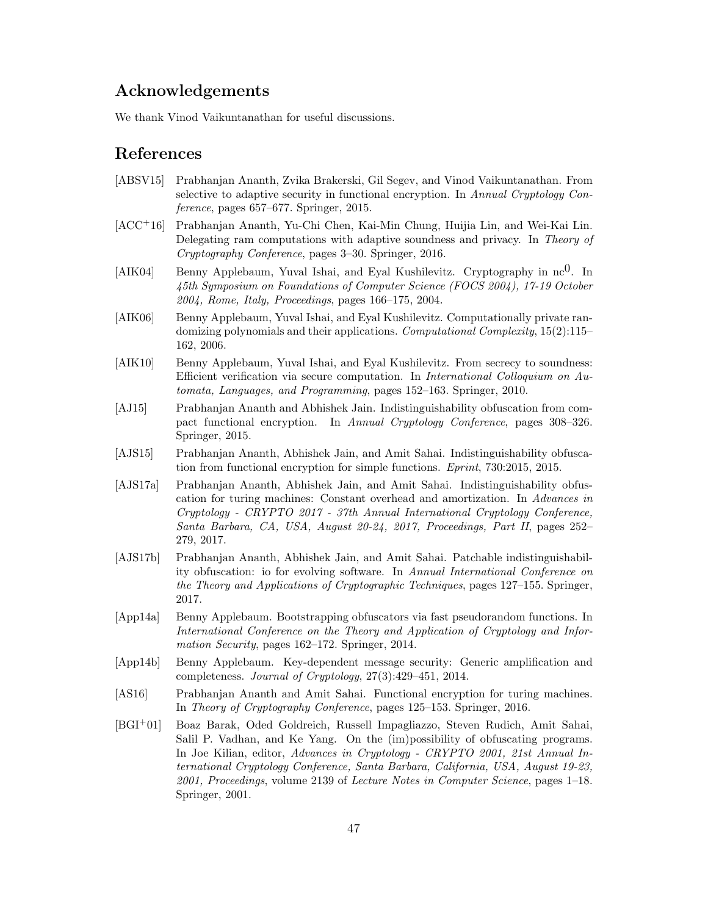## Acknowledgements

We thank Vinod Vaikuntanathan for useful discussions.

## References

[ABSV15] Prabhanjan Ananth, Zvika Brakerski, Gil Segev, and Vinod Vaikuntanathan. From selective to adaptive security in functional encryption. In *Annual Cryptology Conference*, pages 657–677. Springer, 2015.

[ACC+16] Prabhanjan Ananth, Yu-Chi Chen, Kai-Min Chung, Huijia Lin, and Wei-Kai Lin. Delegating ram computations with adaptive soundness and privacy. In *Theory of Cryptography Conference*, pages 3–30. Springer, 2016.

[AIK04] Benny Applebaum, Yuval Ishai, and Eyal Kushilevitz. Cryptography in nc$^0$. In *45th Symposium on Foundations of Computer Science (FOCS 2004), 17-19 October 2004, Rome, Italy, Proceedings*, pages 166–175, 2004.

[AIK06] Benny Applebaum, Yuval Ishai, and Eyal Kushilevitz. Computationally private randomizing polynomials and their applications. *Computational Complexity*, 15(2):115–162, 2006.

[AIK10] Benny Applebaum, Yuval Ishai, and Eyal Kushilevitz. From secrecy to soundness: Efficient verification via secure computation. In *International Colloquium on Automata, Languages, and Programming*, pages 152–163. Springer, 2010.

[AJ15] Prabhanjan Ananth and Abhishek Jain. Indistinguishability obfuscation from compact functional encryption. In *Annual Cryptology Conference*, pages 308–326. Springer, 2015.

[AJS15] Prabhanjan Ananth, Abhishek Jain, and Amit Sahai. Indistinguishability obfuscation from functional encryption for simple functions. *Eprint*, 730:2015, 2015.

[AJS17a] Prabhanjan Ananth, Abhishek Jain, and Amit Sahai. Indistinguishability obfuscation for turing machines: Constant overhead and amortization. In *Advances in Cryptology - CRYPTO 2017 - 37th Annual International Cryptology Conference, Santa Barbara, CA, USA, August 20-24, 2017, Proceedings, Part II*, pages 252–279, 2017.

[AJS17b] Prabhanjan Ananth, Abhishek Jain, and Amit Sahai. Patchable indistinguishability obfuscation: io for evolving software. In *Annual International Conference on the Theory and Applications of Cryptographic Techniques*, pages 127–155. Springer, 2017.

[App14a] Benny Applebaum. Bootstrapping obfuscators via fast pseudorandom functions. In *International Conference on the Theory and Application of Cryptology and Information Security*, pages 162–172. Springer, 2014.

[App14b] Benny Applebaum. Key-dependent message security: Generic amplification and completeness. *Journal of Cryptology*, 27(3):429–451, 2014.

[AS16] Prabhanjan Ananth and Amit Sahai. Functional encryption for turing machines. In *Theory of Cryptography Conference*, pages 125–153. Springer, 2016.

[BGI+01] Boaz Barak, Oded Goldreich, Russell Impagliazzo, Steven Rudich, Amit Sahai, Salil P. Vadhan, and Ke Yang. On the (im)possibility of obfuscating programs. In Joe Kilian, editor, *Advances in Cryptology - CRYPTO 2001, 21st Annual International Cryptology Conference, Santa Barbara, California, USA, August 19-23, 2001, Proceedings*, volume 2139 of *Lecture Notes in Computer Science*, pages 1–18. Springer, 2001.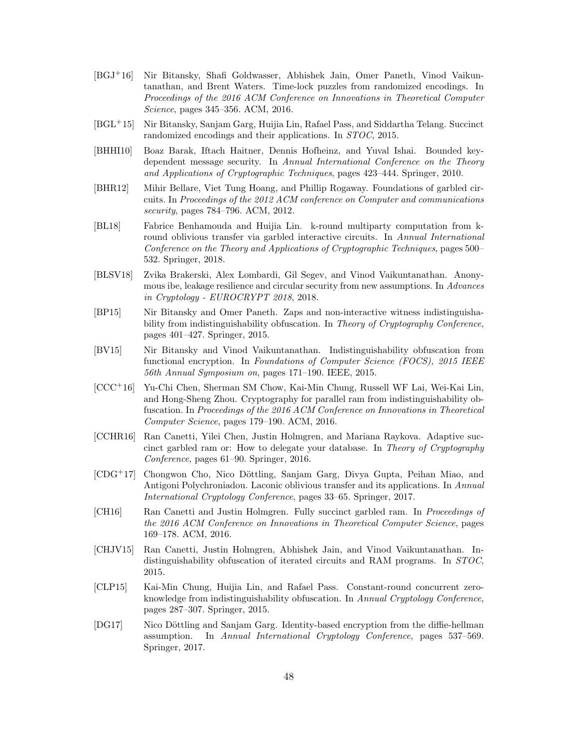[BGJ+16] Nir Bitansky, Shafi Goldwasser, Abhishek Jain, Omer Paneth, Vinod Vaikuntanathan, and Brent Waters. Time-lock puzzles from randomized encodings. In *Proceedings of the 2016 ACM Conference on Innovations in Theoretical Computer Science*, pages 345–356. ACM, 2016.

[BGL+15] Nir Bitansky, Sanjam Garg, Huijia Lin, Rafael Pass, and Siddartha Telang. Succinct randomized encodings and their applications. In *STOC*, 2015.

[BHHI10] Boaz Barak, Iftach Haitner, Dennis Hofheinz, and Yuval Ishai. Bounded key-dependent message security. In *Annual International Conference on the Theory and Applications of Cryptographic Techniques*, pages 423–444. Springer, 2010.

[BHR12] Mihir Bellare, Viet Tung Hoang, and Phillip Rogaway. Foundations of garbled circuits. In *Proceedings of the 2012 ACM conference on Computer and communications security*, pages 784–796. ACM, 2012.

[BL18] Fabrice Benhamouda and Huijia Lin. k-round multiparty computation from k-round oblivious transfer via garbled interactive circuits. In *Annual International Conference on the Theory and Applications of Cryptographic Techniques*, pages 500–532. Springer, 2018.

[BLSV18] Zvika Brakerski, Alex Lombardi, Gil Segev, and Vinod Vaikuntanathan. Anonymous ibe, leakage resilience and circular security from new assumptions. In *Advances in Cryptology - EUROCRYPT 2018*, 2018.

[BP15] Nir Bitansky and Omer Paneth. Zaps and non-interactive witness indistinguishability from indistinguishability obfuscation. In *Theory of Cryptography Conference*, pages 401–427. Springer, 2015.

[BV15] Nir Bitansky and Vinod Vaikuntanathan. Indistinguishability obfuscation from functional encryption. In *Foundations of Computer Science (FOCS), 2015 IEEE 56th Annual Symposium on*, pages 171–190. IEEE, 2015.

[CCC+16] Yu-Chi Chen, Sherman SM Chow, Kai-Min Chung, Russell WF Lai, Wei-Kai Lin, and Hong-Sheng Zhou. Cryptography for parallel ram from indistinguishability obfuscation. In *Proceedings of the 2016 ACM Conference on Innovations in Theoretical Computer Science*, pages 179–190. ACM, 2016.

[CCHR16] Ran Canetti, Yilei Chen, Justin Holmgren, and Mariana Raykova. Adaptive succinct garbled ram or: How to delegate your database. In *Theory of Cryptography Conference*, pages 61–90. Springer, 2016.

[CDG+17] Chongwon Cho, Nico Döttling, Sanjam Garg, Divya Gupta, Peihan Miao, and Antigoni Polychroniadou. Laconic oblivious transfer and its applications. In *Annual International Cryptology Conference*, pages 33–65. Springer, 2017.

[CH16] Ran Canetti and Justin Holmgren. Fully succinct garbled ram. In *Proceedings of the 2016 ACM Conference on Innovations in Theoretical Computer Science*, pages 169–178. ACM, 2016.

[CHJV15] Ran Canetti, Justin Holmgren, Abhishek Jain, and Vinod Vaikuntanathan. Indistinguishability obfuscation of iterated circuits and RAM programs. In *STOC*, 2015.

[CLP15] Kai-Min Chung, Huijia Lin, and Rafael Pass. Constant-round concurrent zero-knowledge from indistinguishability obfuscation. In *Annual Cryptology Conference*, pages 287–307. Springer, 2015.

[DG17] Nico Döttling and Sanjam Garg. Identity-based encryption from the diffie-hellman assumption. In *Annual International Cryptology Conference*, pages 537–569. Springer, 2017.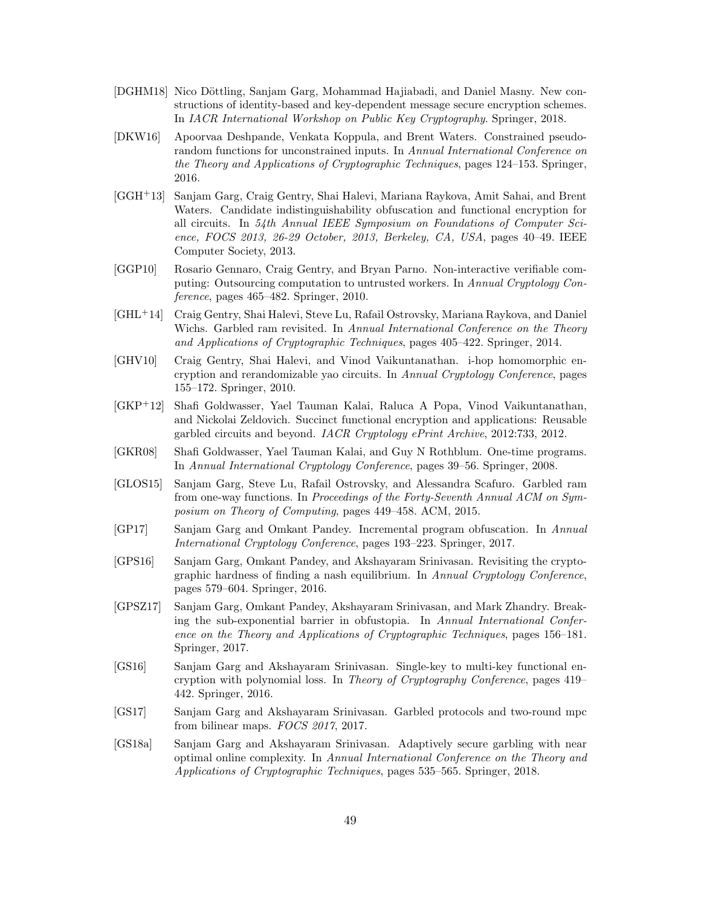[DGHM18] Nico Döttling, Sanjam Garg, Mohammad Hajiabadi, and Daniel Masny. New constructions of identity-based and key-dependent message secure encryption schemes. In *IACR International Workshop on Public Key Cryptography*. Springer, 2018.

[DKW16] Apoorvaa Deshpande, Venkata Koppula, and Brent Waters. Constrained pseudorandom functions for unconstrained inputs. In *Annual International Conference on the Theory and Applications of Cryptographic Techniques*, pages 124–153. Springer, 2016.

[GGH+13] Sanjam Garg, Craig Gentry, Shai Halevi, Mariana Raykova, Amit Sahai, and Brent Waters. Candidate indistinguishability obfuscation and functional encryption for all circuits. In *54th Annual IEEE Symposium on Foundations of Computer Science, FOCS 2013, 26-29 October, 2013, Berkeley, CA, USA*, pages 40–49. IEEE Computer Society, 2013.

[GGP10] Rosario Gennaro, Craig Gentry, and Bryan Parno. Non-interactive verifiable computing: Outsourcing computation to untrusted workers. In *Annual Cryptology Conference*, pages 465–482. Springer, 2010.

[GHL+14] Craig Gentry, Shai Halevi, Steve Lu, Rafail Ostrovsky, Mariana Raykova, and Daniel Wichs. Garbled ram revisited. In *Annual International Conference on the Theory and Applications of Cryptographic Techniques*, pages 405–422. Springer, 2014.

[GHV10] Craig Gentry, Shai Halevi, and Vinod Vaikuntanathan. i-hop homomorphic encryption and rerandomizable yao circuits. In *Annual Cryptology Conference*, pages 155–172. Springer, 2010.

[GKP+12] Shafi Goldwasser, Yael Tauman Kalai, Raluca A Popa, Vinod Vaikuntanathan, and Nickolai Zeldovich. Succinct functional encryption and applications: Reusable garbled circuits and beyond. *IACR Cryptology ePrint Archive*, 2012:733, 2012.

[GKR08] Shafi Goldwasser, Yael Tauman Kalai, and Guy N Rothblum. One-time programs. In *Annual International Cryptology Conference*, pages 39–56. Springer, 2008.

[GLOS15] Sanjam Garg, Steve Lu, Rafail Ostrovsky, and Alessandra Scafuro. Garbled ram from one-way functions. In *Proceedings of the Forty-Seventh Annual ACM on Symposium on Theory of Computing*, pages 449–458. ACM, 2015.

[GP17] Sanjam Garg and Omkant Pandey. Incremental program obfuscation. In *Annual International Cryptology Conference*, pages 193–223. Springer, 2017.

[GPS16] Sanjam Garg, Omkant Pandey, and Akshayaram Srinivasan. Revisiting the cryptographic hardness of finding a nash equilibrium. In *Annual Cryptology Conference*, pages 579–604. Springer, 2016.

[GPSZ17] Sanjam Garg, Omkant Pandey, Akshayaram Srinivasan, and Mark Zhandry. Breaking the sub-exponential barrier in obfustopia. In *Annual International Conference on the Theory and Applications of Cryptographic Techniques*, pages 156–181. Springer, 2017.

[GS16] Sanjam Garg and Akshayaram Srinivasan. Single-key to multi-key functional encryption with polynomial loss. In *Theory of Cryptography Conference*, pages 419–442. Springer, 2016.

[GS17] Sanjam Garg and Akshayaram Srinivasan. Garbled protocols and two-round mpc from bilinear maps. *FOCS 2017*, 2017.

[GS18a] Sanjam Garg and Akshayaram Srinivasan. Adaptively secure garbling with near optimal online complexity. In *Annual International Conference on the Theory and Applications of Cryptographic Techniques*, pages 535–565. Springer, 2018.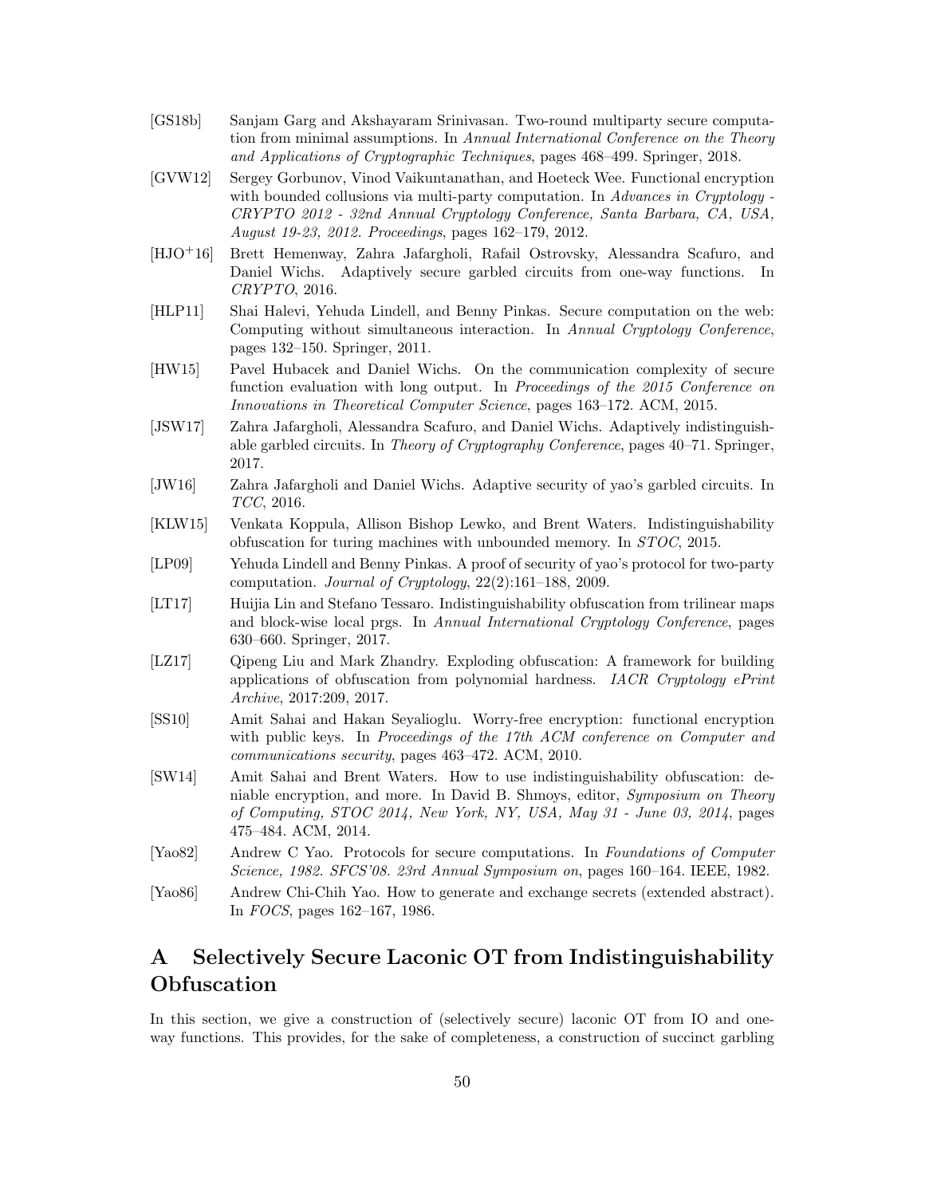[GS18b] Sanjam Garg and Akshayaram Srinivasan. Two-round multiparty secure computation from minimal assumptions. In *Annual International Conference on the Theory and Applications of Cryptographic Techniques*, pages 468–499. Springer, 2018.

[GVW12] Sergey Gorbunov, Vinod Vaikuntanathan, and Hoeteck Wee. Functional encryption with bounded collusions via multi-party computation. In *Advances in Cryptology - CRYPTO 2012 - 32nd Annual Cryptology Conference, Santa Barbara, CA, USA, August 19-23, 2012. Proceedings*, pages 162–179, 2012.

[HJO+16] Brett Hemenway, Zahra Jafargholi, Rafail Ostrovsky, Alessandra Scafuro, and Daniel Wichs. Adaptively secure garbled circuits from one-way functions. In *CRYPTO*, 2016.

[HLP11] Shai Halevi, Yehuda Lindell, and Benny Pinkas. Secure computation on the web: Computing without simultaneous interaction. In *Annual Cryptology Conference*, pages 132–150. Springer, 2011.

[HW15] Pavel Hubacek and Daniel Wichs. On the communication complexity of secure function evaluation with long output. In *Proceedings of the 2015 Conference on Innovations in Theoretical Computer Science*, pages 163–172. ACM, 2015.

[JSW17] Zahra Jafargholi, Alessandra Scafuro, and Daniel Wichs. Adaptively indistinguishable garbled circuits. In *Theory of Cryptography Conference*, pages 40–71. Springer, 2017.

[JW16] Zahra Jafargholi and Daniel Wichs. Adaptive security of yao's garbled circuits. In *TCC*, 2016.

[KLW15] Venkata Koppula, Allison Bishop Lewko, and Brent Waters. Indistinguishability obfuscation for turing machines with unbounded memory. In *STOC*, 2015.

[LP09] Yehuda Lindell and Benny Pinkas. A proof of security of yao's protocol for two-party computation. *Journal of Cryptology*, 22(2):161–188, 2009.

[LT17] Huijia Lin and Stefano Tessaro. Indistinguishability obfuscation from trilinear maps and block-wise local prgs. In *Annual International Cryptology Conference*, pages 630–660. Springer, 2017.

[LZ17] Qipeng Liu and Mark Zhandry. Exploding obfuscation: A framework for building applications of obfuscation from polynomial hardness. *IACR Cryptology ePrint Archive*, 2017:209, 2017.

[SS10] Amit Sahai and Hakan Seyalioglu. Worry-free encryption: functional encryption with public keys. In *Proceedings of the 17th ACM conference on Computer and communications security*, pages 463–472. ACM, 2010.

[SW14] Amit Sahai and Brent Waters. How to use indistinguishability obfuscation: deniable encryption, and more. In David B. Shmoys, editor, *Symposium on Theory of Computing, STOC 2014, New York, NY, USA, May 31 - June 03, 2014*, pages 475–484. ACM, 2014.

[Yao82] Andrew C Yao. Protocols for secure computations. In *Foundations of Computer Science, 1982. SFCS'08. 23rd Annual Symposium on*, pages 160–164. IEEE, 1982.

[Yao86] Andrew Chi-Chih Yao. How to generate and exchange secrets (extended abstract). In *FOCS*, pages 162–167, 1986.

# A Selectively Secure Laconic OT from Indistinguishability Obfuscation

In this section, we give a construction of (selectively secure) laconic OT from IO and one-way functions. This provides, for the sake of completeness, a construction of succinct garbling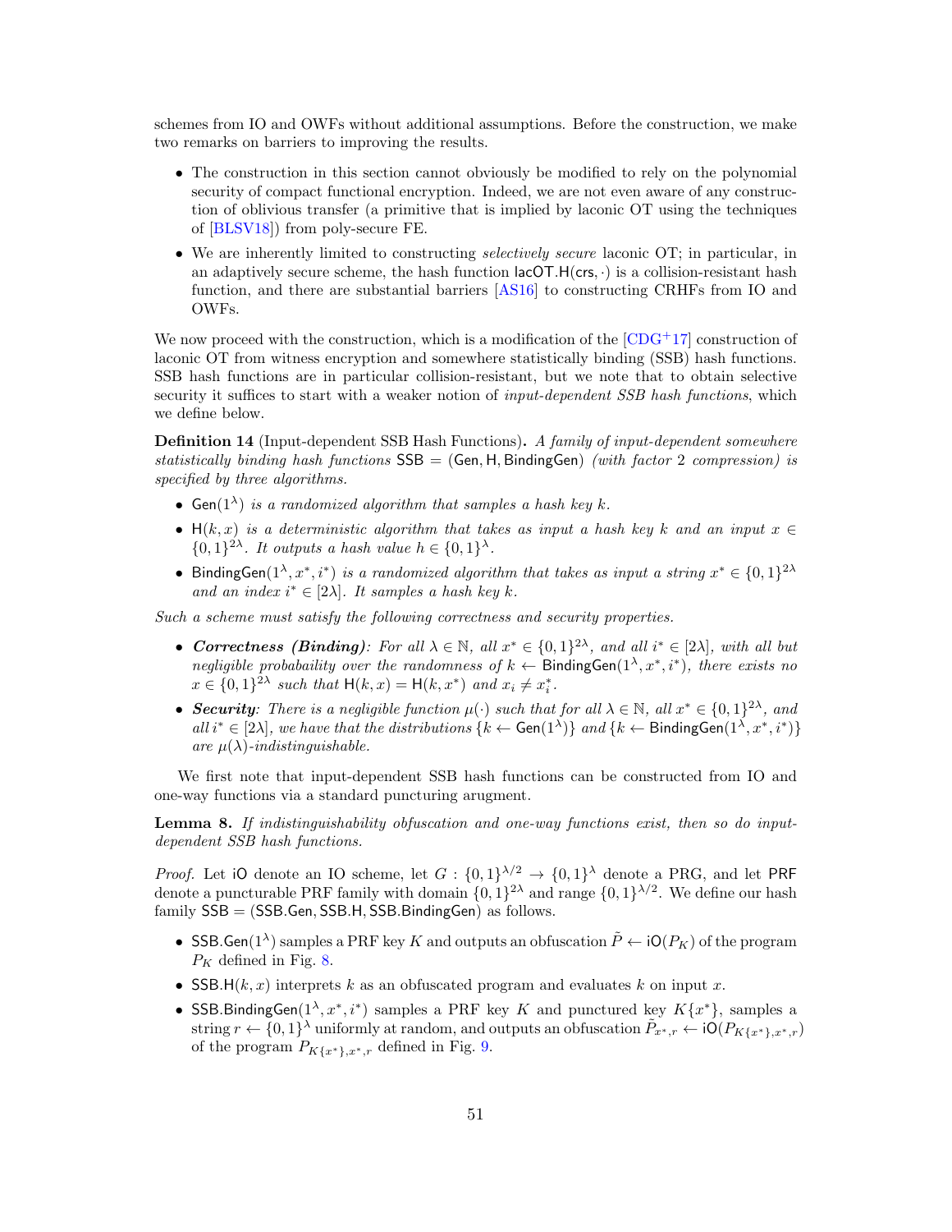schemes from IO and OWFs without additional assumptions. Before the construction, we make two remarks on barriers to improving the results.

- The construction in this section cannot obviously be modified to rely on the polynomial security of compact functional encryption. Indeed, we are not even aware of any construction of oblivious transfer (a primitive that is implied by laconic OT using the techniques of [BLSV18]) from poly-secure FE.
- We are inherently limited to constructing *selectively secure* laconic OT; in particular, in an adaptively secure scheme, the hash function $\mathsf{lacOT.H}(\mathsf{crs}, \cdot)$ is a collision-resistant hash function, and there are substantial barriers [AS16] to constructing CRHFs from IO and OWFs.

We now proceed with the construction, which is a modification of the [CDG+17] construction of laconic OT from witness encryption and somewhere statistically binding (SSB) hash functions. SSB hash functions are in particular collision-resistant, but we note that to obtain selective security it suffices to start with a weaker notion of *input-dependent SSB hash functions*, which we define below.

**Definition 14** (Input-dependent SSB Hash Functions)**.** *A family of input-dependent somewhere statistically binding hash functions* $\mathsf{SSB} = (\mathsf{Gen}, \mathsf{H}, \mathsf{BindingGen})$ *(with factor 2 compression) is specified by three algorithms.*

- $\mathsf{Gen}(1^\lambda)$ *is a randomized algorithm that samples a hash key $k$.*
- $\mathsf{H}(k, x)$ *is a deterministic algorithm that takes as input a hash key $k$ and an input $x \in \{0,1\}^{2\lambda}$. It outputs a hash value $h \in \{0,1\}^\lambda$.*
- $\mathsf{BindingGen}(1^\lambda, x^*, i^*)$ *is a randomized algorithm that takes as input a string $x^* \in \{0,1\}^{2\lambda}$ and an index $i^* \in [2\lambda]$. It samples a hash key $k$.*

*Such a scheme must satisfy the following correctness and security properties.*

- ***Correctness (Binding)****: For all $\lambda \in \mathbb{N}$, all $x^* \in \{0,1\}^{2\lambda}$, and all $i^* \in [2\lambda]$, with all but negligible probabaility over the randomness of $k \leftarrow \mathsf{BindingGen}(1^\lambda, x^*, i^*)$, there exists no $x \in \{0,1\}^{2\lambda}$ such that $\mathsf{H}(k, x) = \mathsf{H}(k, x^*)$ and $x_i \neq x^*_i$.*
- ***Security****: There is a negligible function $\mu(\cdot)$ such that for all $\lambda \in \mathbb{N}$, all $x^* \in \{0,1\}^{2\lambda}$, and all $i^* \in [2\lambda]$, we have that the distributions $\{k \leftarrow \mathsf{Gen}(1^\lambda)\}$ and $\{k \leftarrow \mathsf{BindingGen}(1^\lambda, x^*, i^*)\}$ are $\mu(\lambda)$-indistinguishable.*

We first note that input-dependent SSB hash functions can be constructed from IO and one-way functions via a standard puncturing arugment.

**Lemma 8.** *If indistinguishability obfuscation and one-way functions exist, then so do input-dependent SSB hash functions.*

*Proof.* Let $\mathsf{iO}$ denote an IO scheme, let $G : \{0,1\}^{\lambda/2} \to \{0,1\}^\lambda$ denote a PRG, and let $\mathsf{PRF}$ denote a puncturable PRF family with domain $\{0,1\}^{2\lambda}$ and range $\{0,1\}^{\lambda/2}$. We define our hash family $\mathsf{SSB} = (\mathsf{SSB.Gen}, \mathsf{SSB.H}, \mathsf{SSB.BindingGen})$ as follows.

- $\mathsf{SSB.Gen}(1^\lambda)$ samples a PRF key $K$ and outputs an obfuscation $\tilde{P} \leftarrow \mathsf{iO}(P_K)$ of the program $P_K$ defined in Fig. 8.
- $\mathsf{SSB.H}(k, x)$ interprets $k$ as an obfuscated program and evaluates $k$ on input $x$.
- $\mathsf{SSB.BindingGen}(1^\lambda, x^*, i^*)$ samples a PRF key $K$ and punctured key $K\{x^*\}$, samples a string $r \leftarrow \{0,1\}^\lambda$ uniformly at random, and outputs an obfuscation $\tilde{P}_{x^*,r} \leftarrow \mathsf{iO}(P_{K\{x^*\},x^*,r})$ of the program $P_{K\{x^*\},x^*,r}$ defined in Fig. 9.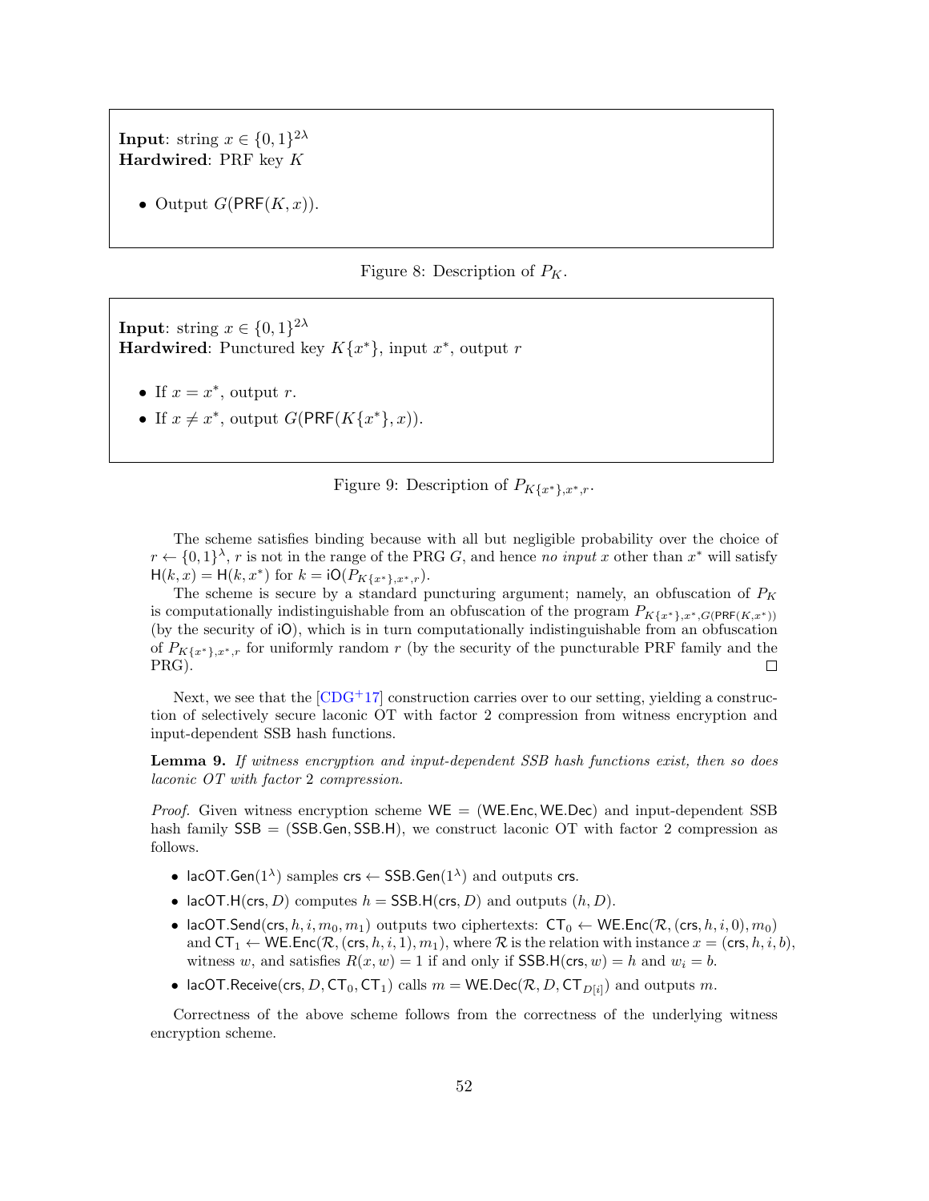**Input**: string $x \in \{0,1\}^{2\lambda}$
**Hardwired**: PRF key $K$

- Output $G(\mathsf{PRF}(K, x))$.

Figure 8: Description of $P_K$.

**Input**: string $x \in \{0,1\}^{2\lambda}$
**Hardwired**: Punctured key $K\{x^*\}$, input $x^*$, output $r$

- If $x = x^*$, output $r$.
- If $x \neq x^*$, output $G(\mathsf{PRF}(K\{x^*\}, x))$.

Figure 9: Description of $P_{K\{x^*\},x^*,r}$.

The scheme satisfies binding because with all but negligible probability over the choice of $r \leftarrow \{0,1\}^\lambda$, $r$ is not in the range of the PRG $G$, and hence *no input* $x$ other than $x^*$ will satisfy $\mathsf{H}(k, x) = \mathsf{H}(k, x^*)$ for $k = \mathsf{iO}(P_{K\{x^*\},x^*,r})$.

The scheme is secure by a standard puncturing argument; namely, an obfuscation of $P_K$ is computationally indistinguishable from an obfuscation of the program $P_{K\{x^*\},x^*,G(\mathsf{PRF}(K,x^*))}$ (by the security of $\mathsf{iO}$), which is in turn computationally indistinguishable from an obfuscation of $P_{K\{x^*\},x^*,r}$ for uniformly random $r$ (by the security of the puncturable PRF family and the PRG). $\square$

Next, we see that the [CDG+17] construction carries over to our setting, yielding a construction of selectively secure laconic OT with factor 2 compression from witness encryption and input-dependent SSB hash functions.

**Lemma 9.** *If witness encryption and input-dependent SSB hash functions exist, then so does laconic OT with factor* 2 *compression.*

*Proof.* Given witness encryption scheme $\mathsf{WE} = (\mathsf{WE.Enc}, \mathsf{WE.Dec})$ and input-dependent SSB hash family $\mathsf{SSB} = (\mathsf{SSB.Gen}, \mathsf{SSB.H})$, we construct laconic OT with factor 2 compression as follows.

- $\mathsf{lacOT.Gen}(1^\lambda)$ samples $\mathsf{crs} \leftarrow \mathsf{SSB.Gen}(1^\lambda)$ and outputs $\mathsf{crs}$.
- $\mathsf{lacOT.H}(\mathsf{crs}, D)$ computes $h = \mathsf{SSB.H}(\mathsf{crs}, D)$ and outputs $(h, D)$.
- $\mathsf{lacOT.Send}(\mathsf{crs}, h, i, m_0, m_1)$ outputs two ciphertexts: $\mathsf{CT}_0 \leftarrow \mathsf{WE.Enc}(\mathcal{R}, (\mathsf{crs}, h, i, 0), m_0)$ and $\mathsf{CT}_1 \leftarrow \mathsf{WE.Enc}(\mathcal{R}, (\mathsf{crs}, h, i, 1), m_1)$, where $\mathcal{R}$ is the relation with instance $x = (\mathsf{crs}, h, i, b)$, witness $w$, and satisfies $R(x, w) = 1$ if and only if $\mathsf{SSB.H}(\mathsf{crs}, w) = h$ and $w_i = b$.
- $\mathsf{lacOT.Receive}(\mathsf{crs}, D, \mathsf{CT}_0, \mathsf{CT}_1)$ calls $m = \mathsf{WE.Dec}(\mathcal{R}, D, \mathsf{CT}_{D[i]})$ and outputs $m$.

Correctness of the above scheme follows from the correctness of the underlying witness encryption scheme.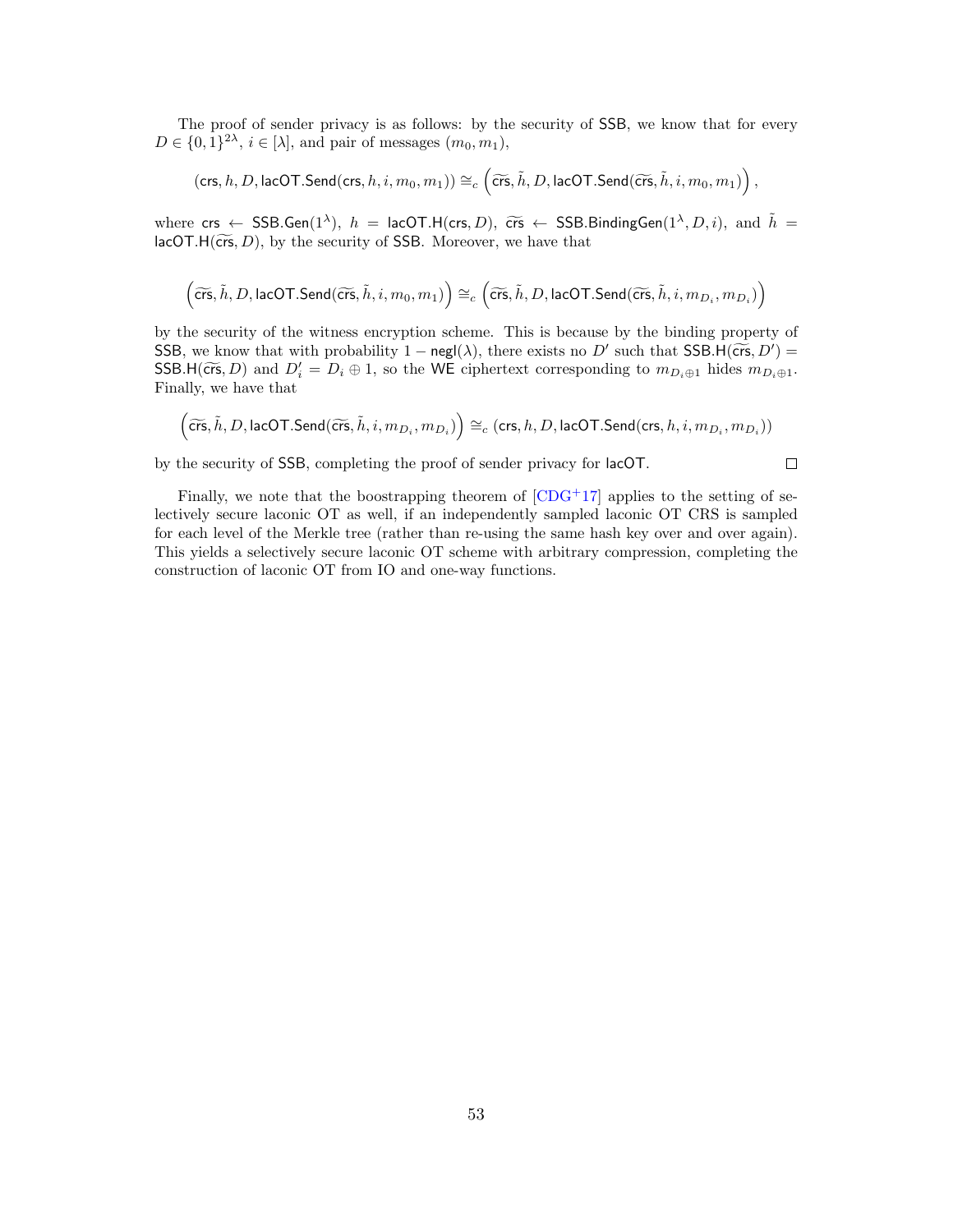The proof of sender privacy is as follows: by the security of $\mathsf{SSB}$, we know that for every $D \in \{0,1\}^{2\lambda}$, $i \in [\lambda]$, and pair of messages $(m_0, m_1)$,

$$(\mathsf{crs}, h, D, \mathsf{lacOT.Send}(\mathsf{crs}, h, i, m_0, m_1)) \cong_c \left(\widetilde{\mathsf{crs}}, \tilde{h}, D, \mathsf{lacOT.Send}(\widetilde{\mathsf{crs}}, \tilde{h}, i, m_0, m_1)\right),$$

where $\mathsf{crs} \leftarrow \mathsf{SSB.Gen}(1^\lambda)$, $h = \mathsf{lacOT.H}(\mathsf{crs}, D)$, $\widetilde{\mathsf{crs}} \leftarrow \mathsf{SSB.BindingGen}(1^\lambda, D, i)$, and $\tilde{h} = \mathsf{lacOT.H}(\widetilde{\mathsf{crs}}, D)$, by the security of $\mathsf{SSB}$. Moreover, we have that

$$\left(\widetilde{\mathsf{crs}}, \tilde{h}, D, \mathsf{lacOT.Send}(\widetilde{\mathsf{crs}}, \tilde{h}, i, m_0, m_1)\right) \cong_c \left(\widetilde{\mathsf{crs}}, \tilde{h}, D, \mathsf{lacOT.Send}(\widetilde{\mathsf{crs}}, \tilde{h}, i, m_{D_i}, m_{D_i})\right)$$

by the security of the witness encryption scheme. This is because by the binding property of $\mathsf{SSB}$, we know that with probability $1 - \mathsf{negl}(\lambda)$, there exists no $D'$ such that $\mathsf{SSB.H}(\widetilde{\mathsf{crs}}, D') = \mathsf{SSB.H}(\widetilde{\mathsf{crs}}, D)$ and $D'_i = D_i \oplus 1$, so the $\mathsf{WE}$ ciphertext corresponding to $m_{D_i \oplus 1}$ hides $m_{D_i \oplus 1}$. Finally, we have that

$$\left(\widetilde{\mathsf{crs}}, \tilde{h}, D, \mathsf{lacOT.Send}(\widetilde{\mathsf{crs}}, \tilde{h}, i, m_{D_i}, m_{D_i})\right) \cong_c (\mathsf{crs}, h, D, \mathsf{lacOT.Send}(\mathsf{crs}, h, i, m_{D_i}, m_{D_i}))$$

by the security of $\mathsf{SSB}$, completing the proof of sender privacy for $\mathsf{lacOT}$. □

Finally, we note that the boostrapping theorem of [CDG+17] applies to the setting of selectively secure laconic OT as well, if an independently sampled laconic OT CRS is sampled for each level of the Merkle tree (rather than re-using the same hash key over and over again). This yields a selectively secure laconic OT scheme with arbitrary compression, completing the construction of laconic OT from IO and one-way functions.